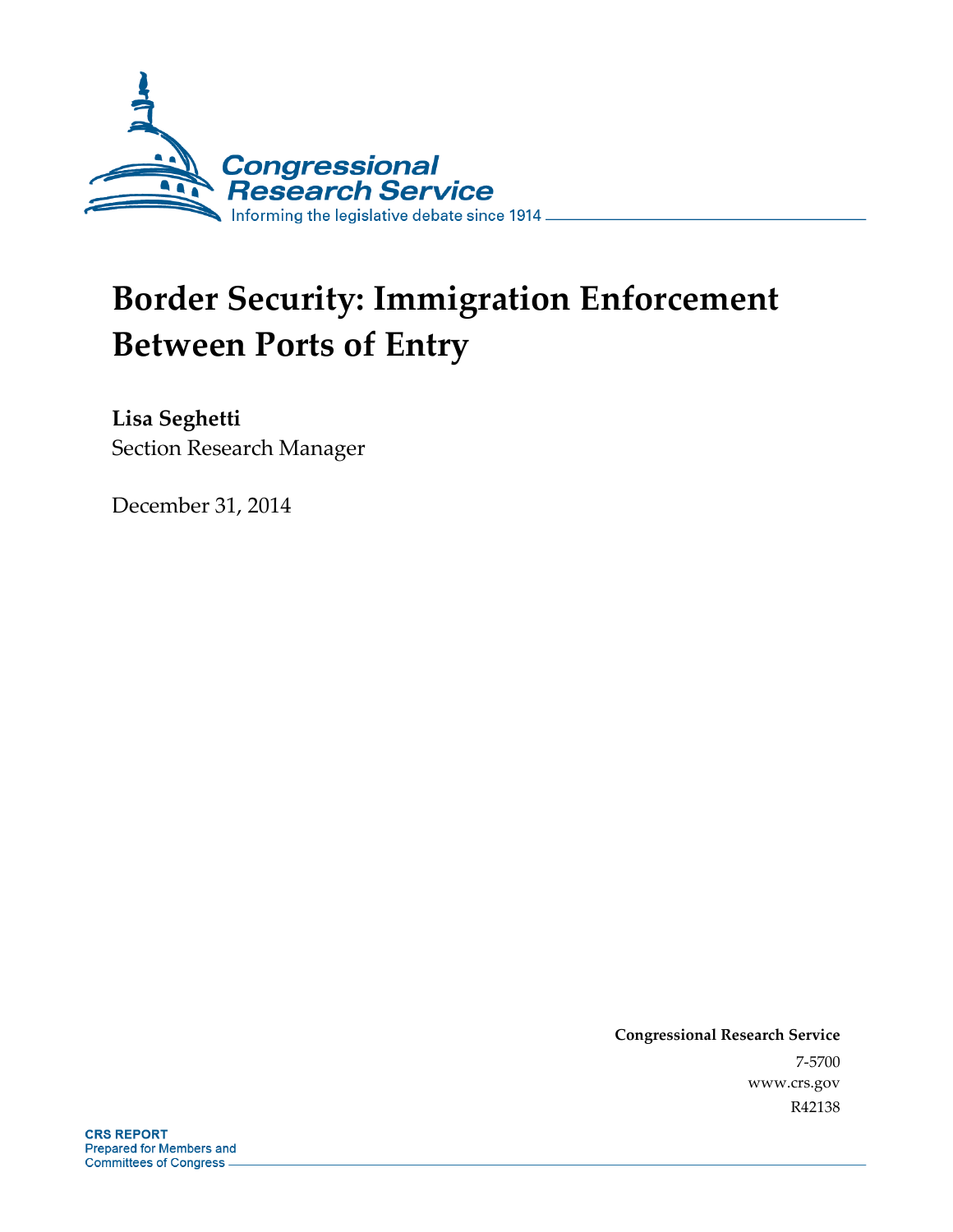Congressional Research Service

Informing the legislative debate since 1914

# Border Security: Immigration Enforcement Between Ports of Entry

**Lisa Seghetti**
Section Research Manager

December 31, 2014

**Congressional Research Service**
7-5700
www.crs.gov
R42138

**CRS REPORT**
Prepared for Members and Committees of Congress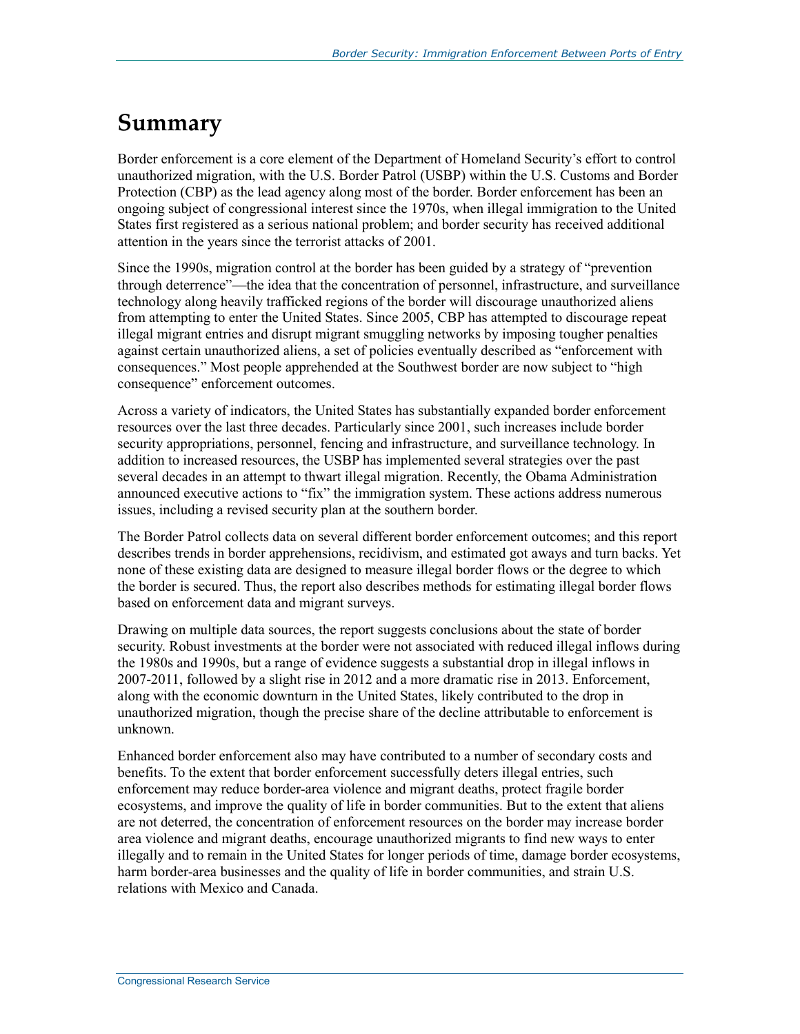# Summary

Border enforcement is a core element of the Department of Homeland Security's effort to control unauthorized migration, with the U.S. Border Patrol (USBP) within the U.S. Customs and Border Protection (CBP) as the lead agency along most of the border. Border enforcement has been an ongoing subject of congressional interest since the 1970s, when illegal immigration to the United States first registered as a serious national problem; and border security has received additional attention in the years since the terrorist attacks of 2001.

Since the 1990s, migration control at the border has been guided by a strategy of "prevention through deterrence"—the idea that the concentration of personnel, infrastructure, and surveillance technology along heavily trafficked regions of the border will discourage unauthorized aliens from attempting to enter the United States. Since 2005, CBP has attempted to discourage repeat illegal migrant entries and disrupt migrant smuggling networks by imposing tougher penalties against certain unauthorized aliens, a set of policies eventually described as "enforcement with consequences." Most people apprehended at the Southwest border are now subject to "high consequence" enforcement outcomes.

Across a variety of indicators, the United States has substantially expanded border enforcement resources over the last three decades. Particularly since 2001, such increases include border security appropriations, personnel, fencing and infrastructure, and surveillance technology. In addition to increased resources, the USBP has implemented several strategies over the past several decades in an attempt to thwart illegal migration. Recently, the Obama Administration announced executive actions to "fix" the immigration system. These actions address numerous issues, including a revised security plan at the southern border.

The Border Patrol collects data on several different border enforcement outcomes; and this report describes trends in border apprehensions, recidivism, and estimated got aways and turn backs. Yet none of these existing data are designed to measure illegal border flows or the degree to which the border is secured. Thus, the report also describes methods for estimating illegal border flows based on enforcement data and migrant surveys.

Drawing on multiple data sources, the report suggests conclusions about the state of border security. Robust investments at the border were not associated with reduced illegal inflows during the 1980s and 1990s, but a range of evidence suggests a substantial drop in illegal inflows in 2007-2011, followed by a slight rise in 2012 and a more dramatic rise in 2013. Enforcement, along with the economic downturn in the United States, likely contributed to the drop in unauthorized migration, though the precise share of the decline attributable to enforcement is unknown.

Enhanced border enforcement also may have contributed to a number of secondary costs and benefits. To the extent that border enforcement successfully deters illegal entries, such enforcement may reduce border-area violence and migrant deaths, protect fragile border ecosystems, and improve the quality of life in border communities. But to the extent that aliens are not deterred, the concentration of enforcement resources on the border may increase border area violence and migrant deaths, encourage unauthorized migrants to find new ways to enter illegally and to remain in the United States for longer periods of time, damage border ecosystems, harm border-area businesses and the quality of life in border communities, and strain U.S. relations with Mexico and Canada.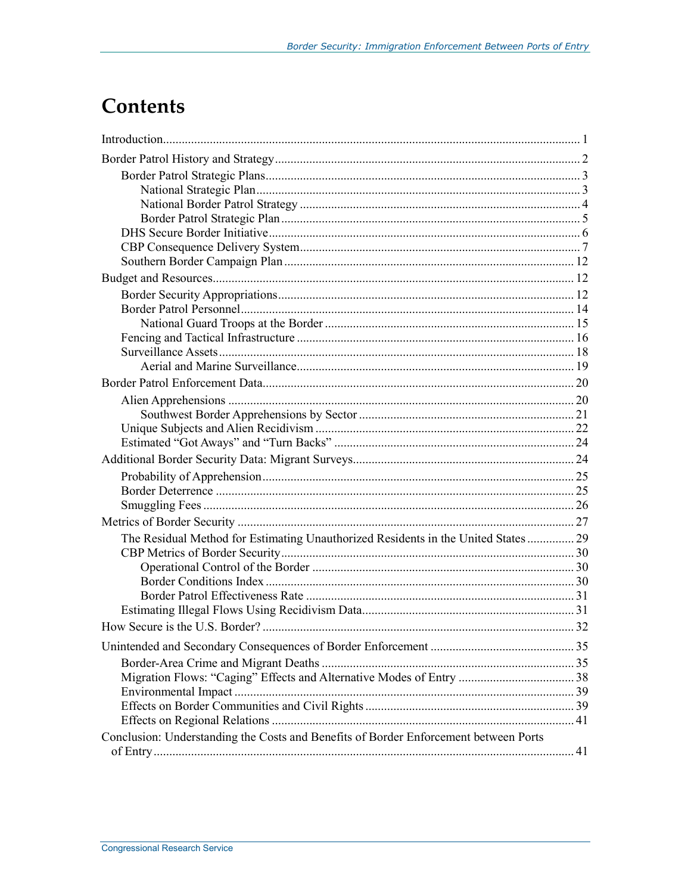# Contents

Introduction..................................................................................................................... 1

Border Patrol History and Strategy................................................................................ 2

- Border Patrol Strategic Plans.................................................................................... 3
    - National Strategic Plan...................................................................................... 3
    - National Border Patrol Strategy ......................................................................... 4
    - Border Patrol Strategic Plan .............................................................................. 5
- DHS Secure Border Initiative.................................................................................... 6
- CBP Consequence Delivery System......................................................................... 7
- Southern Border Campaign Plan ............................................................................ 12

Budget and Resources................................................................................................... 12

- Border Security Appropriations.............................................................................. 12
- Border Patrol Personnel.......................................................................................... 14
    - National Guard Troops at the Border ............................................................... 15
- Fencing and Tactical Infrastructure ........................................................................ 16
- Surveillance Assets................................................................................................. 18
    - Aerial and Marine Surveillance........................................................................ 19

Border Patrol Enforcement Data................................................................................... 20

- Alien Apprehensions ............................................................................................. 20
    - Southwest Border Apprehensions by Sector .................................................... 21
- Unique Subjects and Alien Recidivism .................................................................. 22
- Estimated "Got Aways" and "Turn Backs" ............................................................ 24

Additional Border Security Data: Migrant Surveys...................................................... 24

- Probability of Apprehension.................................................................................. 25
- Border Deterrence .................................................................................................. 25
- Smuggling Fees ...................................................................................................... 26

Metrics of Border Security ........................................................................................... 27

- The Residual Method for Estimating Unauthorized Residents in the United States ............... 29
- CBP Metrics of Border Security............................................................................. 30
    - Operational Control of the Border ................................................................... 30
    - Border Conditions Index .................................................................................. 30
    - Border Patrol Effectiveness Rate ..................................................................... 31
- Estimating Illegal Flows Using Recidivism Data................................................... 31

How Secure is the U.S. Border? ................................................................................... 32

Unintended and Secondary Consequences of Border Enforcement ............................. 35

- Border-Area Crime and Migrant Deaths ................................................................ 35
- Migration Flows: "Caging" Effects and Alternative Modes of Entry ..................... 38
- Environmental Impact ............................................................................................ 39
- Effects on Border Communities and Civil Rights .................................................. 39
- Effects on Regional Relations ................................................................................ 41

Conclusion: Understanding the Costs and Benefits of Border Enforcement between Ports of Entry...................................................................................................................... 41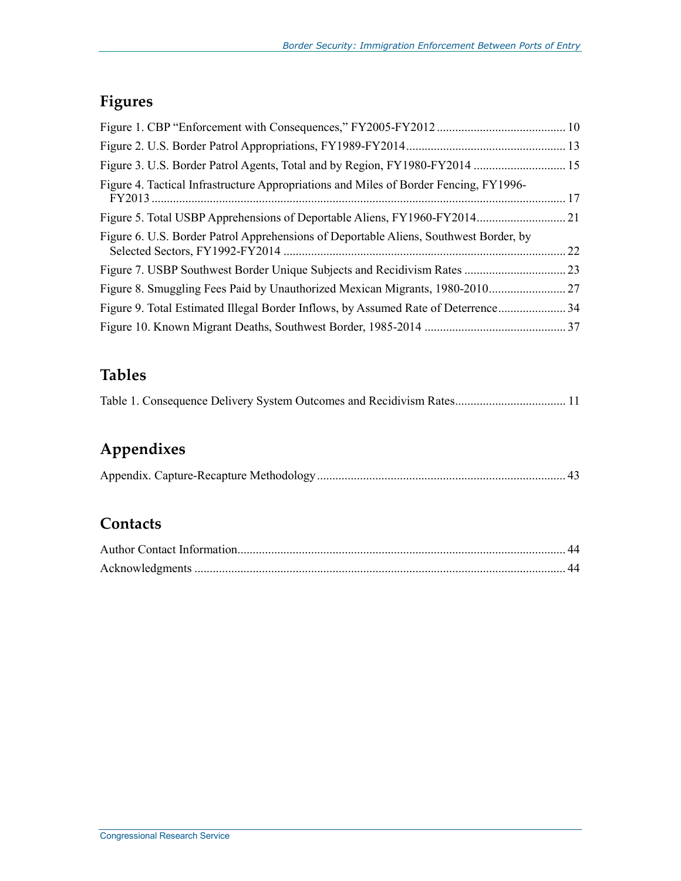## Figures

Figure 1. CBP "Enforcement with Consequences," FY2005-FY2012 .......................................... 10

Figure 2. U.S. Border Patrol Appropriations, FY1989-FY2014 .................................................... 13

Figure 3. U.S. Border Patrol Agents, Total and by Region, FY1980-FY2014 .............................. 15

Figure 4. Tactical Infrastructure Appropriations and Miles of Border Fencing, FY1996-FY2013 ...................................................................................................................................... 17

Figure 5. Total USBP Apprehensions of Deportable Aliens, FY1960-FY2014............................. 21

Figure 6. U.S. Border Patrol Apprehensions of Deportable Aliens, Southwest Border, by Selected Sectors, FY1992-FY2014 ........................................................................................... 22

Figure 7. USBP Southwest Border Unique Subjects and Recidivism Rates ................................. 23

Figure 8. Smuggling Fees Paid by Unauthorized Mexican Migrants, 1980-2010......................... 27

Figure 9. Total Estimated Illegal Border Inflows, by Assumed Rate of Deterrence...................... 34

Figure 10. Known Migrant Deaths, Southwest Border, 1985-2014 ............................................. 37

## Tables

Table 1. Consequence Delivery System Outcomes and Recidivism Rates................................... 11

## Appendixes

Appendix. Capture-Recapture Methodology ................................................................................ 43

## Contacts

Author Contact Information.......................................................................................................... 44

Acknowledgments ........................................................................................................................ 44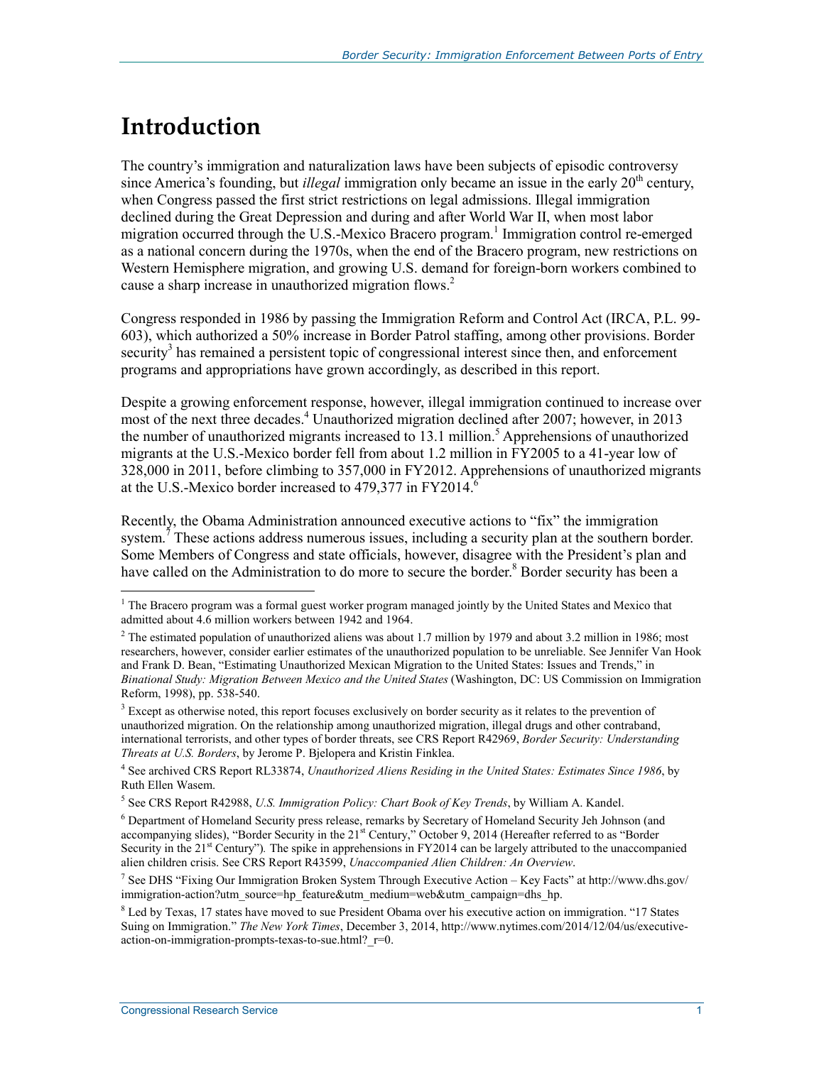# Introduction

The country's immigration and naturalization laws have been subjects of episodic controversy since America's founding, but *illegal* immigration only became an issue in the early 20th century, when Congress passed the first strict restrictions on legal admissions. Illegal immigration declined during the Great Depression and during and after World War II, when most labor migration occurred through the U.S.-Mexico Bracero program.[1] Immigration control re-emerged as a national concern during the 1970s, when the end of the Bracero program, new restrictions on Western Hemisphere migration, and growing U.S. demand for foreign-born workers combined to cause a sharp increase in unauthorized migration flows.[2]

Congress responded in 1986 by passing the Immigration Reform and Control Act (IRCA, P.L. 99-603), which authorized a 50% increase in Border Patrol staffing, among other provisions. Border security[3] has remained a persistent topic of congressional interest since then, and enforcement programs and appropriations have grown accordingly, as described in this report.

Despite a growing enforcement response, however, illegal immigration continued to increase over most of the next three decades.[4] Unauthorized migration declined after 2007; however, in 2013 the number of unauthorized migrants increased to 13.1 million.[5] Apprehensions of unauthorized migrants at the U.S.-Mexico border fell from about 1.2 million in FY2005 to a 41-year low of 328,000 in 2011, before climbing to 357,000 in FY2012. Apprehensions of unauthorized migrants at the U.S.-Mexico border increased to 479,377 in FY2014.[6]

Recently, the Obama Administration announced executive actions to "fix" the immigration system.[7] These actions address numerous issues, including a security plan at the southern border. Some Members of Congress and state officials, however, disagree with the President's plan and have called on the Administration to do more to secure the border.[8] Border security has been a

---

[1] The Bracero program was a formal guest worker program managed jointly by the United States and Mexico that admitted about 4.6 million workers between 1942 and 1964.

[2] The estimated population of unauthorized aliens was about 1.7 million by 1979 and about 3.2 million in 1986; most researchers, however, consider earlier estimates of the unauthorized population to be unreliable. See Jennifer Van Hook and Frank D. Bean, "Estimating Unauthorized Mexican Migration to the United States: Issues and Trends," in *Binational Study: Migration Between Mexico and the United States* (Washington, DC: US Commission on Immigration Reform, 1998), pp. 538-540.

[3] Except as otherwise noted, this report focuses exclusively on border security as it relates to the prevention of unauthorized migration. On the relationship among unauthorized migration, illegal drugs and other contraband, international terrorists, and other types of border threats, see CRS Report R42969, *Border Security: Understanding Threats at U.S. Borders*, by Jerome P. Bjelopera and Kristin Finklea.

[4] See archived CRS Report RL33874, *Unauthorized Aliens Residing in the United States: Estimates Since 1986*, by Ruth Ellen Wasem.

[5] See CRS Report R42988, *U.S. Immigration Policy: Chart Book of Key Trends*, by William A. Kandel.

[6] Department of Homeland Security press release, remarks by Secretary of Homeland Security Jeh Johnson (and accompanying slides), "Border Security in the 21st Century," October 9, 2014 (Hereafter referred to as "Border Security in the 21st Century"). The spike in apprehensions in FY2014 can be largely attributed to the unaccompanied alien children crisis. See CRS Report R43599, *Unaccompanied Alien Children: An Overview*.

[7] See DHS "Fixing Our Immigration Broken System Through Executive Action – Key Facts" at http://www.dhs.gov/immigration-action?utm_source=hp_feature&utm_medium=web&utm_campaign=dhs_hp.

[8] Led by Texas, 17 states have moved to sue President Obama over his executive action on immigration. "17 States Suing on Immigration." *The New York Times*, December 3, 2014, http://www.nytimes.com/2014/12/04/us/executive-action-on-immigration-prompts-texas-to-sue.html?_r=0.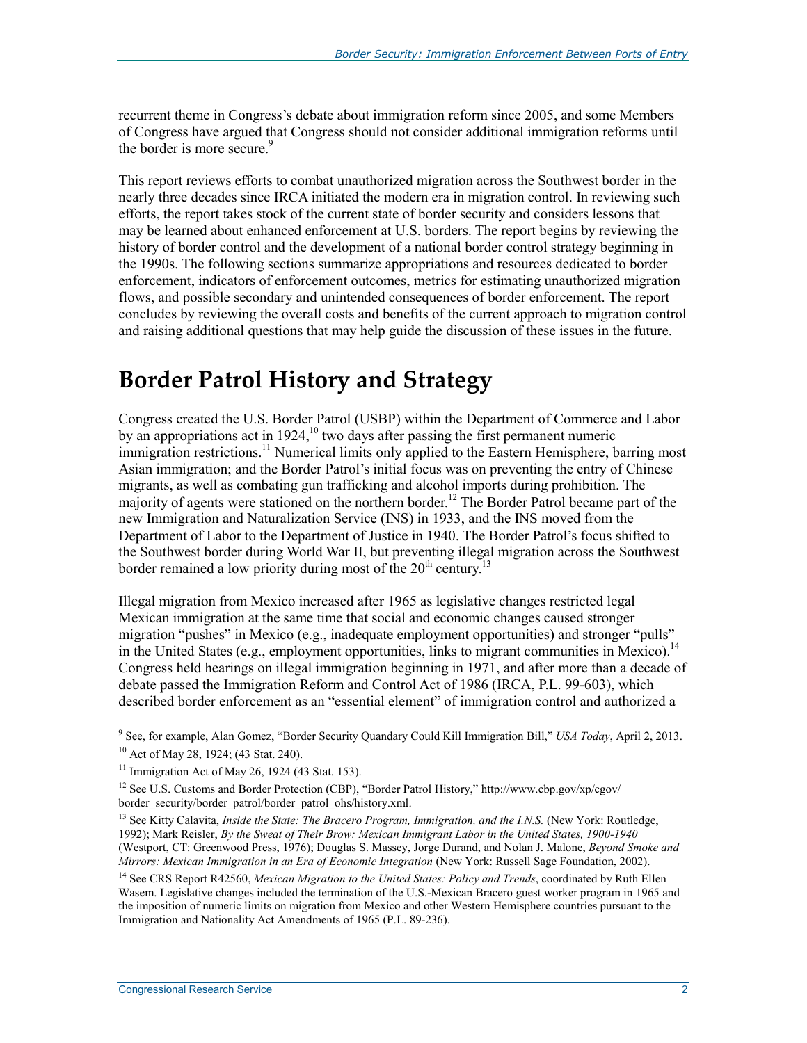recurrent theme in Congress's debate about immigration reform since 2005, and some Members of Congress have argued that Congress should not consider additional immigration reforms until the border is more secure.[9]

This report reviews efforts to combat unauthorized migration across the Southwest border in the nearly three decades since IRCA initiated the modern era in migration control. In reviewing such efforts, the report takes stock of the current state of border security and considers lessons that may be learned about enhanced enforcement at U.S. borders. The report begins by reviewing the history of border control and the development of a national border control strategy beginning in the 1990s. The following sections summarize appropriations and resources dedicated to border enforcement, indicators of enforcement outcomes, metrics for estimating unauthorized migration flows, and possible secondary and unintended consequences of border enforcement. The report concludes by reviewing the overall costs and benefits of the current approach to migration control and raising additional questions that may help guide the discussion of these issues in the future.

# Border Patrol History and Strategy

Congress created the U.S. Border Patrol (USBP) within the Department of Commerce and Labor by an appropriations act in 1924,[10] two days after passing the first permanent numeric immigration restrictions.[11] Numerical limits only applied to the Eastern Hemisphere, barring most Asian immigration; and the Border Patrol's initial focus was on preventing the entry of Chinese migrants, as well as combating gun trafficking and alcohol imports during prohibition. The majority of agents were stationed on the northern border.[12] The Border Patrol became part of the new Immigration and Naturalization Service (INS) in 1933, and the INS moved from the Department of Labor to the Department of Justice in 1940. The Border Patrol's focus shifted to the Southwest border during World War II, but preventing illegal migration across the Southwest border remained a low priority during most of the 20th century.[13]

Illegal migration from Mexico increased after 1965 as legislative changes restricted legal Mexican immigration at the same time that social and economic changes caused stronger migration "pushes" in Mexico (e.g., inadequate employment opportunities) and stronger "pulls" in the United States (e.g., employment opportunities, links to migrant communities in Mexico).[14] Congress held hearings on illegal immigration beginning in 1971, and after more than a decade of debate passed the Immigration Reform and Control Act of 1986 (IRCA, P.L. 99-603), which described border enforcement as an "essential element" of immigration control and authorized a

---

[9] See, for example, Alan Gomez, "Border Security Quandary Could Kill Immigration Bill," *USA Today*, April 2, 2013.

[10] Act of May 28, 1924; (43 Stat. 240).

[11] Immigration Act of May 26, 1924 (43 Stat. 153).

[12] See U.S. Customs and Border Protection (CBP), "Border Patrol History," http://www.cbp.gov/xp/cgov/border_security/border_patrol/border_patrol_ohs/history.xml.

[13] See Kitty Calavita, *Inside the State: The Bracero Program, Immigration, and the I.N.S.* (New York: Routledge, 1992); Mark Reisler, *By the Sweat of Their Brow: Mexican Immigrant Labor in the United States, 1900-1940* (Westport, CT: Greenwood Press, 1976); Douglas S. Massey, Jorge Durand, and Nolan J. Malone, *Beyond Smoke and Mirrors: Mexican Immigration in an Era of Economic Integration* (New York: Russell Sage Foundation, 2002).

[14] See CRS Report R42560, *Mexican Migration to the United States: Policy and Trends*, coordinated by Ruth Ellen Wasem. Legislative changes included the termination of the U.S.-Mexican Bracero guest worker program in 1965 and the imposition of numeric limits on migration from Mexico and other Western Hemisphere countries pursuant to the Immigration and Nationality Act Amendments of 1965 (P.L. 89-236).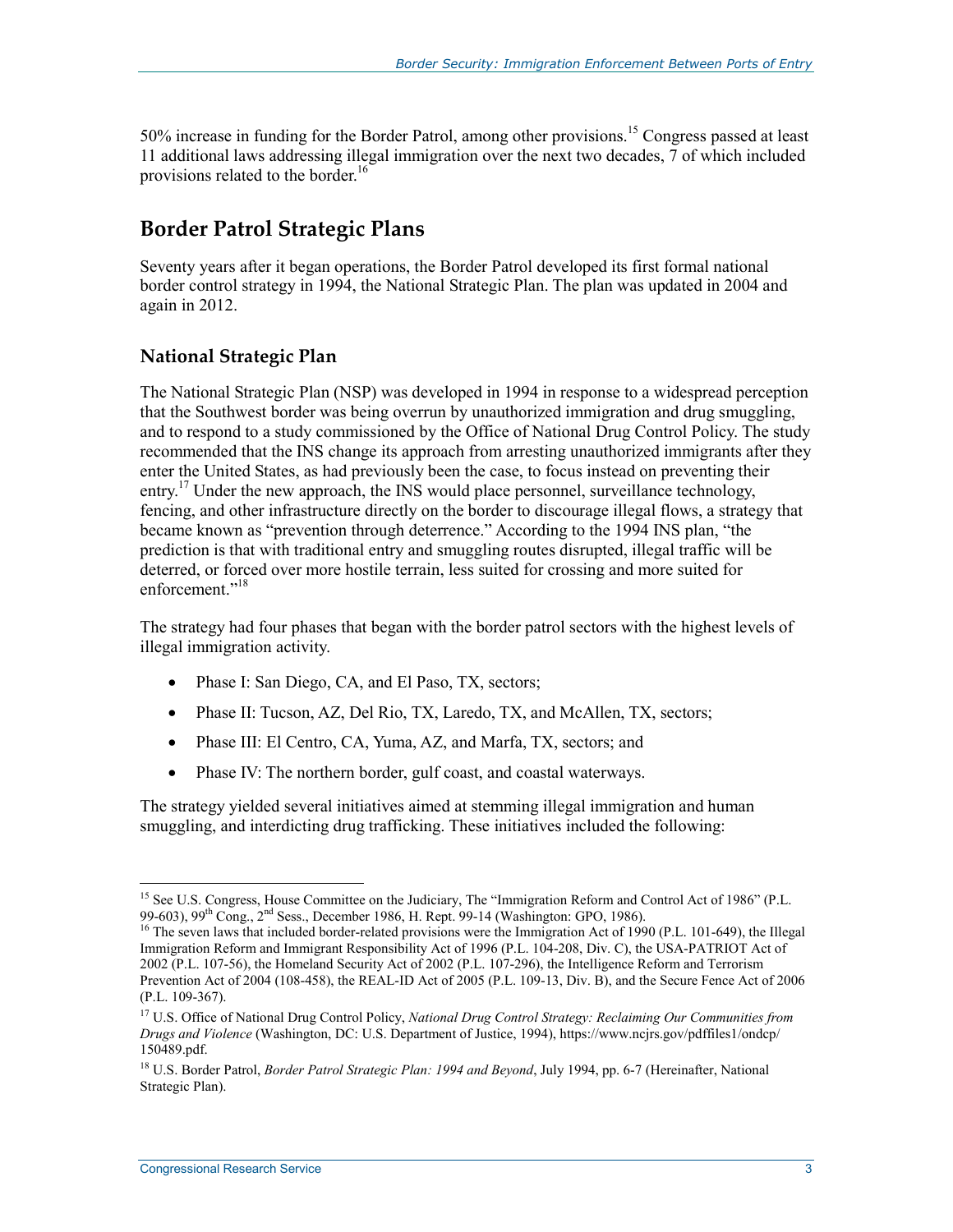50% increase in funding for the Border Patrol, among other provisions.[15] Congress passed at least 11 additional laws addressing illegal immigration over the next two decades, 7 of which included provisions related to the border.[16]

## Border Patrol Strategic Plans

Seventy years after it began operations, the Border Patrol developed its first formal national border control strategy in 1994, the National Strategic Plan. The plan was updated in 2004 and again in 2012.

### National Strategic Plan

The National Strategic Plan (NSP) was developed in 1994 in response to a widespread perception that the Southwest border was being overrun by unauthorized immigration and drug smuggling, and to respond to a study commissioned by the Office of National Drug Control Policy. The study recommended that the INS change its approach from arresting unauthorized immigrants after they enter the United States, as had previously been the case, to focus instead on preventing their entry.[17] Under the new approach, the INS would place personnel, surveillance technology, fencing, and other infrastructure directly on the border to discourage illegal flows, a strategy that became known as "prevention through deterrence." According to the 1994 INS plan, "the prediction is that with traditional entry and smuggling routes disrupted, illegal traffic will be deterred, or forced over more hostile terrain, less suited for crossing and more suited for enforcement."[18]

The strategy had four phases that began with the border patrol sectors with the highest levels of illegal immigration activity.

- Phase I: San Diego, CA, and El Paso, TX, sectors;
- Phase II: Tucson, AZ, Del Rio, TX, Laredo, TX, and McAllen, TX, sectors;
- Phase III: El Centro, CA, Yuma, AZ, and Marfa, TX, sectors; and
- Phase IV: The northern border, gulf coast, and coastal waterways.

The strategy yielded several initiatives aimed at stemming illegal immigration and human smuggling, and interdicting drug trafficking. These initiatives included the following:

---

[15] See U.S. Congress, House Committee on the Judiciary, The "Immigration Reform and Control Act of 1986" (P.L. 99-603), 99th Cong., 2nd Sess., December 1986, H. Rept. 99-14 (Washington: GPO, 1986).

[16] The seven laws that included border-related provisions were the Immigration Act of 1990 (P.L. 101-649), the Illegal Immigration Reform and Immigrant Responsibility Act of 1996 (P.L. 104-208, Div. C), the USA-PATRIOT Act of 2002 (P.L. 107-56), the Homeland Security Act of 2002 (P.L. 107-296), the Intelligence Reform and Terrorism Prevention Act of 2004 (108-458), the REAL-ID Act of 2005 (P.L. 109-13, Div. B), and the Secure Fence Act of 2006 (P.L. 109-367).

[17] U.S. Office of National Drug Control Policy, *National Drug Control Strategy: Reclaiming Our Communities from Drugs and Violence* (Washington, DC: U.S. Department of Justice, 1994), https://www.ncjrs.gov/pdffiles1/ondcp/150489.pdf.

[18] U.S. Border Patrol, *Border Patrol Strategic Plan: 1994 and Beyond*, July 1994, pp. 6-7 (Hereinafter, National Strategic Plan).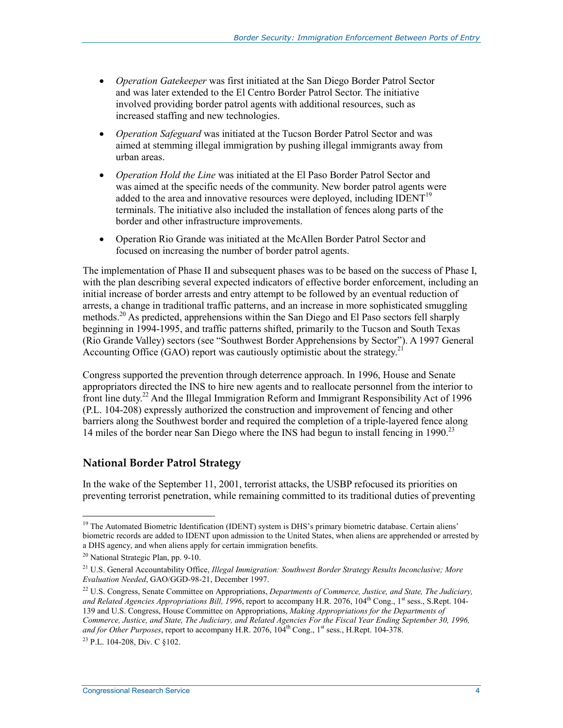- *Operation Gatekeeper* was first initiated at the San Diego Border Patrol Sector and was later extended to the El Centro Border Patrol Sector. The initiative involved providing border patrol agents with additional resources, such as increased staffing and new technologies.
- *Operation Safeguard* was initiated at the Tucson Border Patrol Sector and was aimed at stemming illegal immigration by pushing illegal immigrants away from urban areas.
- *Operation Hold the Line* was initiated at the El Paso Border Patrol Sector and was aimed at the specific needs of the community. New border patrol agents were added to the area and innovative resources were deployed, including IDENT[19] terminals. The initiative also included the installation of fences along parts of the border and other infrastructure improvements.
- Operation Rio Grande was initiated at the McAllen Border Patrol Sector and focused on increasing the number of border patrol agents.

The implementation of Phase II and subsequent phases was to be based on the success of Phase I, with the plan describing several expected indicators of effective border enforcement, including an initial increase of border arrests and entry attempt to be followed by an eventual reduction of arrests, a change in traditional traffic patterns, and an increase in more sophisticated smuggling methods.[20] As predicted, apprehensions within the San Diego and El Paso sectors fell sharply beginning in 1994-1995, and traffic patterns shifted, primarily to the Tucson and South Texas (Rio Grande Valley) sectors (see "Southwest Border Apprehensions by Sector"). A 1997 General Accounting Office (GAO) report was cautiously optimistic about the strategy.[21]

Congress supported the prevention through deterrence approach. In 1996, House and Senate appropriators directed the INS to hire new agents and to reallocate personnel from the interior to front line duty.[22] And the Illegal Immigration Reform and Immigrant Responsibility Act of 1996 (P.L. 104-208) expressly authorized the construction and improvement of fencing and other barriers along the Southwest border and required the completion of a triple-layered fence along 14 miles of the border near San Diego where the INS had begun to install fencing in 1990.[23]

## National Border Patrol Strategy

In the wake of the September 11, 2001, terrorist attacks, the USBP refocused its priorities on preventing terrorist penetration, while remaining committed to its traditional duties of preventing

---

[19] The Automated Biometric Identification (IDENT) system is DHS's primary biometric database. Certain aliens' biometric records are added to IDENT upon admission to the United States, when aliens are apprehended or arrested by a DHS agency, and when aliens apply for certain immigration benefits.

[20] National Strategic Plan, pp. 9-10.

[21] U.S. General Accountability Office, *Illegal Immigration: Southwest Border Strategy Results Inconclusive; More Evaluation Needed*, GAO/GGD-98-21, December 1997.

[22] U.S. Congress, Senate Committee on Appropriations, *Departments of Commerce, Justice, and State, The Judiciary, and Related Agencies Appropriations Bill, 1996*, report to accompany H.R. 2076, 104th Cong., 1st sess., S.Rept. 104-139 and U.S. Congress, House Committee on Appropriations, *Making Appropriations for the Departments of Commerce, Justice, and State, The Judiciary, and Related Agencies For the Fiscal Year Ending September 30, 1996, and for Other Purposes*, report to accompany H.R. 2076, 104th Cong., 1st sess., H.Rept. 104-378.

[23] P.L. 104-208, Div. C §102.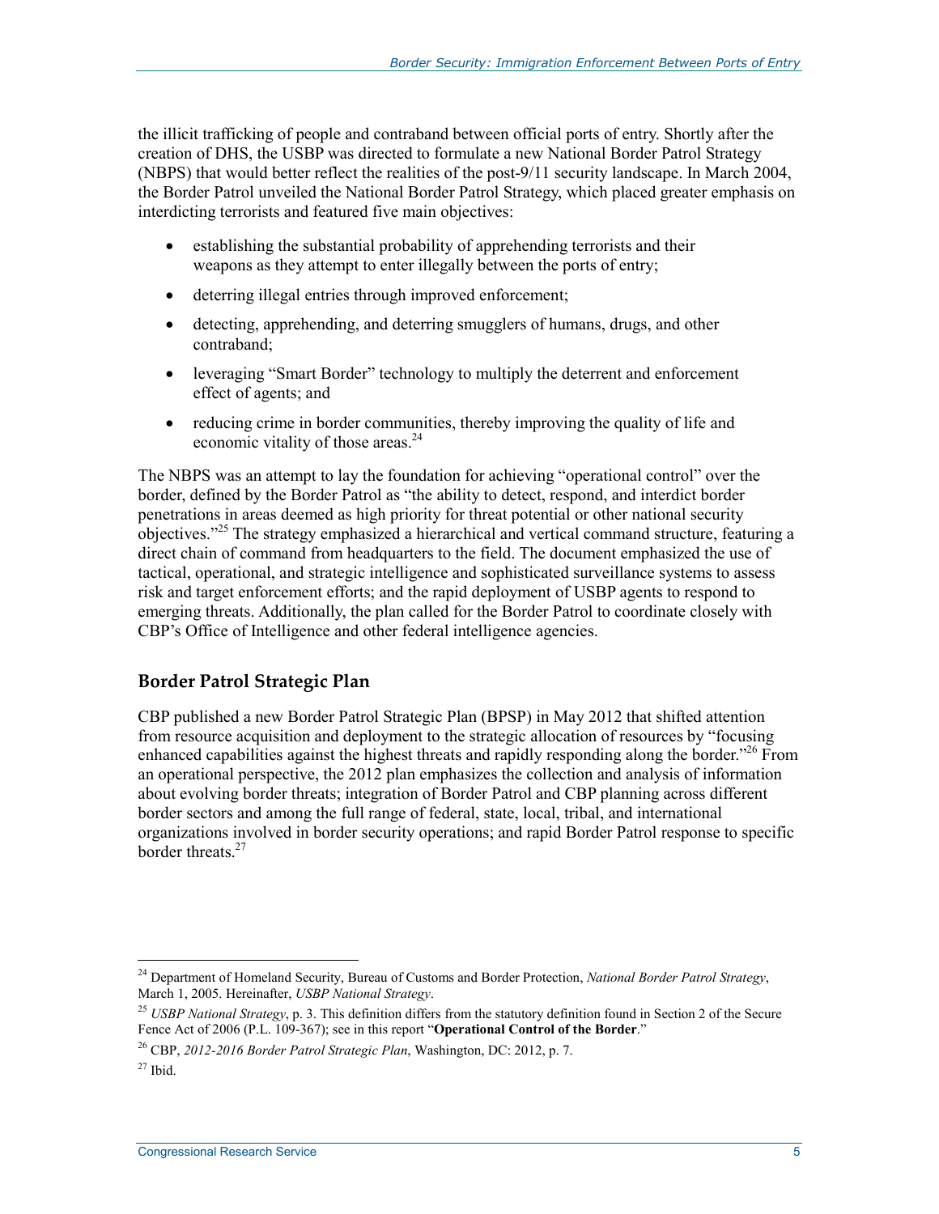the illicit trafficking of people and contraband between official ports of entry. Shortly after the creation of DHS, the USBP was directed to formulate a new National Border Patrol Strategy (NBPS) that would better reflect the realities of the post-9/11 security landscape. In March 2004, the Border Patrol unveiled the National Border Patrol Strategy, which placed greater emphasis on interdicting terrorists and featured five main objectives:

- establishing the substantial probability of apprehending terrorists and their weapons as they attempt to enter illegally between the ports of entry;
- deterring illegal entries through improved enforcement;
- detecting, apprehending, and deterring smugglers of humans, drugs, and other contraband;
- leveraging "Smart Border" technology to multiply the deterrent and enforcement effect of agents; and
- reducing crime in border communities, thereby improving the quality of life and economic vitality of those areas.[24]

The NBPS was an attempt to lay the foundation for achieving "operational control" over the border, defined by the Border Patrol as "the ability to detect, respond, and interdict border penetrations in areas deemed as high priority for threat potential or other national security objectives."[25] The strategy emphasized a hierarchical and vertical command structure, featuring a direct chain of command from headquarters to the field. The document emphasized the use of tactical, operational, and strategic intelligence and sophisticated surveillance systems to assess risk and target enforcement efforts; and the rapid deployment of USBP agents to respond to emerging threats. Additionally, the plan called for the Border Patrol to coordinate closely with CBP's Office of Intelligence and other federal intelligence agencies.

## Border Patrol Strategic Plan

CBP published a new Border Patrol Strategic Plan (BPSP) in May 2012 that shifted attention from resource acquisition and deployment to the strategic allocation of resources by "focusing enhanced capabilities against the highest threats and rapidly responding along the border."[26] From an operational perspective, the 2012 plan emphasizes the collection and analysis of information about evolving border threats; integration of Border Patrol and CBP planning across different border sectors and among the full range of federal, state, local, tribal, and international organizations involved in border security operations; and rapid Border Patrol response to specific border threats.[27]

---

[24] Department of Homeland Security, Bureau of Customs and Border Protection, *National Border Patrol Strategy*, March 1, 2005. Hereinafter, *USBP National Strategy*.

[25] *USBP National Strategy*, p. 3. This definition differs from the statutory definition found in Section 2 of the Secure Fence Act of 2006 (P.L. 109-367); see in this report "**Operational Control of the Border**."

[26] CBP, *2012-2016 Border Patrol Strategic Plan*, Washington, DC: 2012, p. 7.

[27] Ibid.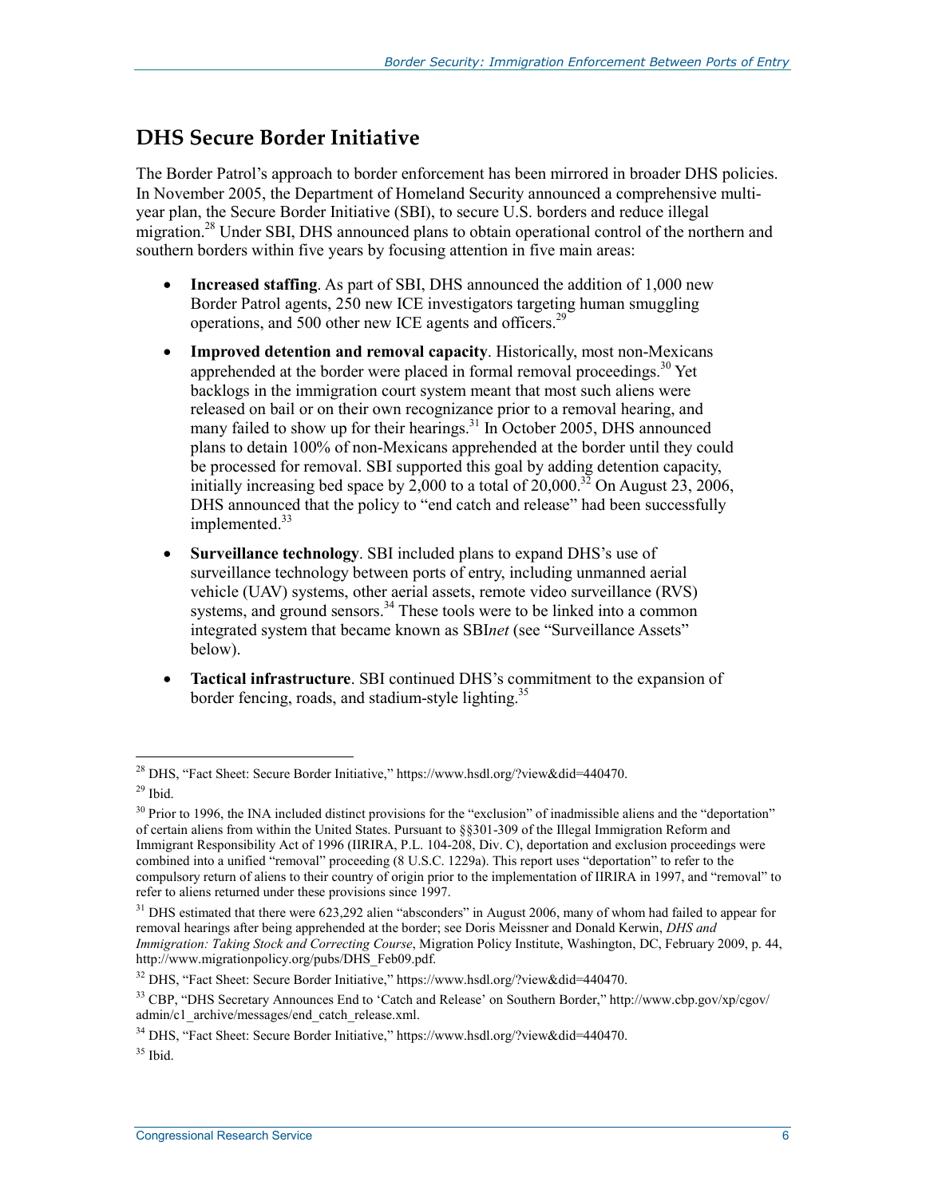## DHS Secure Border Initiative

The Border Patrol's approach to border enforcement has been mirrored in broader DHS policies. In November 2005, the Department of Homeland Security announced a comprehensive multi-year plan, the Secure Border Initiative (SBI), to secure U.S. borders and reduce illegal migration.[28] Under SBI, DHS announced plans to obtain operational control of the northern and southern borders within five years by focusing attention in five main areas:

- **Increased staffing**. As part of SBI, DHS announced the addition of 1,000 new Border Patrol agents, 250 new ICE investigators targeting human smuggling operations, and 500 other new ICE agents and officers.[29]
- **Improved detention and removal capacity**. Historically, most non-Mexicans apprehended at the border were placed in formal removal proceedings.[30] Yet backlogs in the immigration court system meant that most such aliens were released on bail or on their own recognizance prior to a removal hearing, and many failed to show up for their hearings.[31] In October 2005, DHS announced plans to detain 100% of non-Mexicans apprehended at the border until they could be processed for removal. SBI supported this goal by adding detention capacity, initially increasing bed space by 2,000 to a total of 20,000.[32] On August 23, 2006, DHS announced that the policy to "end catch and release" had been successfully implemented.[33]
- **Surveillance technology**. SBI included plans to expand DHS's use of surveillance technology between ports of entry, including unmanned aerial vehicle (UAV) systems, other aerial assets, remote video surveillance (RVS) systems, and ground sensors.[34] These tools were to be linked into a common integrated system that became known as SBI*net* (see "Surveillance Assets" below).
- **Tactical infrastructure**. SBI continued DHS's commitment to the expansion of border fencing, roads, and stadium-style lighting.[35]

---

[28] DHS, "Fact Sheet: Secure Border Initiative," https://www.hsdl.org/?view&did=440470.

[29] Ibid.

[30] Prior to 1996, the INA included distinct provisions for the "exclusion" of inadmissible aliens and the "deportation" of certain aliens from within the United States. Pursuant to §§301-309 of the Illegal Immigration Reform and Immigrant Responsibility Act of 1996 (IIRIRA, P.L. 104-208, Div. C), deportation and exclusion proceedings were combined into a unified "removal" proceeding (8 U.S.C. 1229a). This report uses "deportation" to refer to the compulsory return of aliens to their country of origin prior to the implementation of IIRIRA in 1997, and "removal" to refer to aliens returned under these provisions since 1997.

[31] DHS estimated that there were 623,292 alien "absconders" in August 2006, many of whom had failed to appear for removal hearings after being apprehended at the border; see Doris Meissner and Donald Kerwin, *DHS and Immigration: Taking Stock and Correcting Course*, Migration Policy Institute, Washington, DC, February 2009, p. 44, http://www.migrationpolicy.org/pubs/DHS_Feb09.pdf.

[32] DHS, "Fact Sheet: Secure Border Initiative," https://www.hsdl.org/?view&did=440470.

[33] CBP, "DHS Secretary Announces End to 'Catch and Release' on Southern Border," http://www.cbp.gov/xp/cgov/admin/c1_archive/messages/end_catch_release.xml.

[34] DHS, "Fact Sheet: Secure Border Initiative," https://www.hsdl.org/?view&did=440470.

[35] Ibid.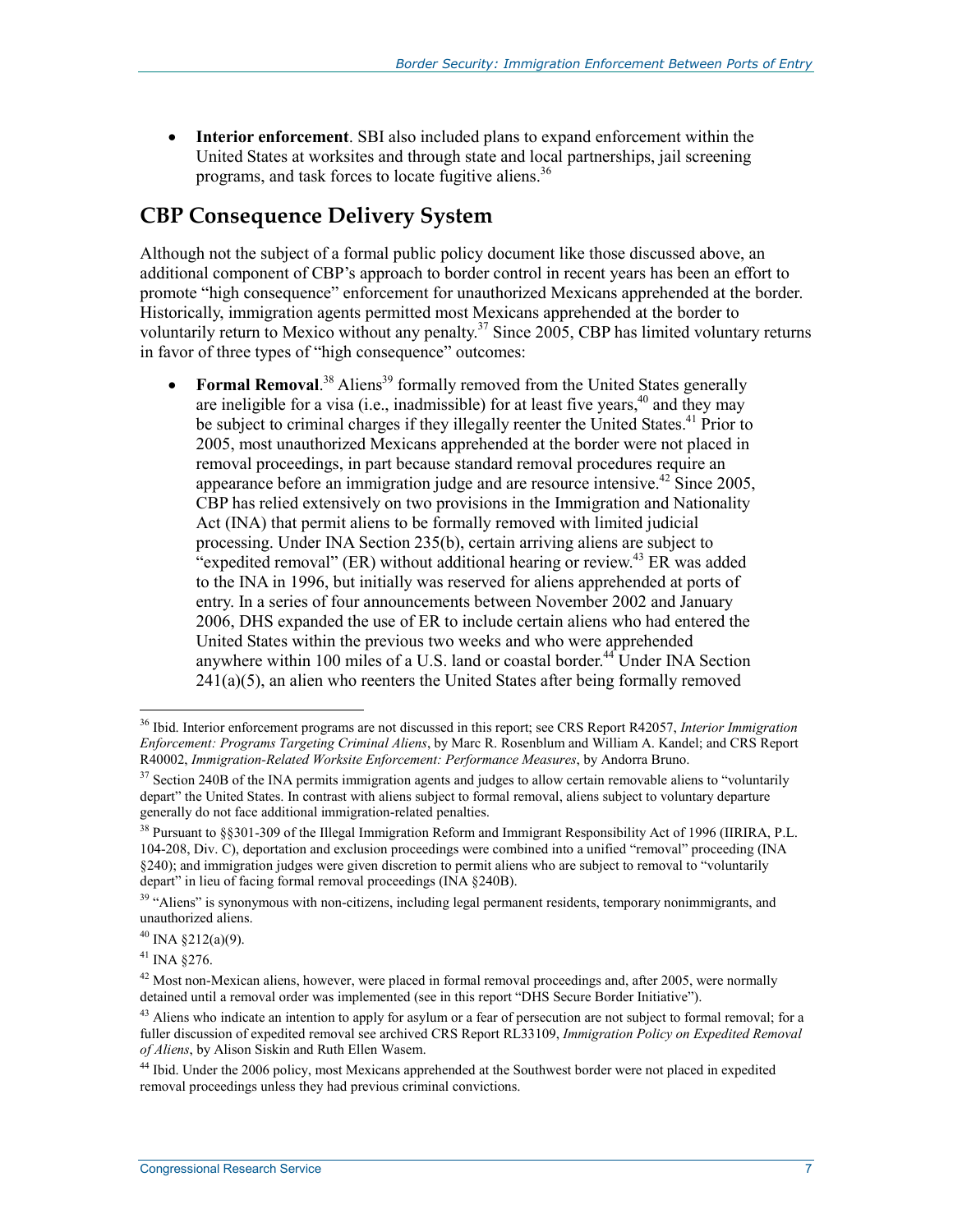- **Interior enforcement**. SBI also included plans to expand enforcement within the United States at worksites and through state and local partnerships, jail screening programs, and task forces to locate fugitive aliens.[36]

## CBP Consequence Delivery System

Although not the subject of a formal public policy document like those discussed above, an additional component of CBP's approach to border control in recent years has been an effort to promote "high consequence" enforcement for unauthorized Mexicans apprehended at the border. Historically, immigration agents permitted most Mexicans apprehended at the border to voluntarily return to Mexico without any penalty.[37] Since 2005, CBP has limited voluntary returns in favor of three types of "high consequence" outcomes:

- **Formal Removal**.[38] Aliens[39] formally removed from the United States generally are ineligible for a visa (i.e., inadmissible) for at least five years,[40] and they may be subject to criminal charges if they illegally reenter the United States.[41] Prior to 2005, most unauthorized Mexicans apprehended at the border were not placed in removal proceedings, in part because standard removal procedures require an appearance before an immigration judge and are resource intensive.[42] Since 2005, CBP has relied extensively on two provisions in the Immigration and Nationality Act (INA) that permit aliens to be formally removed with limited judicial processing. Under INA Section 235(b), certain arriving aliens are subject to "expedited removal" (ER) without additional hearing or review.[43] ER was added to the INA in 1996, but initially was reserved for aliens apprehended at ports of entry. In a series of four announcements between November 2002 and January 2006, DHS expanded the use of ER to include certain aliens who had entered the United States within the previous two weeks and who were apprehended anywhere within 100 miles of a U.S. land or coastal border.[44] Under INA Section 241(a)(5), an alien who reenters the United States after being formally removed

---

[36] Ibid. Interior enforcement programs are not discussed in this report; see CRS Report R42057, *Interior Immigration Enforcement: Programs Targeting Criminal Aliens*, by Marc R. Rosenblum and William A. Kandel; and CRS Report R40002, *Immigration-Related Worksite Enforcement: Performance Measures*, by Andorra Bruno.

[37] Section 240B of the INA permits immigration agents and judges to allow certain removable aliens to "voluntarily depart" the United States. In contrast with aliens subject to formal removal, aliens subject to voluntary departure generally do not face additional immigration-related penalties.

[38] Pursuant to §§301-309 of the Illegal Immigration Reform and Immigrant Responsibility Act of 1996 (IIRIRA, P.L. 104-208, Div. C), deportation and exclusion proceedings were combined into a unified "removal" proceeding (INA §240); and immigration judges were given discretion to permit aliens who are subject to removal to "voluntarily depart" in lieu of facing formal removal proceedings (INA §240B).

[39] "Aliens" is synonymous with non-citizens, including legal permanent residents, temporary nonimmigrants, and unauthorized aliens.

[40] INA §212(a)(9).

[41] INA §276.

[42] Most non-Mexican aliens, however, were placed in formal removal proceedings and, after 2005, were normally detained until a removal order was implemented (see in this report "DHS Secure Border Initiative").

[43] Aliens who indicate an intention to apply for asylum or a fear of persecution are not subject to formal removal; for a fuller discussion of expedited removal see archived CRS Report RL33109, *Immigration Policy on Expedited Removal of Aliens*, by Alison Siskin and Ruth Ellen Wasem.

[44] Ibid. Under the 2006 policy, most Mexicans apprehended at the Southwest border were not placed in expedited removal proceedings unless they had previous criminal convictions.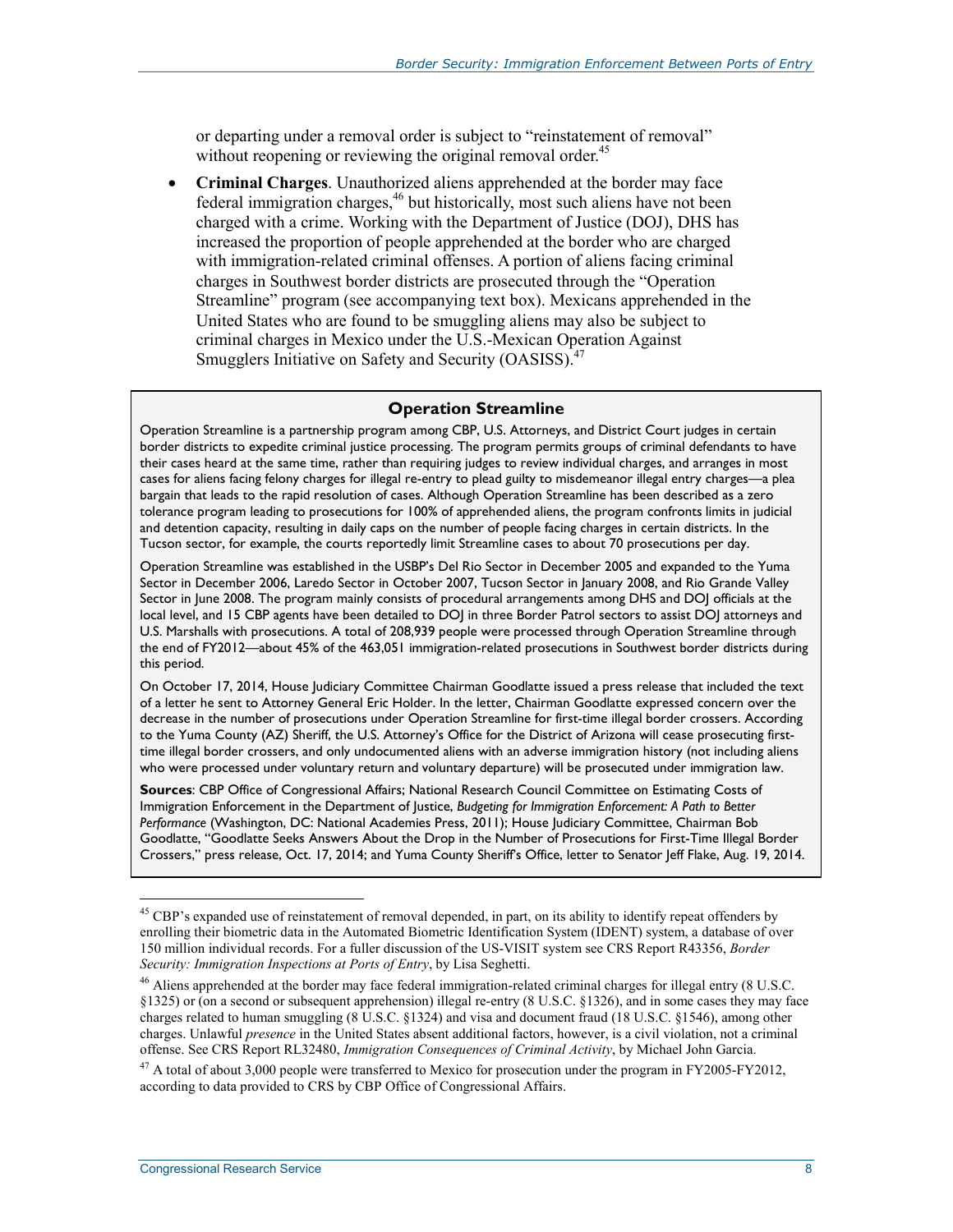or departing under a removal order is subject to "reinstatement of removal" without reopening or reviewing the original removal order.[45]

- **Criminal Charges**. Unauthorized aliens apprehended at the border may face federal immigration charges,[46] but historically, most such aliens have not been charged with a crime. Working with the Department of Justice (DOJ), DHS has increased the proportion of people apprehended at the border who are charged with immigration-related criminal offenses. A portion of aliens facing criminal charges in Southwest border districts are prosecuted through the "Operation Streamline" program (see accompanying text box). Mexicans apprehended in the United States who are found to be smuggling aliens may also be subject to criminal charges in Mexico under the U.S.-Mexican Operation Against Smugglers Initiative on Safety and Security (OASISS).[47]

> **Operation Streamline**
>
> Operation Streamline is a partnership program among CBP, U.S. Attorneys, and District Court judges in certain border districts to expedite criminal justice processing. The program permits groups of criminal defendants to have their cases heard at the same time, rather than requiring judges to review individual charges, and arranges in most cases for aliens facing felony charges for illegal re-entry to plead guilty to misdemeanor illegal entry charges—a plea bargain that leads to the rapid resolution of cases. Although Operation Streamline has been described as a zero tolerance program leading to prosecutions for 100% of apprehended aliens, the program confronts limits in judicial and detention capacity, resulting in daily caps on the number of people facing charges in certain districts. In the Tucson sector, for example, the courts reportedly limit Streamline cases to about 70 prosecutions per day.
>
> Operation Streamline was established in the USBP's Del Rio Sector in December 2005 and expanded to the Yuma Sector in December 2006, Laredo Sector in October 2007, Tucson Sector in January 2008, and Rio Grande Valley Sector in June 2008. The program mainly consists of procedural arrangements among DHS and DOJ officials at the local level, and 15 CBP agents have been detailed to DOJ in three Border Patrol sectors to assist DOJ attorneys and U.S. Marshalls with prosecutions. A total of 208,939 people were processed through Operation Streamline through the end of FY2012—about 45% of the 463,051 immigration-related prosecutions in Southwest border districts during this period.
>
> On October 17, 2014, House Judiciary Committee Chairman Goodlatte issued a press release that included the text of a letter he sent to Attorney General Eric Holder. In the letter, Chairman Goodlatte expressed concern over the decrease in the number of prosecutions under Operation Streamline for first-time illegal border crossers. According to the Yuma County (AZ) Sheriff, the U.S. Attorney's Office for the District of Arizona will cease prosecuting first-time illegal border crossers, and only undocumented aliens with an adverse immigration history (not including aliens who were processed under voluntary return and voluntary departure) will be prosecuted under immigration law.
>
> **Sources**: CBP Office of Congressional Affairs; National Research Council Committee on Estimating Costs of Immigration Enforcement in the Department of Justice, *Budgeting for Immigration Enforcement: A Path to Better Performance* (Washington, DC: National Academies Press, 2011); House Judiciary Committee, Chairman Bob Goodlatte, "Goodlatte Seeks Answers About the Drop in the Number of Prosecutions for First-Time Illegal Border Crossers," press release, Oct. 17, 2014; and Yuma County Sheriff's Office, letter to Senator Jeff Flake, Aug. 19, 2014.

---

[45] CBP's expanded use of reinstatement of removal depended, in part, on its ability to identify repeat offenders by enrolling their biometric data in the Automated Biometric Identification System (IDENT) system, a database of over 150 million individual records. For a fuller discussion of the US-VISIT system see CRS Report R43356, *Border Security: Immigration Inspections at Ports of Entry*, by Lisa Seghetti.

[46] Aliens apprehended at the border may face federal immigration-related criminal charges for illegal entry (8 U.S.C. §1325) or (on a second or subsequent apprehension) illegal re-entry (8 U.S.C. §1326), and in some cases they may face charges related to human smuggling (8 U.S.C. §1324) and visa and document fraud (18 U.S.C. §1546), among other charges. Unlawful *presence* in the United States absent additional factors, however, is a civil violation, not a criminal offense. See CRS Report RL32480, *Immigration Consequences of Criminal Activity*, by Michael John Garcia.

[47] A total of about 3,000 people were transferred to Mexico for prosecution under the program in FY2005-FY2012, according to data provided to CRS by CBP Office of Congressional Affairs.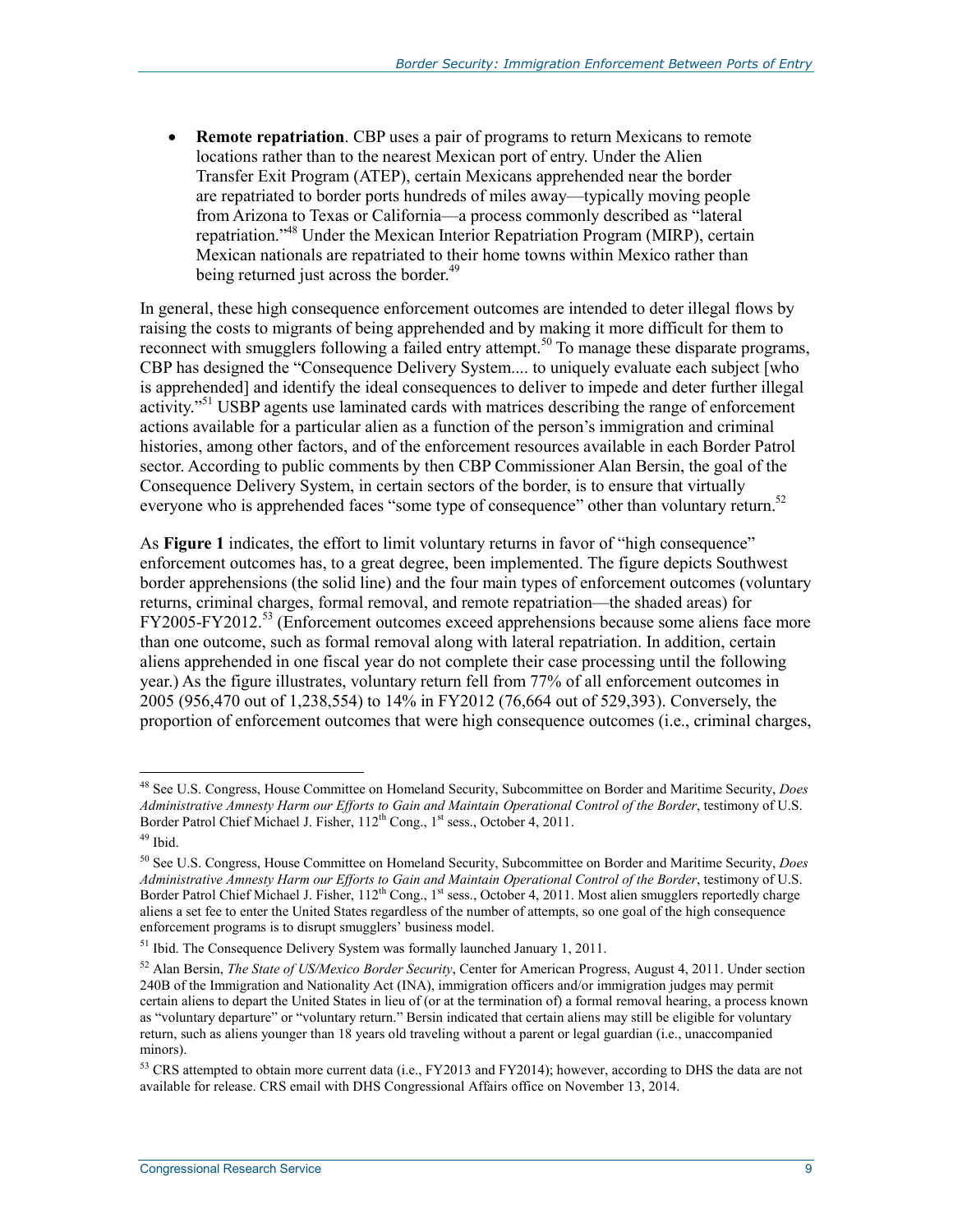- **Remote repatriation**. CBP uses a pair of programs to return Mexicans to remote locations rather than to the nearest Mexican port of entry. Under the Alien Transfer Exit Program (ATEP), certain Mexicans apprehended near the border are repatriated to border ports hundreds of miles away—typically moving people from Arizona to Texas or California—a process commonly described as "lateral repatriation."[48] Under the Mexican Interior Repatriation Program (MIRP), certain Mexican nationals are repatriated to their home towns within Mexico rather than being returned just across the border.[49]

In general, these high consequence enforcement outcomes are intended to deter illegal flows by raising the costs to migrants of being apprehended and by making it more difficult for them to reconnect with smugglers following a failed entry attempt.[50] To manage these disparate programs, CBP has designed the "Consequence Delivery System.... to uniquely evaluate each subject [who is apprehended] and identify the ideal consequences to deliver to impede and deter further illegal activity."[51] USBP agents use laminated cards with matrices describing the range of enforcement actions available for a particular alien as a function of the person's immigration and criminal histories, among other factors, and of the enforcement resources available in each Border Patrol sector. According to public comments by then CBP Commissioner Alan Bersin, the goal of the Consequence Delivery System, in certain sectors of the border, is to ensure that virtually everyone who is apprehended faces "some type of consequence" other than voluntary return.[52]

As **Figure 1** indicates, the effort to limit voluntary returns in favor of "high consequence" enforcement outcomes has, to a great degree, been implemented. The figure depicts Southwest border apprehensions (the solid line) and the four main types of enforcement outcomes (voluntary returns, criminal charges, formal removal, and remote repatriation—the shaded areas) for FY2005-FY2012.[53] (Enforcement outcomes exceed apprehensions because some aliens face more than one outcome, such as formal removal along with lateral repatriation. In addition, certain aliens apprehended in one fiscal year do not complete their case processing until the following year.) As the figure illustrates, voluntary return fell from 77% of all enforcement outcomes in 2005 (956,470 out of 1,238,554) to 14% in FY2012 (76,664 out of 529,393). Conversely, the proportion of enforcement outcomes that were high consequence outcomes (i.e., criminal charges,

---

[48] See U.S. Congress, House Committee on Homeland Security, Subcommittee on Border and Maritime Security, *Does Administrative Amnesty Harm our Efforts to Gain and Maintain Operational Control of the Border*, testimony of U.S. Border Patrol Chief Michael J. Fisher, 112th Cong., 1st sess., October 4, 2011.

[49] Ibid.

[50] See U.S. Congress, House Committee on Homeland Security, Subcommittee on Border and Maritime Security, *Does Administrative Amnesty Harm our Efforts to Gain and Maintain Operational Control of the Border*, testimony of U.S. Border Patrol Chief Michael J. Fisher, 112th Cong., 1st sess., October 4, 2011. Most alien smugglers reportedly charge aliens a set fee to enter the United States regardless of the number of attempts, so one goal of the high consequence enforcement programs is to disrupt smugglers' business model.

[51] Ibid. The Consequence Delivery System was formally launched January 1, 2011.

[52] Alan Bersin, *The State of US/Mexico Border Security*, Center for American Progress, August 4, 2011. Under section 240B of the Immigration and Nationality Act (INA), immigration officers and/or immigration judges may permit certain aliens to depart the United States in lieu of (or at the termination of) a formal removal hearing, a process known as "voluntary departure" or "voluntary return." Bersin indicated that certain aliens may still be eligible for voluntary return, such as aliens younger than 18 years old traveling without a parent or legal guardian (i.e., unaccompanied minors).

[53] CRS attempted to obtain more current data (i.e., FY2013 and FY2014); however, according to DHS the data are not available for release. CRS email with DHS Congressional Affairs office on November 13, 2014.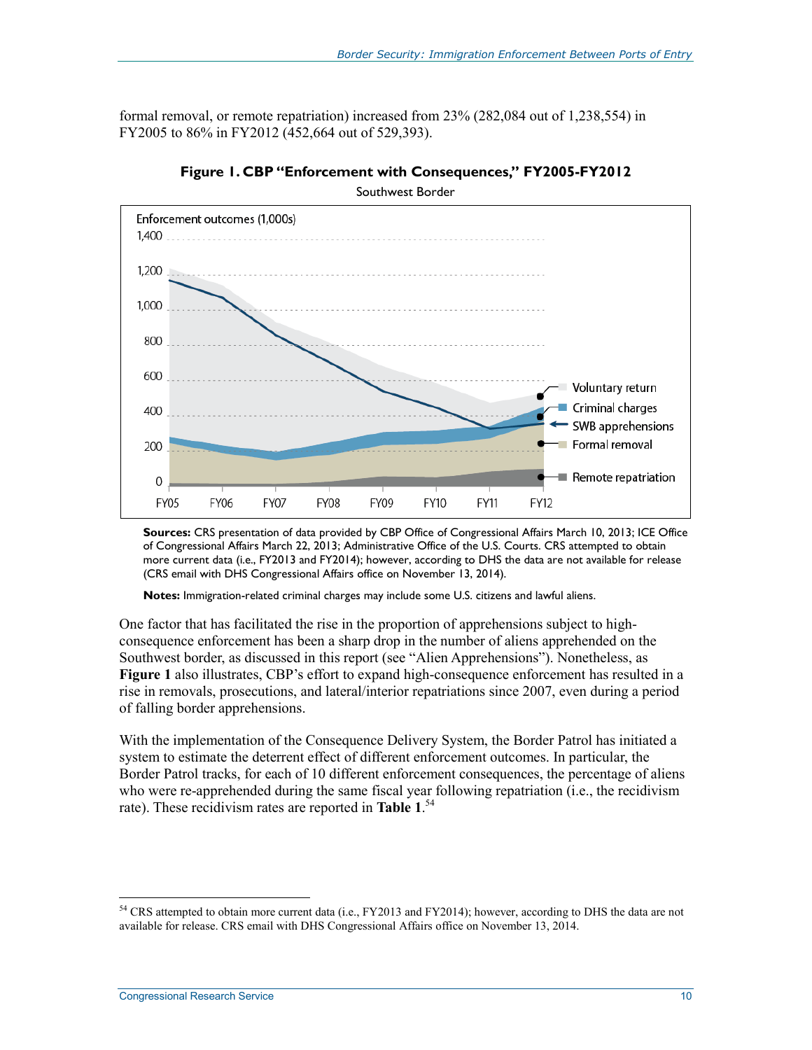formal removal, or remote repatriation) increased from 23% (282,084 out of 1,238,554) in FY2005 to 86% in FY2012 (452,664 out of 529,393).

**Figure 1. CBP "Enforcement with Consequences," FY2005-FY2012**

Southwest Border

**Sources:** CRS presentation of data provided by CBP Office of Congressional Affairs March 10, 2013; ICE Office of Congressional Affairs March 22, 2013; Administrative Office of the U.S. Courts. CRS attempted to obtain more current data (i.e., FY2013 and FY2014); however, according to DHS the data are not available for release (CRS email with DHS Congressional Affairs office on November 13, 2014).

**Notes:** Immigration-related criminal charges may include some U.S. citizens and lawful aliens.

One factor that has facilitated the rise in the proportion of apprehensions subject to high-consequence enforcement has been a sharp drop in the number of aliens apprehended on the Southwest border, as discussed in this report (see "Alien Apprehensions"). Nonetheless, as **Figure 1** also illustrates, CBP's effort to expand high-consequence enforcement has resulted in a rise in removals, prosecutions, and lateral/interior repatriations since 2007, even during a period of falling border apprehensions.

With the implementation of the Consequence Delivery System, the Border Patrol has initiated a system to estimate the deterrent effect of different enforcement outcomes. In particular, the Border Patrol tracks, for each of 10 different enforcement consequences, the percentage of aliens who were re-apprehended during the same fiscal year following repatriation (i.e., the recidivism rate). These recidivism rates are reported in **Table 1**.[54]

[54] CRS attempted to obtain more current data (i.e., FY2013 and FY2014); however, according to DHS the data are not available for release. CRS email with DHS Congressional Affairs office on November 13, 2014.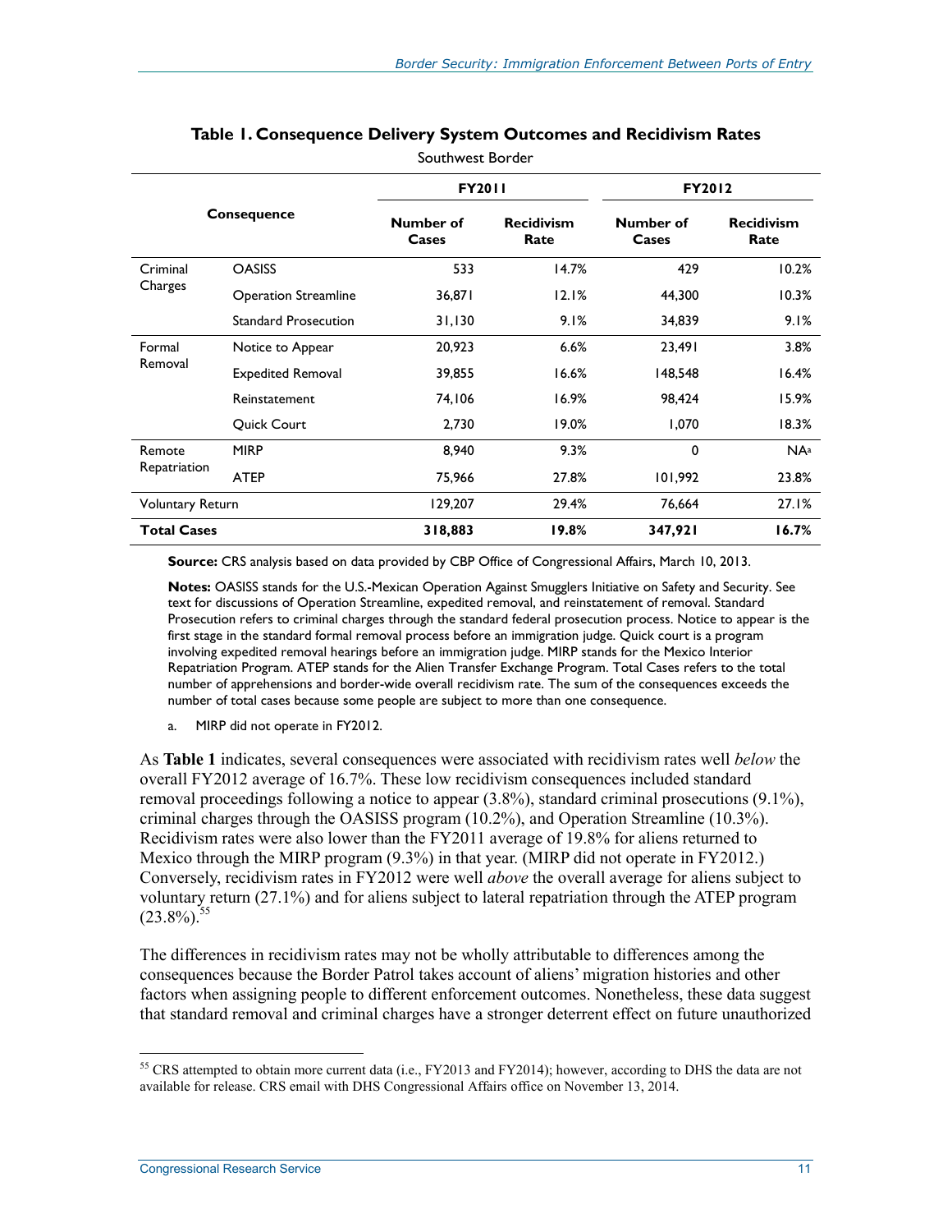**Table 1. Consequence Delivery System Outcomes and Recidivism Rates**

Southwest Border

| Consequence | | FY2011 | | FY2012 | |
|---|---|---|---|---|---|
| | | Number of Cases | Recidivism Rate | Number of Cases | Recidivism Rate |
| Criminal Charges | OASISS | 533 | 14.7% | 429 | 10.2% |
| | Operation Streamline | 36,871 | 12.1% | 44,300 | 10.3% |
| | Standard Prosecution | 31,130 | 9.1% | 34,839 | 9.1% |
| Formal Removal | Notice to Appear | 20,923 | 6.6% | 23,491 | 3.8% |
| | Expedited Removal | 39,855 | 16.6% | 148,548 | 16.4% |
| | Reinstatement | 74,106 | 16.9% | 98,424 | 15.9% |
| | Quick Court | 2,730 | 19.0% | 1,070 | 18.3% |
| Remote Repatriation | MIRP | 8,940 | 9.3% | 0 | NA[a] |
| | ATEP | 75,966 | 27.8% | 101,992 | 23.8% |
| Voluntary Return | | 129,207 | 29.4% | 76,664 | 27.1% |
| **Total Cases** | | **318,883** | **19.8%** | **347,921** | **16.7%** |

**Source:** CRS analysis based on data provided by CBP Office of Congressional Affairs, March 10, 2013.

**Notes:** OASISS stands for the U.S.-Mexican Operation Against Smugglers Initiative on Safety and Security. See text for discussions of Operation Streamline, expedited removal, and reinstatement of removal. Standard Prosecution refers to criminal charges through the standard federal prosecution process. Notice to appear is the first stage in the standard formal removal process before an immigration judge. Quick court is a program involving expedited removal hearings before an immigration judge. MIRP stands for the Mexico Interior Repatriation Program. ATEP stands for the Alien Transfer Exchange Program. Total Cases refers to the total number of apprehensions and border-wide overall recidivism rate. The sum of the consequences exceeds the number of total cases because some people are subject to more than one consequence.

a. MIRP did not operate in FY2012.

As **Table 1** indicates, several consequences were associated with recidivism rates well *below* the overall FY2012 average of 16.7%. These low recidivism consequences included standard removal proceedings following a notice to appear (3.8%), standard criminal prosecutions (9.1%), criminal charges through the OASISS program (10.2%), and Operation Streamline (10.3%). Recidivism rates were also lower than the FY2011 average of 19.8% for aliens returned to Mexico through the MIRP program (9.3%) in that year. (MIRP did not operate in FY2012.) Conversely, recidivism rates in FY2012 were well *above* the overall average for aliens subject to voluntary return (27.1%) and for aliens subject to lateral repatriation through the ATEP program (23.8%).[55]

The differences in recidivism rates may not be wholly attributable to differences among the consequences because the Border Patrol takes account of aliens' migration histories and other factors when assigning people to different enforcement outcomes. Nonetheless, these data suggest that standard removal and criminal charges have a stronger deterrent effect on future unauthorized

[55] CRS attempted to obtain more current data (i.e., FY2013 and FY2014); however, according to DHS the data are not available for release. CRS email with DHS Congressional Affairs office on November 13, 2014.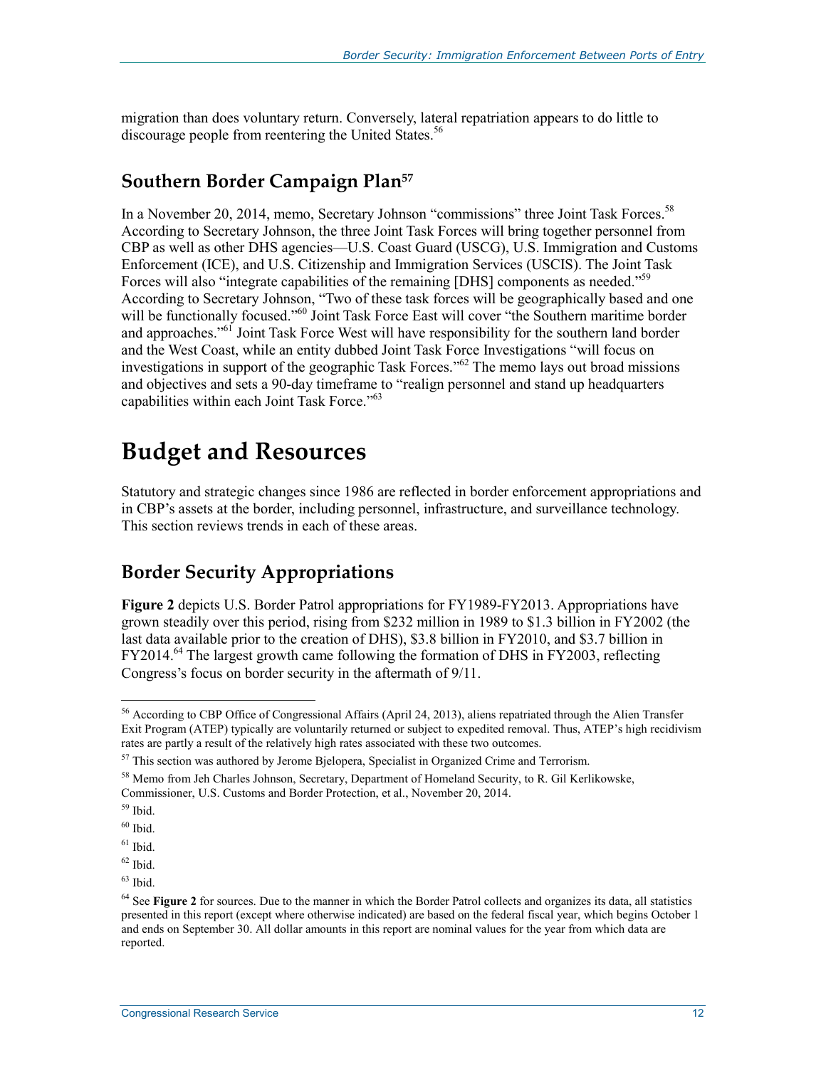migration than does voluntary return. Conversely, lateral repatriation appears to do little to discourage people from reentering the United States.[56]

## Southern Border Campaign Plan[57]

In a November 20, 2014, memo, Secretary Johnson "commissions" three Joint Task Forces.[58] According to Secretary Johnson, the three Joint Task Forces will bring together personnel from CBP as well as other DHS agencies—U.S. Coast Guard (USCG), U.S. Immigration and Customs Enforcement (ICE), and U.S. Citizenship and Immigration Services (USCIS). The Joint Task Forces will also "integrate capabilities of the remaining [DHS] components as needed."[59] According to Secretary Johnson, "Two of these task forces will be geographically based and one will be functionally focused."[60] Joint Task Force East will cover "the Southern maritime border and approaches."[61] Joint Task Force West will have responsibility for the southern land border and the West Coast, while an entity dubbed Joint Task Force Investigations "will focus on investigations in support of the geographic Task Forces."[62] The memo lays out broad missions and objectives and sets a 90-day timeframe to "realign personnel and stand up headquarters capabilities within each Joint Task Force."[63]

# Budget and Resources

Statutory and strategic changes since 1986 are reflected in border enforcement appropriations and in CBP's assets at the border, including personnel, infrastructure, and surveillance technology. This section reviews trends in each of these areas.

## Border Security Appropriations

**Figure 2** depicts U.S. Border Patrol appropriations for FY1989-FY2013. Appropriations have grown steadily over this period, rising from $232 million in 1989 to $1.3 billion in FY2002 (the last data available prior to the creation of DHS), $3.8 billion in FY2010, and $3.7 billion in FY2014.[64] The largest growth came following the formation of DHS in FY2003, reflecting Congress's focus on border security in the aftermath of 9/11.

---

[56] According to CBP Office of Congressional Affairs (April 24, 2013), aliens repatriated through the Alien Transfer Exit Program (ATEP) typically are voluntarily returned or subject to expedited removal. Thus, ATEP's high recidivism rates are partly a result of the relatively high rates associated with these two outcomes.

[57] This section was authored by Jerome Bjelopera, Specialist in Organized Crime and Terrorism.

[58] Memo from Jeh Charles Johnson, Secretary, Department of Homeland Security, to R. Gil Kerlikowske, Commissioner, U.S. Customs and Border Protection, et al., November 20, 2014.

[59] Ibid.

[60] Ibid.

[61] Ibid.

[62] Ibid.

[63] Ibid.

[64] See **Figure 2** for sources. Due to the manner in which the Border Patrol collects and organizes its data, all statistics presented in this report (except where otherwise indicated) are based on the federal fiscal year, which begins October 1 and ends on September 30. All dollar amounts in this report are nominal values for the year from which data are reported.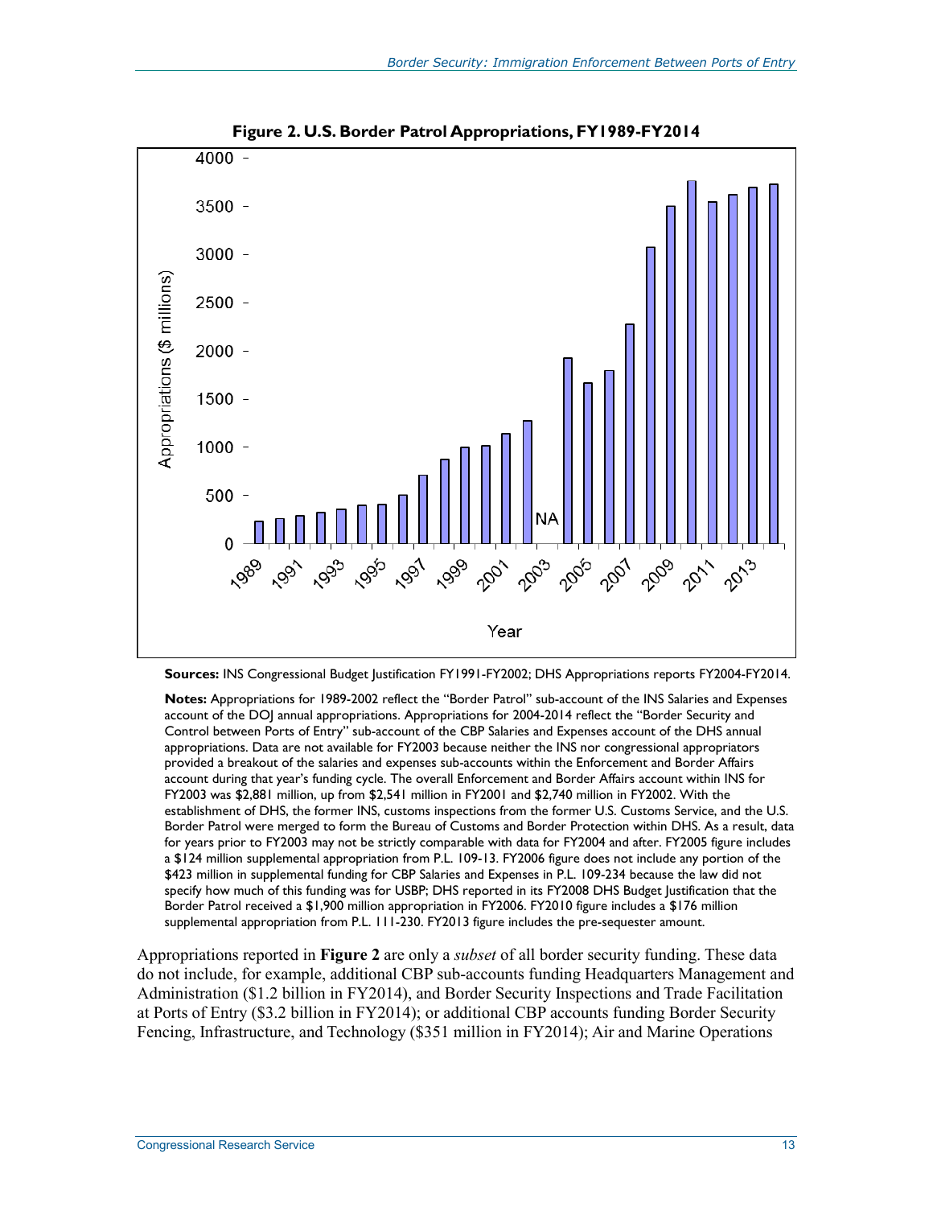**Figure 2. U.S. Border Patrol Appropriations, FY1989-FY2014**

**Sources:** INS Congressional Budget Justification FY1991-FY2002; DHS Appropriations reports FY2004-FY2014.

**Notes:** Appropriations for 1989-2002 reflect the "Border Patrol" sub-account of the INS Salaries and Expenses account of the DOJ annual appropriations. Appropriations for 2004-2014 reflect the "Border Security and Control between Ports of Entry" sub-account of the CBP Salaries and Expenses account of the DHS annual appropriations. Data are not available for FY2003 because neither the INS nor congressional appropriators provided a breakout of the salaries and expenses sub-accounts within the Enforcement and Border Affairs account during that year's funding cycle. The overall Enforcement and Border Affairs account within INS for FY2003 was $2,881 million, up from $2,541 million in FY2001 and $2,740 million in FY2002. With the establishment of DHS, the former INS, customs inspections from the former U.S. Customs Service, and the U.S. Border Patrol were merged to form the Bureau of Customs and Border Protection within DHS. As a result, data for years prior to FY2003 may not be strictly comparable with data for FY2004 and after. FY2005 figure includes a $124 million supplemental appropriation from P.L. 109-13. FY2006 figure does not include any portion of the $423 million in supplemental funding for CBP Salaries and Expenses in P.L. 109-234 because the law did not specify how much of this funding was for USBP; DHS reported in its FY2008 DHS Budget Justification that the Border Patrol received a $1,900 million appropriation in FY2006. FY2010 figure includes a $176 million supplemental appropriation from P.L. 111-230. FY2013 figure includes the pre-sequester amount.

Appropriations reported in **Figure 2** are only a *subset* of all border security funding. These data do not include, for example, additional CBP sub-accounts funding Headquarters Management and Administration ($1.2 billion in FY2014), and Border Security Inspections and Trade Facilitation at Ports of Entry ($3.2 billion in FY2014); or additional CBP accounts funding Border Security Fencing, Infrastructure, and Technology ($351 million in FY2014); Air and Marine Operations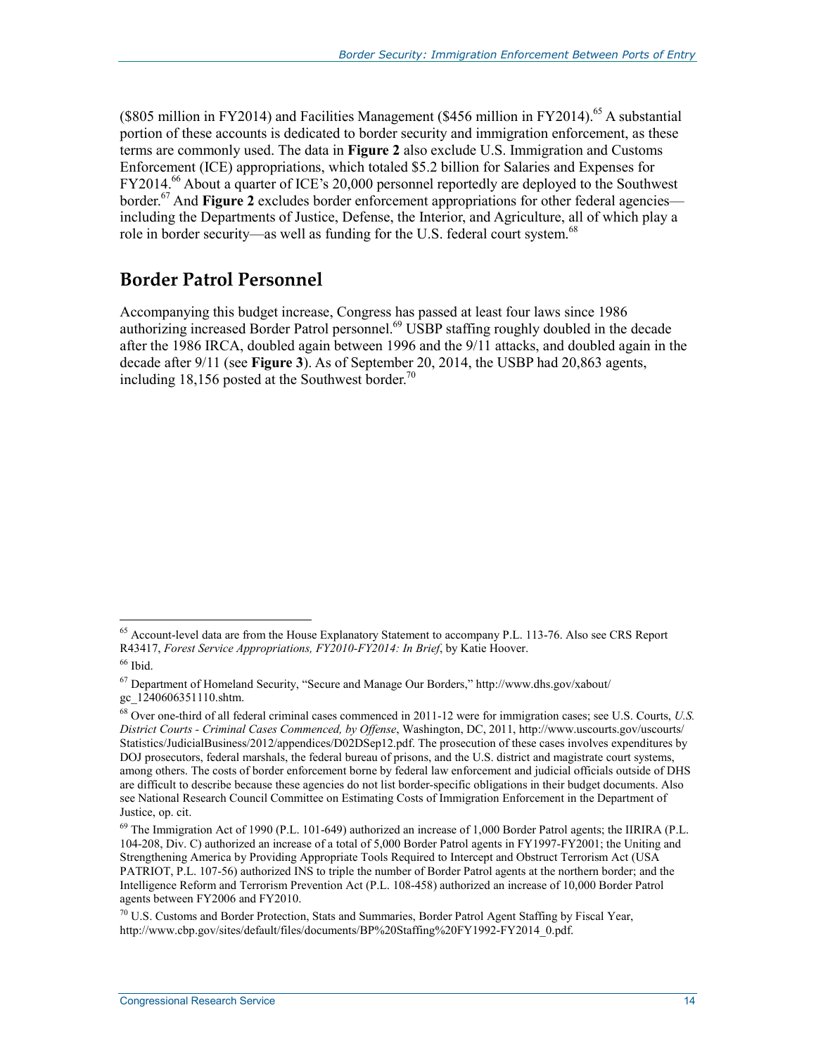($805 million in FY2014) and Facilities Management ($456 million in FY2014).[65] A substantial portion of these accounts is dedicated to border security and immigration enforcement, as these terms are commonly used. The data in **Figure 2** also exclude U.S. Immigration and Customs Enforcement (ICE) appropriations, which totaled $5.2 billion for Salaries and Expenses for FY2014.[66] About a quarter of ICE's 20,000 personnel reportedly are deployed to the Southwest border.[67] And **Figure 2** excludes border enforcement appropriations for other federal agencies—including the Departments of Justice, Defense, the Interior, and Agriculture, all of which play a role in border security—as well as funding for the U.S. federal court system.[68]

## Border Patrol Personnel

Accompanying this budget increase, Congress has passed at least four laws since 1986 authorizing increased Border Patrol personnel.[69] USBP staffing roughly doubled in the decade after the 1986 IRCA, doubled again between 1996 and the 9/11 attacks, and doubled again in the decade after 9/11 (see **Figure 3**). As of September 20, 2014, the USBP had 20,863 agents, including 18,156 posted at the Southwest border.[70]

---

[65] Account-level data are from the House Explanatory Statement to accompany P.L. 113-76. Also see CRS Report R43417, *Forest Service Appropriations, FY2010-FY2014: In Brief*, by Katie Hoover.

[66] Ibid.

[67] Department of Homeland Security, "Secure and Manage Our Borders," http://www.dhs.gov/xabout/gc_1240606351110.shtm.

[68] Over one-third of all federal criminal cases commenced in 2011-12 were for immigration cases; see U.S. Courts, *U.S. District Courts - Criminal Cases Commenced, by Offense*, Washington, DC, 2011, http://www.uscourts.gov/uscourts/Statistics/JudicialBusiness/2012/appendices/D02DSep12.pdf. The prosecution of these cases involves expenditures by DOJ prosecutors, federal marshals, the federal bureau of prisons, and the U.S. district and magistrate court systems, among others. The costs of border enforcement borne by federal law enforcement and judicial officials outside of DHS are difficult to describe because these agencies do not list border-specific obligations in their budget documents. Also see National Research Council Committee on Estimating Costs of Immigration Enforcement in the Department of Justice, op. cit.

[69] The Immigration Act of 1990 (P.L. 101-649) authorized an increase of 1,000 Border Patrol agents; the IIRIRA (P.L. 104-208, Div. C) authorized an increase of a total of 5,000 Border Patrol agents in FY1997-FY2001; the Uniting and Strengthening America by Providing Appropriate Tools Required to Intercept and Obstruct Terrorism Act (USA PATRIOT, P.L. 107-56) authorized INS to triple the number of Border Patrol agents at the northern border; and the Intelligence Reform and Terrorism Prevention Act (P.L. 108-458) authorized an increase of 10,000 Border Patrol agents between FY2006 and FY2010.

[70] U.S. Customs and Border Protection, Stats and Summaries, Border Patrol Agent Staffing by Fiscal Year, http://www.cbp.gov/sites/default/files/documents/BP%20Staffing%20FY1992-FY2014_0.pdf.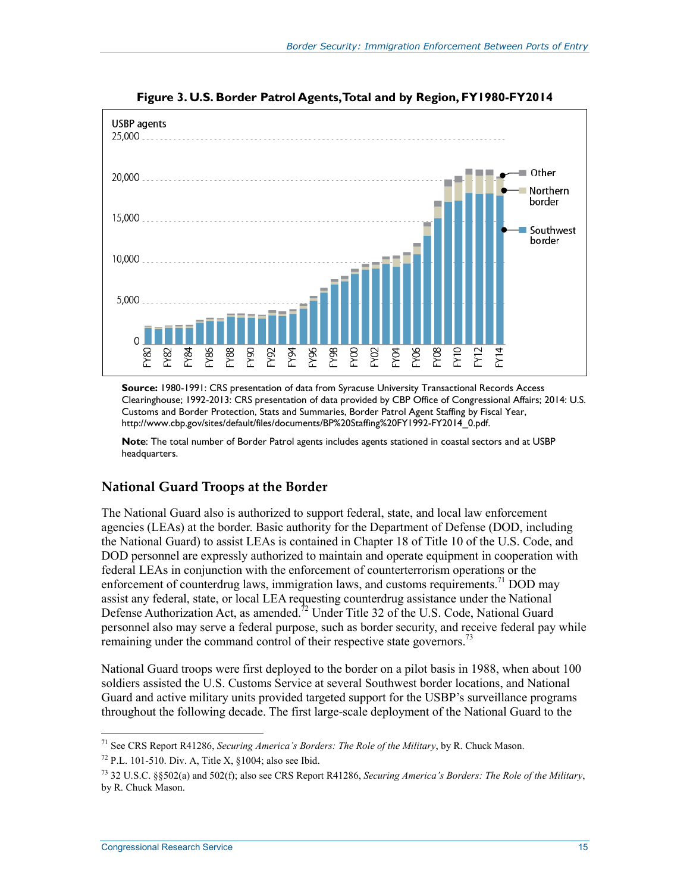**Figure 3. U.S. Border Patrol Agents, Total and by Region, FY1980-FY2014**

**Source:** 1980-1991: CRS presentation of data from Syracuse University Transactional Records Access Clearinghouse; 1992-2013: CRS presentation of data provided by CBP Office of Congressional Affairs; 2014: U.S. Customs and Border Protection, Stats and Summaries, Border Patrol Agent Staffing by Fiscal Year, http://www.cbp.gov/sites/default/files/documents/BP%20Staffing%20FY1992-FY2014_0.pdf.

**Note**: The total number of Border Patrol agents includes agents stationed in coastal sectors and at USBP headquarters.

## National Guard Troops at the Border

The National Guard also is authorized to support federal, state, and local law enforcement agencies (LEAs) at the border. Basic authority for the Department of Defense (DOD, including the National Guard) to assist LEAs is contained in Chapter 18 of Title 10 of the U.S. Code, and DOD personnel are expressly authorized to maintain and operate equipment in cooperation with federal LEAs in conjunction with the enforcement of counterterrorism operations or the enforcement of counterdrug laws, immigration laws, and customs requirements.[71] DOD may assist any federal, state, or local LEA requesting counterdrug assistance under the National Defense Authorization Act, as amended.[72] Under Title 32 of the U.S. Code, National Guard personnel also may serve a federal purpose, such as border security, and receive federal pay while remaining under the command control of their respective state governors.[73]

National Guard troops were first deployed to the border on a pilot basis in 1988, when about 100 soldiers assisted the U.S. Customs Service at several Southwest border locations, and National Guard and active military units provided targeted support for the USBP's surveillance programs throughout the following decade. The first large-scale deployment of the National Guard to the

---

[71] See CRS Report R41286, *Securing America's Borders: The Role of the Military*, by R. Chuck Mason.

[72] P.L. 101-510. Div. A, Title X, §1004; also see Ibid.

[73] 32 U.S.C. §§502(a) and 502(f); also see CRS Report R41286, *Securing America's Borders: The Role of the Military*, by R. Chuck Mason.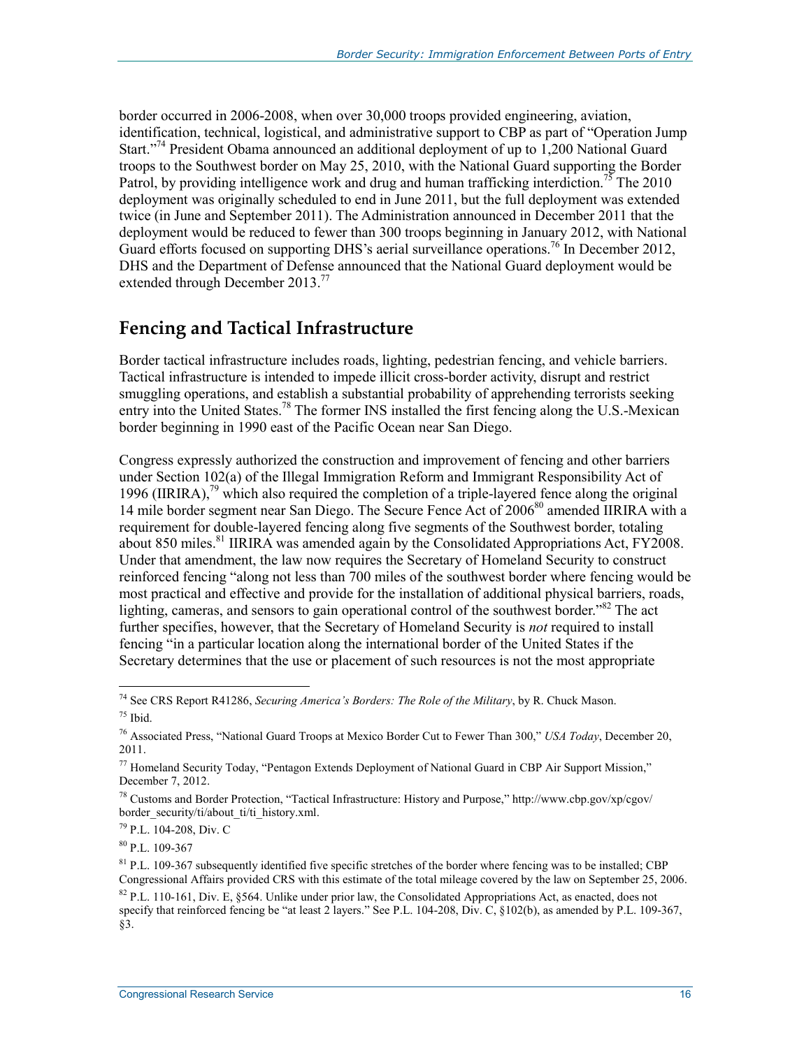border occurred in 2006-2008, when over 30,000 troops provided engineering, aviation, identification, technical, logistical, and administrative support to CBP as part of "Operation Jump Start."[74] President Obama announced an additional deployment of up to 1,200 National Guard troops to the Southwest border on May 25, 2010, with the National Guard supporting the Border Patrol, by providing intelligence work and drug and human trafficking interdiction.[75] The 2010 deployment was originally scheduled to end in June 2011, but the full deployment was extended twice (in June and September 2011). The Administration announced in December 2011 that the deployment would be reduced to fewer than 300 troops beginning in January 2012, with National Guard efforts focused on supporting DHS's aerial surveillance operations.[76] In December 2012, DHS and the Department of Defense announced that the National Guard deployment would be extended through December 2013.[77]

## Fencing and Tactical Infrastructure

Border tactical infrastructure includes roads, lighting, pedestrian fencing, and vehicle barriers. Tactical infrastructure is intended to impede illicit cross-border activity, disrupt and restrict smuggling operations, and establish a substantial probability of apprehending terrorists seeking entry into the United States.[78] The former INS installed the first fencing along the U.S.-Mexican border beginning in 1990 east of the Pacific Ocean near San Diego.

Congress expressly authorized the construction and improvement of fencing and other barriers under Section 102(a) of the Illegal Immigration Reform and Immigrant Responsibility Act of 1996 (IIRIRA),[79] which also required the completion of a triple-layered fence along the original 14 mile border segment near San Diego. The Secure Fence Act of 2006[80] amended IIRIRA with a requirement for double-layered fencing along five segments of the Southwest border, totaling about 850 miles.[81] IIRIRA was amended again by the Consolidated Appropriations Act, FY2008. Under that amendment, the law now requires the Secretary of Homeland Security to construct reinforced fencing "along not less than 700 miles of the southwest border where fencing would be most practical and effective and provide for the installation of additional physical barriers, roads, lighting, cameras, and sensors to gain operational control of the southwest border."[82] The act further specifies, however, that the Secretary of Homeland Security is *not* required to install fencing "in a particular location along the international border of the United States if the Secretary determines that the use or placement of such resources is not the most appropriate

---

[74] See CRS Report R41286, *Securing America's Borders: The Role of the Military*, by R. Chuck Mason.

[75] Ibid.

[76] Associated Press, "National Guard Troops at Mexico Border Cut to Fewer Than 300," *USA Today*, December 20, 2011.

[77] Homeland Security Today, "Pentagon Extends Deployment of National Guard in CBP Air Support Mission," December 7, 2012.

[78] Customs and Border Protection, "Tactical Infrastructure: History and Purpose," http://www.cbp.gov/xp/cgov/border_security/ti/about_ti/ti_history.xml.

[79] P.L. 104-208, Div. C

[80] P.L. 109-367

[81] P.L. 109-367 subsequently identified five specific stretches of the border where fencing was to be installed; CBP Congressional Affairs provided CRS with this estimate of the total mileage covered by the law on September 25, 2006.

[82] P.L. 110-161, Div. E, §564. Unlike under prior law, the Consolidated Appropriations Act, as enacted, does not specify that reinforced fencing be "at least 2 layers." See P.L. 104-208, Div. C, §102(b), as amended by P.L. 109-367, §3.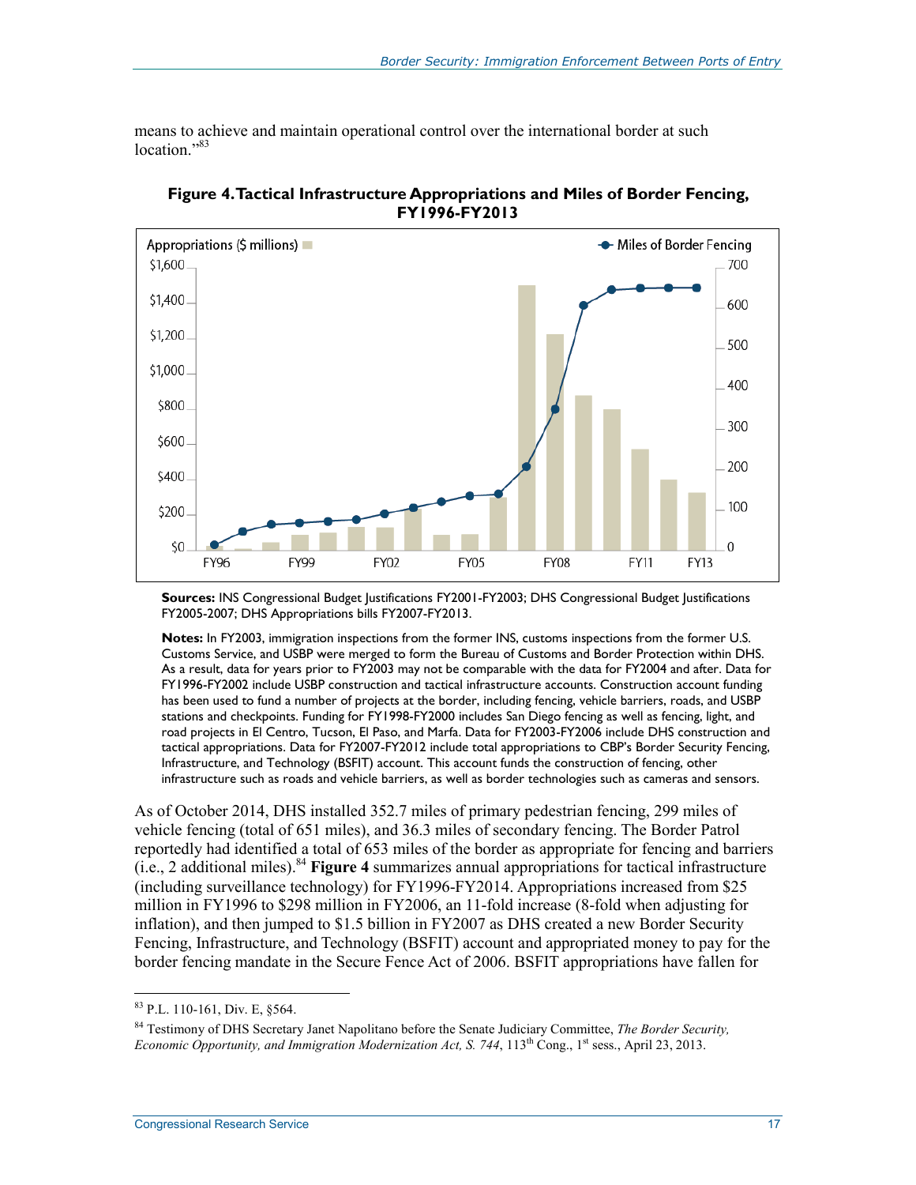means to achieve and maintain operational control over the international border at such location."[83]

**Figure 4. Tactical Infrastructure Appropriations and Miles of Border Fencing, FY1996-FY2013**

**Sources:** INS Congressional Budget Justifications FY2001-FY2003; DHS Congressional Budget Justifications FY2005-2007; DHS Appropriations bills FY2007-FY2013.

**Notes:** In FY2003, immigration inspections from the former INS, customs inspections from the former U.S. Customs Service, and USBP were merged to form the Bureau of Customs and Border Protection within DHS. As a result, data for years prior to FY2003 may not be comparable with the data for FY2004 and after. Data for FY1996-FY2002 include USBP construction and tactical infrastructure accounts. Construction account funding has been used to fund a number of projects at the border, including fencing, vehicle barriers, roads, and USBP stations and checkpoints. Funding for FY1998-FY2000 includes San Diego fencing as well as fencing, light, and road projects in El Centro, Tucson, El Paso, and Marfa. Data for FY2003-FY2006 include DHS construction and tactical appropriations. Data for FY2007-FY2012 include total appropriations to CBP's Border Security Fencing, Infrastructure, and Technology (BSFIT) account. This account funds the construction of fencing, other infrastructure such as roads and vehicle barriers, as well as border technologies such as cameras and sensors.

As of October 2014, DHS installed 352.7 miles of primary pedestrian fencing, 299 miles of vehicle fencing (total of 651 miles), and 36.3 miles of secondary fencing. The Border Patrol reportedly had identified a total of 653 miles of the border as appropriate for fencing and barriers (i.e., 2 additional miles).[84] **Figure 4** summarizes annual appropriations for tactical infrastructure (including surveillance technology) for FY1996-FY2014. Appropriations increased from $25 million in FY1996 to $298 million in FY2006, an 11-fold increase (8-fold when adjusting for inflation), and then jumped to $1.5 billion in FY2007 as DHS created a new Border Security Fencing, Infrastructure, and Technology (BSFIT) account and appropriated money to pay for the border fencing mandate in the Secure Fence Act of 2006. BSFIT appropriations have fallen for

---

[83] P.L. 110-161, Div. E, §564.

[84] Testimony of DHS Secretary Janet Napolitano before the Senate Judiciary Committee, *The Border Security, Economic Opportunity, and Immigration Modernization Act, S. 744*, 113th Cong., 1st sess., April 23, 2013.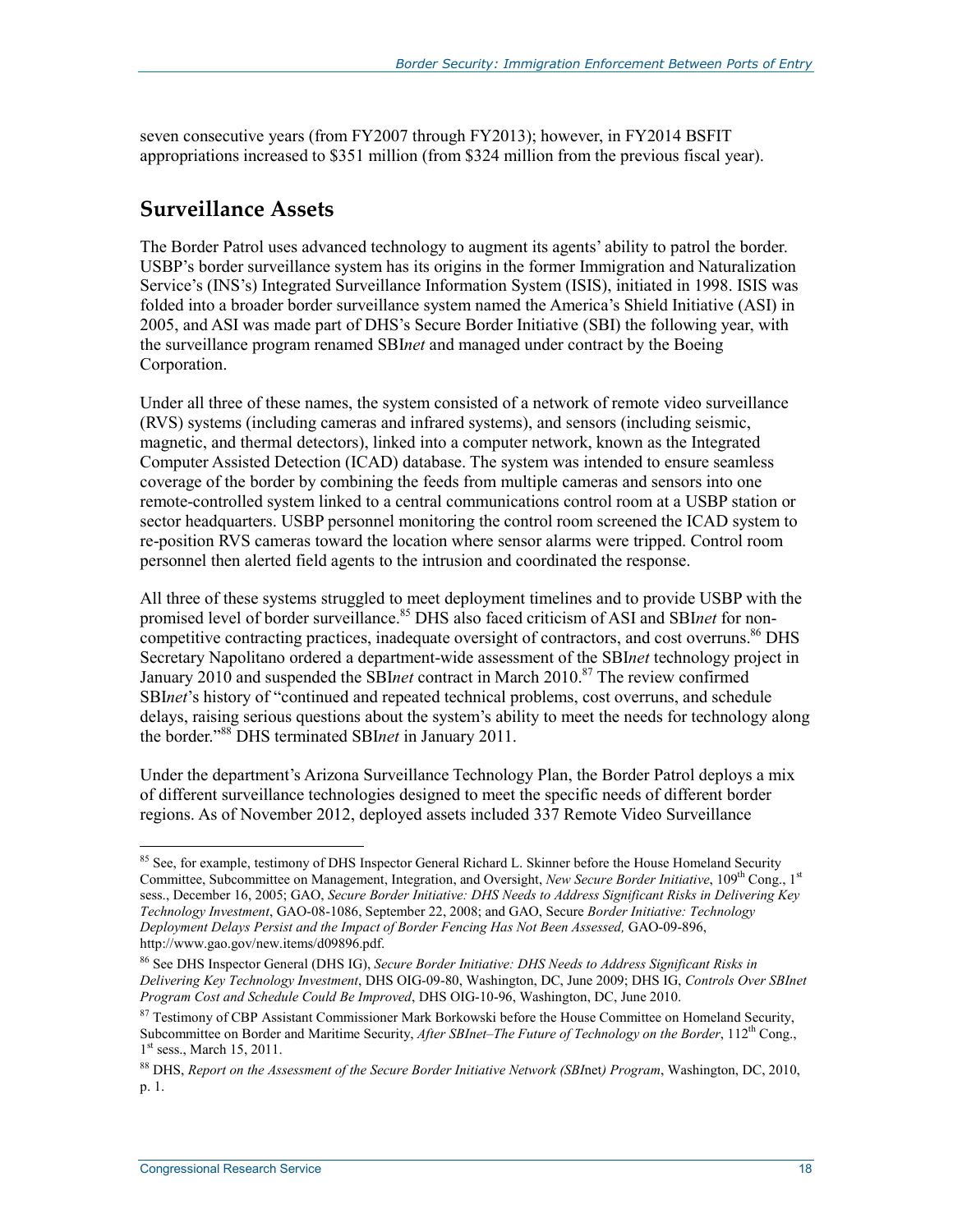seven consecutive years (from FY2007 through FY2013); however, in FY2014 BSFIT appropriations increased to $351 million (from $324 million from the previous fiscal year).

## Surveillance Assets

The Border Patrol uses advanced technology to augment its agents' ability to patrol the border. USBP's border surveillance system has its origins in the former Immigration and Naturalization Service's (INS's) Integrated Surveillance Information System (ISIS), initiated in 1998. ISIS was folded into a broader border surveillance system named the America's Shield Initiative (ASI) in 2005, and ASI was made part of DHS's Secure Border Initiative (SBI) the following year, with the surveillance program renamed SBI*net* and managed under contract by the Boeing Corporation.

Under all three of these names, the system consisted of a network of remote video surveillance (RVS) systems (including cameras and infrared systems), and sensors (including seismic, magnetic, and thermal detectors), linked into a computer network, known as the Integrated Computer Assisted Detection (ICAD) database. The system was intended to ensure seamless coverage of the border by combining the feeds from multiple cameras and sensors into one remote-controlled system linked to a central communications control room at a USBP station or sector headquarters. USBP personnel monitoring the control room screened the ICAD system to re-position RVS cameras toward the location where sensor alarms were tripped. Control room personnel then alerted field agents to the intrusion and coordinated the response.

All three of these systems struggled to meet deployment timelines and to provide USBP with the promised level of border surveillance.[85] DHS also faced criticism of ASI and SBI*net* for non-competitive contracting practices, inadequate oversight of contractors, and cost overruns.[86] DHS Secretary Napolitano ordered a department-wide assessment of the SBI*net* technology project in January 2010 and suspended the SBI*net* contract in March 2010.[87] The review confirmed SBI*net*'s history of "continued and repeated technical problems, cost overruns, and schedule delays, raising serious questions about the system's ability to meet the needs for technology along the border."[88] DHS terminated SBI*net* in January 2011.

Under the department's Arizona Surveillance Technology Plan, the Border Patrol deploys a mix of different surveillance technologies designed to meet the specific needs of different border regions. As of November 2012, deployed assets included 337 Remote Video Surveillance

---

[85] See, for example, testimony of DHS Inspector General Richard L. Skinner before the House Homeland Security Committee, Subcommittee on Management, Integration, and Oversight, *New Secure Border Initiative*, 109th Cong., 1st sess., December 16, 2005; GAO, *Secure Border Initiative: DHS Needs to Address Significant Risks in Delivering Key Technology Investment*, GAO-08-1086, September 22, 2008; and GAO, Secure *Border Initiative: Technology Deployment Delays Persist and the Impact of Border Fencing Has Not Been Assessed,* GAO-09-896, http://www.gao.gov/new.items/d09896.pdf.

[86] See DHS Inspector General (DHS IG), *Secure Border Initiative: DHS Needs to Address Significant Risks in Delivering Key Technology Investment*, DHS OIG-09-80, Washington, DC, June 2009; DHS IG, *Controls Over SBInet Program Cost and Schedule Could Be Improved*, DHS OIG-10-96, Washington, DC, June 2010.

[87] Testimony of CBP Assistant Commissioner Mark Borkowski before the House Committee on Homeland Security, Subcommittee on Border and Maritime Security, *After SBInet–The Future of Technology on the Border*, 112th Cong., 1st sess., March 15, 2011.

[88] DHS, *Report on the Assessment of the Secure Border Initiative Network (SBI*net*) Program*, Washington, DC, 2010, p. 1.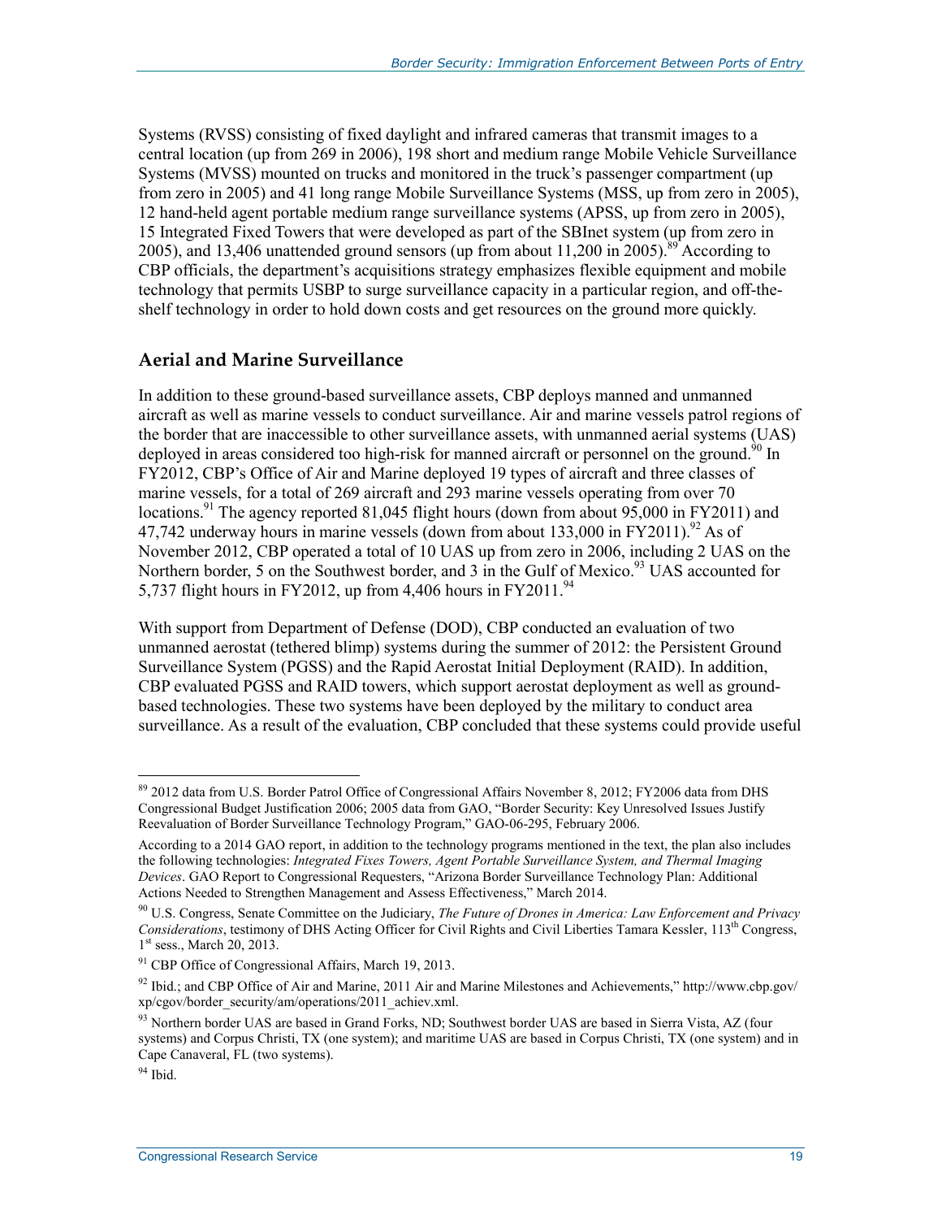Systems (RVSS) consisting of fixed daylight and infrared cameras that transmit images to a central location (up from 269 in 2006), 198 short and medium range Mobile Vehicle Surveillance Systems (MVSS) mounted on trucks and monitored in the truck's passenger compartment (up from zero in 2005) and 41 long range Mobile Surveillance Systems (MSS, up from zero in 2005), 12 hand-held agent portable medium range surveillance systems (APSS, up from zero in 2005), 15 Integrated Fixed Towers that were developed as part of the SBInet system (up from zero in 2005), and 13,406 unattended ground sensors (up from about 11,200 in 2005).[89] According to CBP officials, the department's acquisitions strategy emphasizes flexible equipment and mobile technology that permits USBP to surge surveillance capacity in a particular region, and off-the-shelf technology in order to hold down costs and get resources on the ground more quickly.

## Aerial and Marine Surveillance

In addition to these ground-based surveillance assets, CBP deploys manned and unmanned aircraft as well as marine vessels to conduct surveillance. Air and marine vessels patrol regions of the border that are inaccessible to other surveillance assets, with unmanned aerial systems (UAS) deployed in areas considered too high-risk for manned aircraft or personnel on the ground.[90] In FY2012, CBP's Office of Air and Marine deployed 19 types of aircraft and three classes of marine vessels, for a total of 269 aircraft and 293 marine vessels operating from over 70 locations.[91] The agency reported 81,045 flight hours (down from about 95,000 in FY2011) and 47,742 underway hours in marine vessels (down from about 133,000 in FY2011).[92] As of November 2012, CBP operated a total of 10 UAS up from zero in 2006, including 2 UAS on the Northern border, 5 on the Southwest border, and 3 in the Gulf of Mexico.[93] UAS accounted for 5,737 flight hours in FY2012, up from 4,406 hours in FY2011.[94]

With support from Department of Defense (DOD), CBP conducted an evaluation of two unmanned aerostat (tethered blimp) systems during the summer of 2012: the Persistent Ground Surveillance System (PGSS) and the Rapid Aerostat Initial Deployment (RAID). In addition, CBP evaluated PGSS and RAID towers, which support aerostat deployment as well as ground-based technologies. These two systems have been deployed by the military to conduct area surveillance. As a result of the evaluation, CBP concluded that these systems could provide useful

---

[89] 2012 data from U.S. Border Patrol Office of Congressional Affairs November 8, 2012; FY2006 data from DHS Congressional Budget Justification 2006; 2005 data from GAO, "Border Security: Key Unresolved Issues Justify Reevaluation of Border Surveillance Technology Program," GAO-06-295, February 2006.

According to a 2014 GAO report, in addition to the technology programs mentioned in the text, the plan also includes the following technologies: *Integrated Fixes Towers, Agent Portable Surveillance System, and Thermal Imaging Devices*. GAO Report to Congressional Requesters, "Arizona Border Surveillance Technology Plan: Additional Actions Needed to Strengthen Management and Assess Effectiveness," March 2014.

[90] U.S. Congress, Senate Committee on the Judiciary, *The Future of Drones in America: Law Enforcement and Privacy Considerations*, testimony of DHS Acting Officer for Civil Rights and Civil Liberties Tamara Kessler, 113th Congress, 1st sess., March 20, 2013.

[91] CBP Office of Congressional Affairs, March 19, 2013.

[92] Ibid.; and CBP Office of Air and Marine, 2011 Air and Marine Milestones and Achievements," http://www.cbp.gov/xp/cgov/border_security/am/operations/2011_achiev.xml.

[93] Northern border UAS are based in Grand Forks, ND; Southwest border UAS are based in Sierra Vista, AZ (four systems) and Corpus Christi, TX (one system); and maritime UAS are based in Corpus Christi, TX (one system) and in Cape Canaveral, FL (two systems).

[94] Ibid.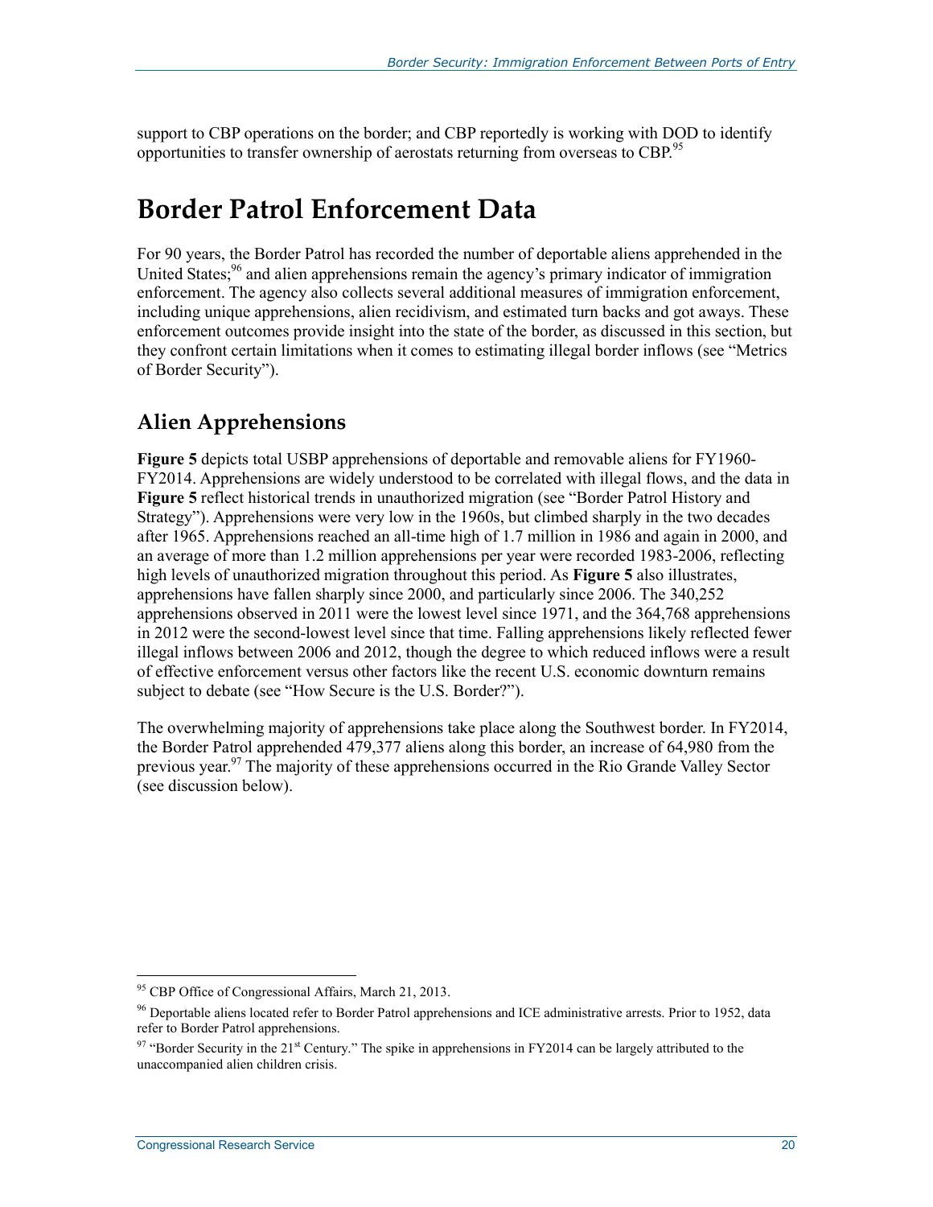support to CBP operations on the border; and CBP reportedly is working with DOD to identify opportunities to transfer ownership of aerostats returning from overseas to CBP.[95]

# Border Patrol Enforcement Data

For 90 years, the Border Patrol has recorded the number of deportable aliens apprehended in the United States;[96] and alien apprehensions remain the agency's primary indicator of immigration enforcement. The agency also collects several additional measures of immigration enforcement, including unique apprehensions, alien recidivism, and estimated turn backs and got aways. These enforcement outcomes provide insight into the state of the border, as discussed in this section, but they confront certain limitations when it comes to estimating illegal border inflows (see "Metrics of Border Security").

## Alien Apprehensions

**Figure 5** depicts total USBP apprehensions of deportable and removable aliens for FY1960-FY2014. Apprehensions are widely understood to be correlated with illegal flows, and the data in **Figure 5** reflect historical trends in unauthorized migration (see "Border Patrol History and Strategy"). Apprehensions were very low in the 1960s, but climbed sharply in the two decades after 1965. Apprehensions reached an all-time high of 1.7 million in 1986 and again in 2000, and an average of more than 1.2 million apprehensions per year were recorded 1983-2006, reflecting high levels of unauthorized migration throughout this period. As **Figure 5** also illustrates, apprehensions have fallen sharply since 2000, and particularly since 2006. The 340,252 apprehensions observed in 2011 were the lowest level since 1971, and the 364,768 apprehensions in 2012 were the second-lowest level since that time. Falling apprehensions likely reflected fewer illegal inflows between 2006 and 2012, though the degree to which reduced inflows were a result of effective enforcement versus other factors like the recent U.S. economic downturn remains subject to debate (see "How Secure is the U.S. Border?").

The overwhelming majority of apprehensions take place along the Southwest border. In FY2014, the Border Patrol apprehended 479,377 aliens along this border, an increase of 64,980 from the previous year.[97] The majority of these apprehensions occurred in the Rio Grande Valley Sector (see discussion below).

---

[95] CBP Office of Congressional Affairs, March 21, 2013.

[96] Deportable aliens located refer to Border Patrol apprehensions and ICE administrative arrests. Prior to 1952, data refer to Border Patrol apprehensions.

[97] "Border Security in the 21st Century." The spike in apprehensions in FY2014 can be largely attributed to the unaccompanied alien children crisis.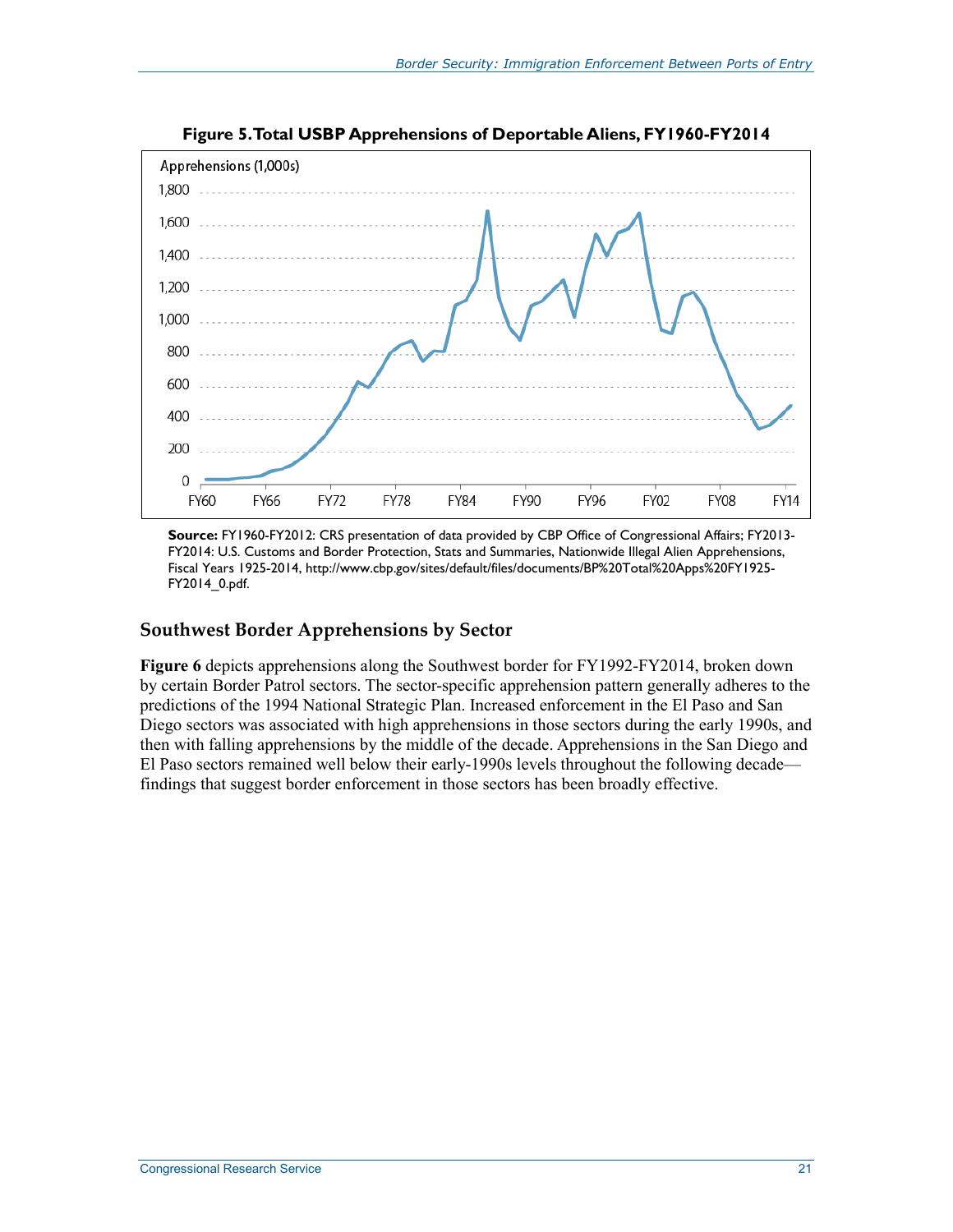**Figure 5. Total USBP Apprehensions of Deportable Aliens, FY1960-FY2014**

**Source:** FY1960-FY2012: CRS presentation of data provided by CBP Office of Congressional Affairs; FY2013-FY2014: U.S. Customs and Border Protection, Stats and Summaries, Nationwide Illegal Alien Apprehensions, Fiscal Years 1925-2014, http://www.cbp.gov/sites/default/files/documents/BP%20Total%20Apps%20FY1925-FY2014_0.pdf.

## Southwest Border Apprehensions by Sector

**Figure 6** depicts apprehensions along the Southwest border for FY1992-FY2014, broken down by certain Border Patrol sectors. The sector-specific apprehension pattern generally adheres to the predictions of the 1994 National Strategic Plan. Increased enforcement in the El Paso and San Diego sectors was associated with high apprehensions in those sectors during the early 1990s, and then with falling apprehensions by the middle of the decade. Apprehensions in the San Diego and El Paso sectors remained well below their early-1990s levels throughout the following decade—findings that suggest border enforcement in those sectors has been broadly effective.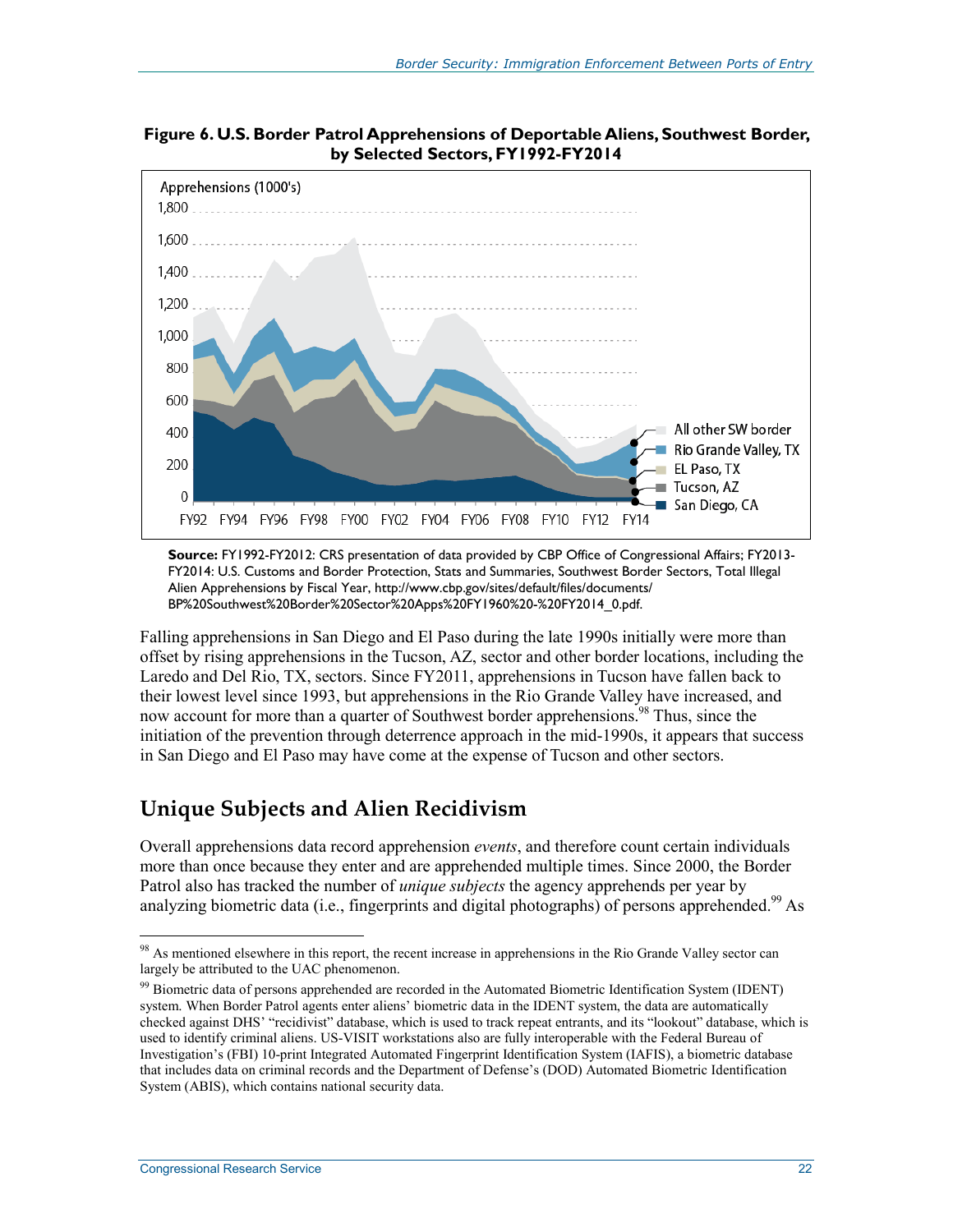**Figure 6. U.S. Border Patrol Apprehensions of Deportable Aliens, Southwest Border, by Selected Sectors, FY1992-FY2014**

**Source:** FY1992-FY2012: CRS presentation of data provided by CBP Office of Congressional Affairs; FY2013-FY2014: U.S. Customs and Border Protection, Stats and Summaries, Southwest Border Sectors, Total Illegal Alien Apprehensions by Fiscal Year, http://www.cbp.gov/sites/default/files/documents/BP%20Southwest%20Border%20Sector%20Apps%20FY1960%20-%20FY2014_0.pdf.

Falling apprehensions in San Diego and El Paso during the late 1990s initially were more than offset by rising apprehensions in the Tucson, AZ, sector and other border locations, including the Laredo and Del Rio, TX, sectors. Since FY2011, apprehensions in Tucson have fallen back to their lowest level since 1993, but apprehensions in the Rio Grande Valley have increased, and now account for more than a quarter of Southwest border apprehensions.[98] Thus, since the initiation of the prevention through deterrence approach in the mid-1990s, it appears that success in San Diego and El Paso may have come at the expense of Tucson and other sectors.

## Unique Subjects and Alien Recidivism

Overall apprehensions data record apprehension *events*, and therefore count certain individuals more than once because they enter and are apprehended multiple times. Since 2000, the Border Patrol also has tracked the number of *unique subjects* the agency apprehends per year by analyzing biometric data (i.e., fingerprints and digital photographs) of persons apprehended.[99] As

---

[98] As mentioned elsewhere in this report, the recent increase in apprehensions in the Rio Grande Valley sector can largely be attributed to the UAC phenomenon.

[99] Biometric data of persons apprehended are recorded in the Automated Biometric Identification System (IDENT) system. When Border Patrol agents enter aliens' biometric data in the IDENT system, the data are automatically checked against DHS' "recidivist" database, which is used to track repeat entrants, and its "lookout" database, which is used to identify criminal aliens. US-VISIT workstations also are fully interoperable with the Federal Bureau of Investigation's (FBI) 10-print Integrated Automated Fingerprint Identification System (IAFIS), a biometric database that includes data on criminal records and the Department of Defense's (DOD) Automated Biometric Identification System (ABIS), which contains national security data.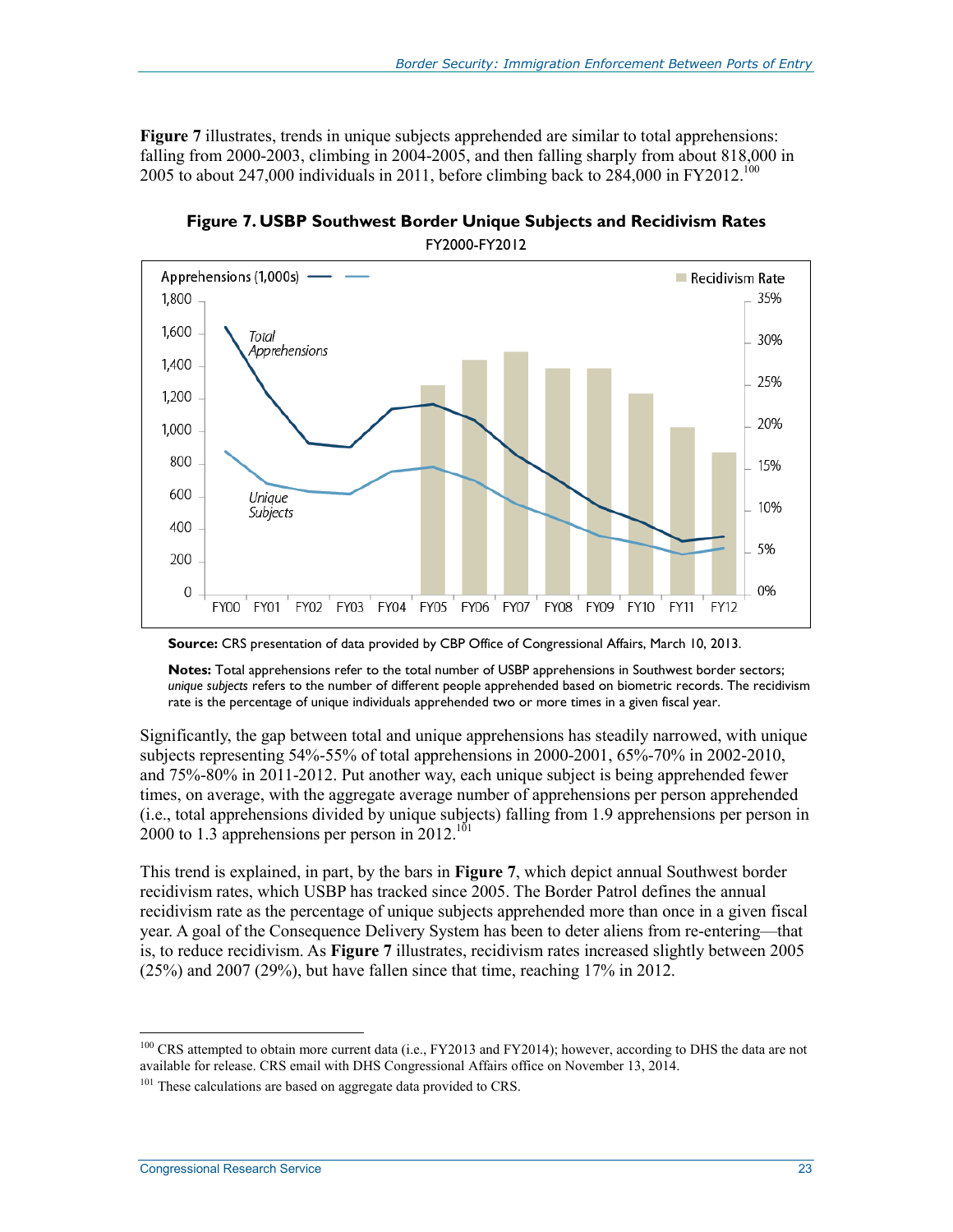**Figure 7** illustrates, trends in unique subjects apprehended are similar to total apprehensions: falling from 2000-2003, climbing in 2004-2005, and then falling sharply from about 818,000 in 2005 to about 247,000 individuals in 2011, before climbing back to 284,000 in FY2012.[100]

**Figure 7. USBP Southwest Border Unique Subjects and Recidivism Rates**

FY2000-FY2012

**Source:** CRS presentation of data provided by CBP Office of Congressional Affairs, March 10, 2013.

**Notes:** Total apprehensions refer to the total number of USBP apprehensions in Southwest border sectors; *unique subjects* refers to the number of different people apprehended based on biometric records. The recidivism rate is the percentage of unique individuals apprehended two or more times in a given fiscal year.

Significantly, the gap between total and unique apprehensions has steadily narrowed, with unique subjects representing 54%-55% of total apprehensions in 2000-2001, 65%-70% in 2002-2010, and 75%-80% in 2011-2012. Put another way, each unique subject is being apprehended fewer times, on average, with the aggregate average number of apprehensions per person apprehended (i.e., total apprehensions divided by unique subjects) falling from 1.9 apprehensions per person in 2000 to 1.3 apprehensions per person in 2012.[101]

This trend is explained, in part, by the bars in **Figure 7**, which depict annual Southwest border recidivism rates, which USBP has tracked since 2005. The Border Patrol defines the annual recidivism rate as the percentage of unique subjects apprehended more than once in a given fiscal year. A goal of the Consequence Delivery System has been to deter aliens from re-entering—that is, to reduce recidivism. As **Figure 7** illustrates, recidivism rates increased slightly between 2005 (25%) and 2007 (29%), but have fallen since that time, reaching 17% in 2012.

---

[100] CRS attempted to obtain more current data (i.e., FY2013 and FY2014); however, according to DHS the data are not available for release. CRS email with DHS Congressional Affairs office on November 13, 2014.

[101] These calculations are based on aggregate data provided to CRS.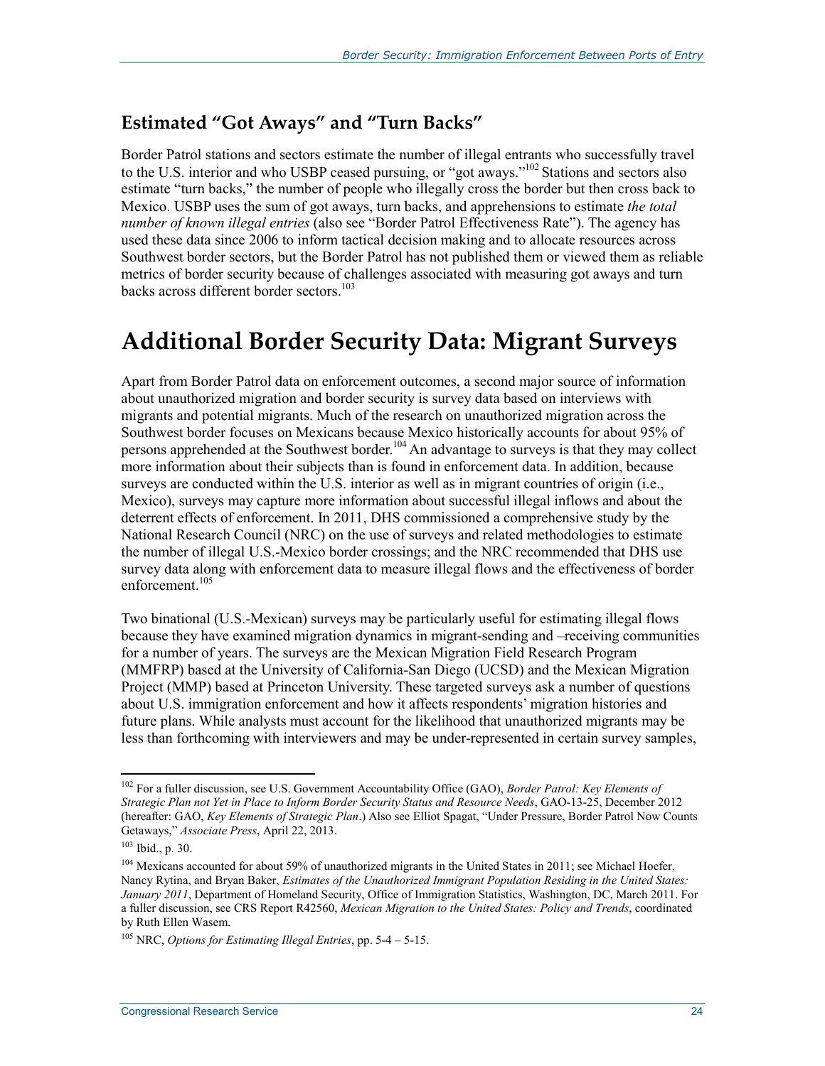### Estimated "Got Aways" and "Turn Backs"

Border Patrol stations and sectors estimate the number of illegal entrants who successfully travel to the U.S. interior and who USBP ceased pursuing, or "got aways."[102] Stations and sectors also estimate "turn backs," the number of people who illegally cross the border but then cross back to Mexico. USBP uses the sum of got aways, turn backs, and apprehensions to estimate *the total number of known illegal entries* (also see "Border Patrol Effectiveness Rate"). The agency has used these data since 2006 to inform tactical decision making and to allocate resources across Southwest border sectors, but the Border Patrol has not published them or viewed them as reliable metrics of border security because of challenges associated with measuring got aways and turn backs across different border sectors.[103]

## Additional Border Security Data: Migrant Surveys

Apart from Border Patrol data on enforcement outcomes, a second major source of information about unauthorized migration and border security is survey data based on interviews with migrants and potential migrants. Much of the research on unauthorized migration across the Southwest border focuses on Mexicans because Mexico historically accounts for about 95% of persons apprehended at the Southwest border.[104] An advantage to surveys is that they may collect more information about their subjects than is found in enforcement data. In addition, because surveys are conducted within the U.S. interior as well as in migrant countries of origin (i.e., Mexico), surveys may capture more information about successful illegal inflows and about the deterrent effects of enforcement. In 2011, DHS commissioned a comprehensive study by the National Research Council (NRC) on the use of surveys and related methodologies to estimate the number of illegal U.S.-Mexico border crossings; and the NRC recommended that DHS use survey data along with enforcement data to measure illegal flows and the effectiveness of border enforcement.[105]

Two binational (U.S.-Mexican) surveys may be particularly useful for estimating illegal flows because they have examined migration dynamics in migrant-sending and –receiving communities for a number of years. The surveys are the Mexican Migration Field Research Program (MMFRP) based at the University of California-San Diego (UCSD) and the Mexican Migration Project (MMP) based at Princeton University. These targeted surveys ask a number of questions about U.S. immigration enforcement and how it affects respondents' migration histories and future plans. While analysts must account for the likelihood that unauthorized migrants may be less than forthcoming with interviewers and may be under-represented in certain survey samples,

---

[102] For a fuller discussion, see U.S. Government Accountability Office (GAO), *Border Patrol: Key Elements of Strategic Plan not Yet in Place to Inform Border Security Status and Resource Needs*, GAO-13-25, December 2012 (hereafter: GAO, *Key Elements of Strategic Plan*.) Also see Elliot Spagat, "Under Pressure, Border Patrol Now Counts Getaways," *Associate Press*, April 22, 2013.

[103] Ibid., p. 30.

[104] Mexicans accounted for about 59% of unauthorized migrants in the United States in 2011; see Michael Hoefer, Nancy Rytina, and Bryan Baker, *Estimates of the Unauthorized Immigrant Population Residing in the United States: January 2011*, Department of Homeland Security, Office of Immigration Statistics, Washington, DC, March 2011. For a fuller discussion, see CRS Report R42560, *Mexican Migration to the United States: Policy and Trends*, coordinated by Ruth Ellen Wasem.

[105] NRC, *Options for Estimating Illegal Entries*, pp. 5-4 – 5-15.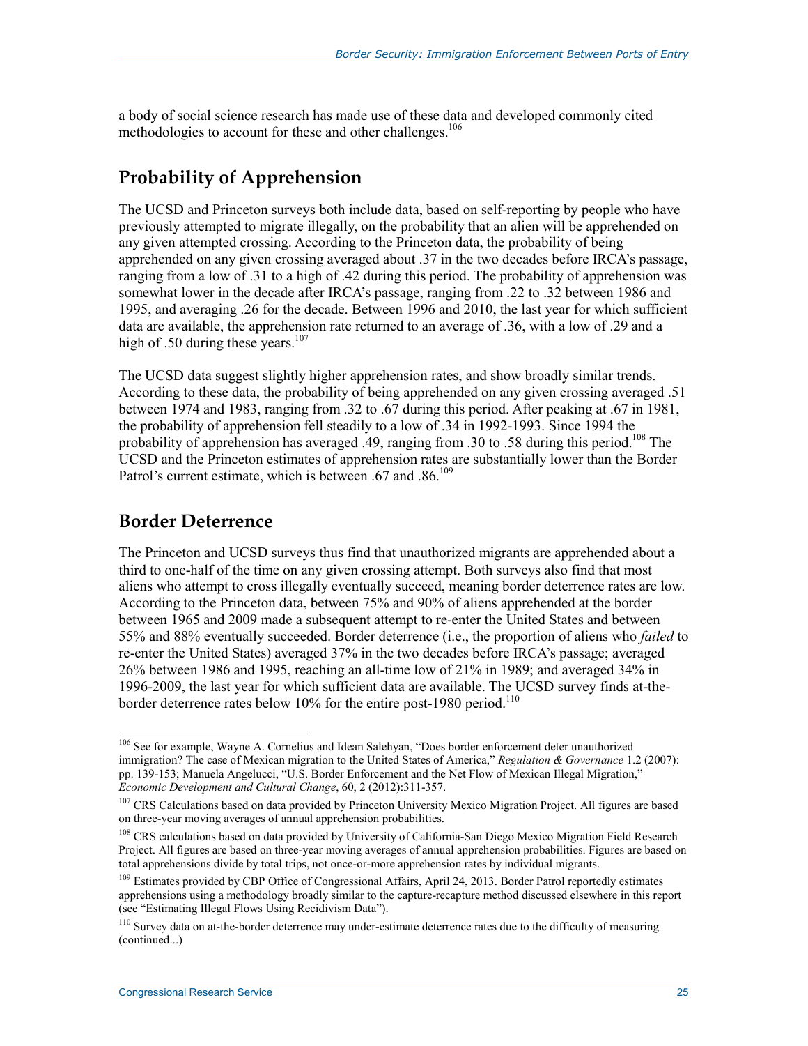a body of social science research has made use of these data and developed commonly cited methodologies to account for these and other challenges.[106]

## Probability of Apprehension

The UCSD and Princeton surveys both include data, based on self-reporting by people who have previously attempted to migrate illegally, on the probability that an alien will be apprehended on any given attempted crossing. According to the Princeton data, the probability of being apprehended on any given crossing averaged about .37 in the two decades before IRCA's passage, ranging from a low of .31 to a high of .42 during this period. The probability of apprehension was somewhat lower in the decade after IRCA's passage, ranging from .22 to .32 between 1986 and 1995, and averaging .26 for the decade. Between 1996 and 2010, the last year for which sufficient data are available, the apprehension rate returned to an average of .36, with a low of .29 and a high of .50 during these years.[107]

The UCSD data suggest slightly higher apprehension rates, and show broadly similar trends. According to these data, the probability of being apprehended on any given crossing averaged .51 between 1974 and 1983, ranging from .32 to .67 during this period. After peaking at .67 in 1981, the probability of apprehension fell steadily to a low of .34 in 1992-1993. Since 1994 the probability of apprehension has averaged .49, ranging from .30 to .58 during this period.[108] The UCSD and the Princeton estimates of apprehension rates are substantially lower than the Border Patrol's current estimate, which is between .67 and .86.[109]

## Border Deterrence

The Princeton and UCSD surveys thus find that unauthorized migrants are apprehended about a third to one-half of the time on any given crossing attempt. Both surveys also find that most aliens who attempt to cross illegally eventually succeed, meaning border deterrence rates are low. According to the Princeton data, between 75% and 90% of aliens apprehended at the border between 1965 and 2009 made a subsequent attempt to re-enter the United States and between 55% and 88% eventually succeeded. Border deterrence (i.e., the proportion of aliens who *failed* to re-enter the United States) averaged 37% in the two decades before IRCA's passage; averaged 26% between 1986 and 1995, reaching an all-time low of 21% in 1989; and averaged 34% in 1996-2009, the last year for which sufficient data are available. The UCSD survey finds at-the-border deterrence rates below 10% for the entire post-1980 period.[110]

---

[106] See for example, Wayne A. Cornelius and Idean Salehyan, "Does border enforcement deter unauthorized immigration? The case of Mexican migration to the United States of America," *Regulation & Governance* 1.2 (2007): pp. 139-153; Manuela Angelucci, "U.S. Border Enforcement and the Net Flow of Mexican Illegal Migration," *Economic Development and Cultural Change*, 60, 2 (2012):311-357.

[107] CRS Calculations based on data provided by Princeton University Mexico Migration Project. All figures are based on three-year moving averages of annual apprehension probabilities.

[108] CRS calculations based on data provided by University of California-San Diego Mexico Migration Field Research Project. All figures are based on three-year moving averages of annual apprehension probabilities. Figures are based on total apprehensions divide by total trips, not once-or-more apprehension rates by individual migrants.

[109] Estimates provided by CBP Office of Congressional Affairs, April 24, 2013. Border Patrol reportedly estimates apprehensions using a methodology broadly similar to the capture-recapture method discussed elsewhere in this report (see "Estimating Illegal Flows Using Recidivism Data").

[110] Survey data on at-the-border deterrence may under-estimate deterrence rates due to the difficulty of measuring (continued...)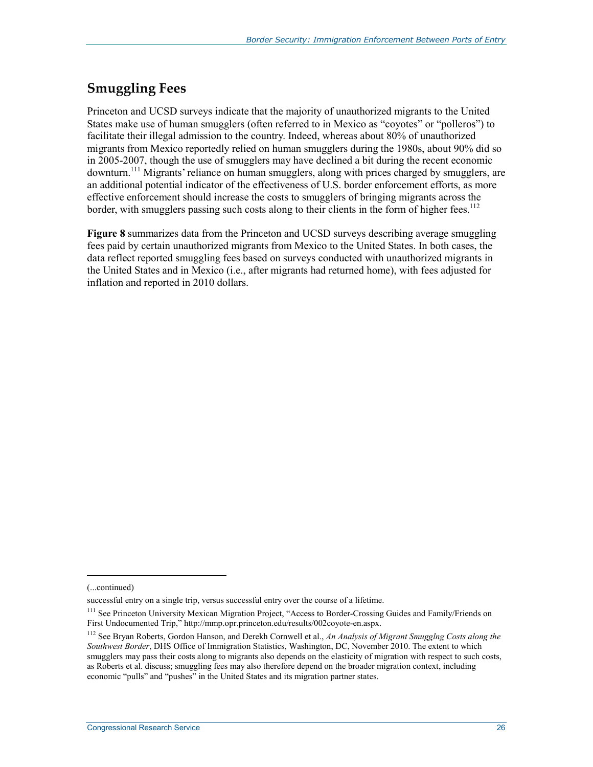## Smuggling Fees

Princeton and UCSD surveys indicate that the majority of unauthorized migrants to the United States make use of human smugglers (often referred to in Mexico as "coyotes" or "polleros") to facilitate their illegal admission to the country. Indeed, whereas about 80% of unauthorized migrants from Mexico reportedly relied on human smugglers during the 1980s, about 90% did so in 2005-2007, though the use of smugglers may have declined a bit during the recent economic downturn.[111] Migrants' reliance on human smugglers, along with prices charged by smugglers, are an additional potential indicator of the effectiveness of U.S. border enforcement efforts, as more effective enforcement should increase the costs to smugglers of bringing migrants across the border, with smugglers passing such costs along to their clients in the form of higher fees.[112]

**Figure 8** summarizes data from the Princeton and UCSD surveys describing average smuggling fees paid by certain unauthorized migrants from Mexico to the United States. In both cases, the data reflect reported smuggling fees based on surveys conducted with unauthorized migrants in the United States and in Mexico (i.e., after migrants had returned home), with fees adjusted for inflation and reported in 2010 dollars.

---

(...continued)

successful entry on a single trip, versus successful entry over the course of a lifetime.

[111] See Princeton University Mexican Migration Project, "Access to Border-Crossing Guides and Family/Friends on First Undocumented Trip," http://mmp.opr.princeton.edu/results/002coyote-en.aspx.

[112] See Bryan Roberts, Gordon Hanson, and Derekh Cornwell et al., *An Analysis of Migrant Smugglng Costs along the Southwest Border*, DHS Office of Immigration Statistics, Washington, DC, November 2010. The extent to which smugglers may pass their costs along to migrants also depends on the elasticity of migration with respect to such costs, as Roberts et al. discuss; smuggling fees may also therefore depend on the broader migration context, including economic "pulls" and "pushes" in the United States and its migration partner states.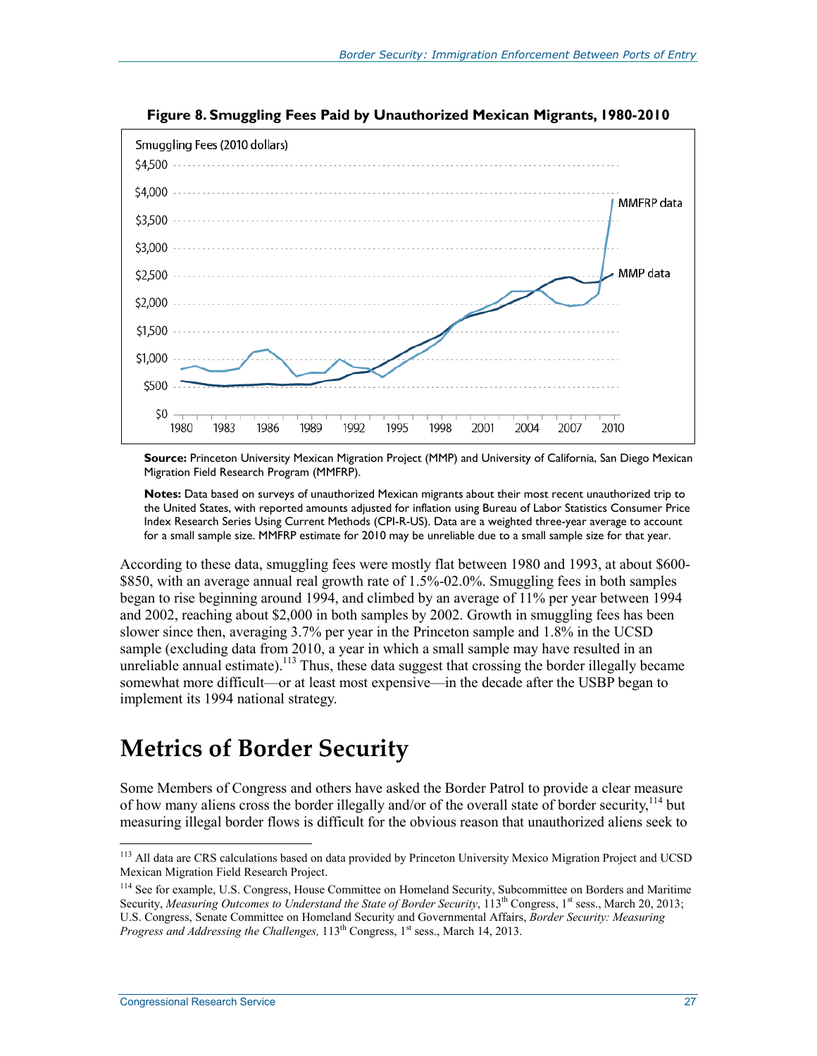**Figure 8. Smuggling Fees Paid by Unauthorized Mexican Migrants, 1980-2010**

**Source:** Princeton University Mexican Migration Project (MMP) and University of California, San Diego Mexican Migration Field Research Program (MMFRP).

**Notes:** Data based on surveys of unauthorized Mexican migrants about their most recent unauthorized trip to the United States, with reported amounts adjusted for inflation using Bureau of Labor Statistics Consumer Price Index Research Series Using Current Methods (CPI-R-US). Data are a weighted three-year average to account for a small sample size. MMFRP estimate for 2010 may be unreliable due to a small sample size for that year.

According to these data, smuggling fees were mostly flat between 1980 and 1993, at about $600-$850, with an average annual real growth rate of 1.5%-02.0%. Smuggling fees in both samples began to rise beginning around 1994, and climbed by an average of 11% per year between 1994 and 2002, reaching about $2,000 in both samples by 2002. Growth in smuggling fees has been slower since then, averaging 3.7% per year in the Princeton sample and 1.8% in the UCSD sample (excluding data from 2010, a year in which a small sample may have resulted in an unreliable annual estimate).[113] Thus, these data suggest that crossing the border illegally became somewhat more difficult—or at least most expensive—in the decade after the USBP began to implement its 1994 national strategy.

# Metrics of Border Security

Some Members of Congress and others have asked the Border Patrol to provide a clear measure of how many aliens cross the border illegally and/or of the overall state of border security,[114] but measuring illegal border flows is difficult for the obvious reason that unauthorized aliens seek to

[113] All data are CRS calculations based on data provided by Princeton University Mexico Migration Project and UCSD Mexican Migration Field Research Project.

[114] See for example, U.S. Congress, House Committee on Homeland Security, Subcommittee on Borders and Maritime Security, *Measuring Outcomes to Understand the State of Border Security*, 113th Congress, 1st sess., March 20, 2013; U.S. Congress, Senate Committee on Homeland Security and Governmental Affairs, *Border Security: Measuring Progress and Addressing the Challenges,* 113th Congress, 1st sess., March 14, 2013.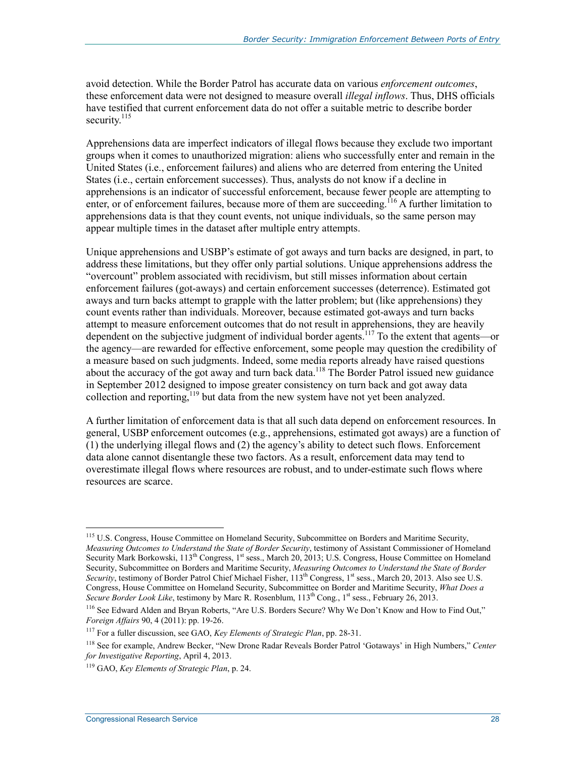avoid detection. While the Border Patrol has accurate data on various *enforcement outcomes*, these enforcement data were not designed to measure overall *illegal inflows*. Thus, DHS officials have testified that current enforcement data do not offer a suitable metric to describe border security.[115]

Apprehensions data are imperfect indicators of illegal flows because they exclude two important groups when it comes to unauthorized migration: aliens who successfully enter and remain in the United States (i.e., enforcement failures) and aliens who are deterred from entering the United States (i.e., certain enforcement successes). Thus, analysts do not know if a decline in apprehensions is an indicator of successful enforcement, because fewer people are attempting to enter, or of enforcement failures, because more of them are succeeding.[116] A further limitation to apprehensions data is that they count events, not unique individuals, so the same person may appear multiple times in the dataset after multiple entry attempts.

Unique apprehensions and USBP's estimate of got aways and turn backs are designed, in part, to address these limitations, but they offer only partial solutions. Unique apprehensions address the "overcount" problem associated with recidivism, but still misses information about certain enforcement failures (got-aways) and certain enforcement successes (deterrence). Estimated got aways and turn backs attempt to grapple with the latter problem; but (like apprehensions) they count events rather than individuals. Moreover, because estimated got-aways and turn backs attempt to measure enforcement outcomes that do not result in apprehensions, they are heavily dependent on the subjective judgment of individual border agents.[117] To the extent that agents—or the agency—are rewarded for effective enforcement, some people may question the credibility of a measure based on such judgments. Indeed, some media reports already have raised questions about the accuracy of the got away and turn back data.[118] The Border Patrol issued new guidance in September 2012 designed to impose greater consistency on turn back and got away data collection and reporting,[119] but data from the new system have not yet been analyzed.

A further limitation of enforcement data is that all such data depend on enforcement resources. In general, USBP enforcement outcomes (e.g., apprehensions, estimated got aways) are a function of (1) the underlying illegal flows and (2) the agency's ability to detect such flows. Enforcement data alone cannot disentangle these two factors. As a result, enforcement data may tend to overestimate illegal flows where resources are robust, and to under-estimate such flows where resources are scarce.

---

[115] U.S. Congress, House Committee on Homeland Security, Subcommittee on Borders and Maritime Security, *Measuring Outcomes to Understand the State of Border Security*, testimony of Assistant Commissioner of Homeland Security Mark Borkowski, 113th Congress, 1st sess., March 20, 2013; U.S. Congress, House Committee on Homeland Security, Subcommittee on Borders and Maritime Security, *Measuring Outcomes to Understand the State of Border Security*, testimony of Border Patrol Chief Michael Fisher, 113th Congress, 1st sess., March 20, 2013. Also see U.S. Congress, House Committee on Homeland Security, Subcommittee on Border and Maritime Security, *What Does a Secure Border Look Like*, testimony by Marc R. Rosenblum, 113th Cong., 1st sess., February 26, 2013.

[116] See Edward Alden and Bryan Roberts, "Are U.S. Borders Secure? Why We Don't Know and How to Find Out," *Foreign Affairs* 90, 4 (2011): pp. 19-26.

[117] For a fuller discussion, see GAO, *Key Elements of Strategic Plan*, pp. 28-31.

[118] See for example, Andrew Becker, "New Drone Radar Reveals Border Patrol 'Gotaways' in High Numbers," *Center for Investigative Reporting*, April 4, 2013.

[119] GAO, *Key Elements of Strategic Plan*, p. 24.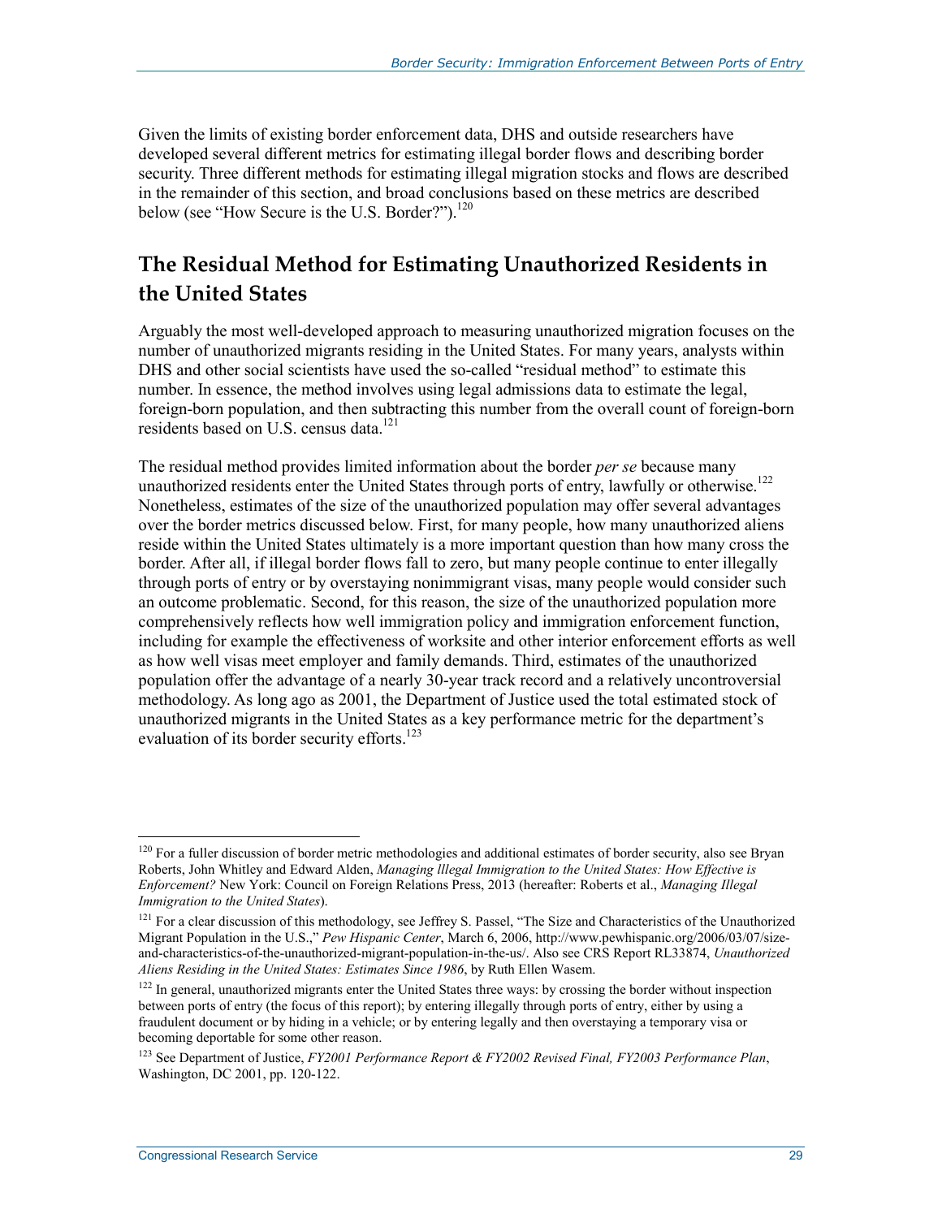Given the limits of existing border enforcement data, DHS and outside researchers have developed several different metrics for estimating illegal border flows and describing border security. Three different methods for estimating illegal migration stocks and flows are described in the remainder of this section, and broad conclusions based on these metrics are described below (see "How Secure is the U.S. Border?").[120]

## The Residual Method for Estimating Unauthorized Residents in the United States

Arguably the most well-developed approach to measuring unauthorized migration focuses on the number of unauthorized migrants residing in the United States. For many years, analysts within DHS and other social scientists have used the so-called "residual method" to estimate this number. In essence, the method involves using legal admissions data to estimate the legal, foreign-born population, and then subtracting this number from the overall count of foreign-born residents based on U.S. census data.[121]

The residual method provides limited information about the border *per se* because many unauthorized residents enter the United States through ports of entry, lawfully or otherwise.[122] Nonetheless, estimates of the size of the unauthorized population may offer several advantages over the border metrics discussed below. First, for many people, how many unauthorized aliens reside within the United States ultimately is a more important question than how many cross the border. After all, if illegal border flows fall to zero, but many people continue to enter illegally through ports of entry or by overstaying nonimmigrant visas, many people would consider such an outcome problematic. Second, for this reason, the size of the unauthorized population more comprehensively reflects how well immigration policy and immigration enforcement function, including for example the effectiveness of worksite and other interior enforcement efforts as well as how well visas meet employer and family demands. Third, estimates of the unauthorized population offer the advantage of a nearly 30-year track record and a relatively uncontroversial methodology. As long ago as 2001, the Department of Justice used the total estimated stock of unauthorized migrants in the United States as a key performance metric for the department's evaluation of its border security efforts.[123]

---

[120] For a fuller discussion of border metric methodologies and additional estimates of border security, also see Bryan Roberts, John Whitley and Edward Alden, *Managing lllegal Immigration to the United States: How Effective is Enforcement?* New York: Council on Foreign Relations Press, 2013 (hereafter: Roberts et al., *Managing Illegal Immigration to the United States*).

[121] For a clear discussion of this methodology, see Jeffrey S. Passel, "The Size and Characteristics of the Unauthorized Migrant Population in the U.S.," *Pew Hispanic Center*, March 6, 2006, http://www.pewhispanic.org/2006/03/07/size-and-characteristics-of-the-unauthorized-migrant-population-in-the-us/. Also see CRS Report RL33874, *Unauthorized Aliens Residing in the United States: Estimates Since 1986*, by Ruth Ellen Wasem.

[122] In general, unauthorized migrants enter the United States three ways: by crossing the border without inspection between ports of entry (the focus of this report); by entering illegally through ports of entry, either by using a fraudulent document or by hiding in a vehicle; or by entering legally and then overstaying a temporary visa or becoming deportable for some other reason.

[123] See Department of Justice, *FY2001 Performance Report & FY2002 Revised Final, FY2003 Performance Plan*, Washington, DC 2001, pp. 120-122.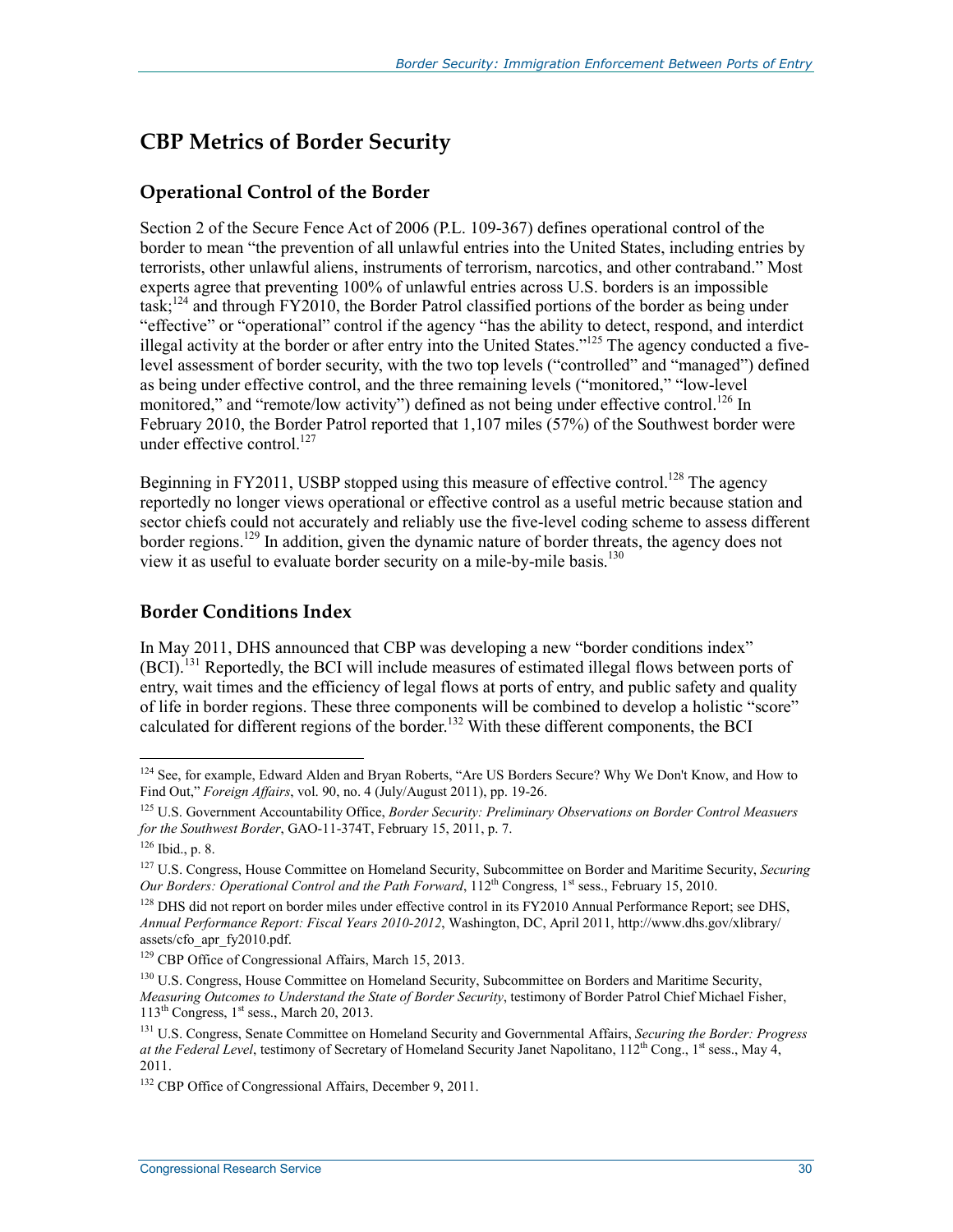## CBP Metrics of Border Security

### Operational Control of the Border

Section 2 of the Secure Fence Act of 2006 (P.L. 109-367) defines operational control of the border to mean "the prevention of all unlawful entries into the United States, including entries by terrorists, other unlawful aliens, instruments of terrorism, narcotics, and other contraband." Most experts agree that preventing 100% of unlawful entries across U.S. borders is an impossible task;[124] and through FY2010, the Border Patrol classified portions of the border as being under "effective" or "operational" control if the agency "has the ability to detect, respond, and interdict illegal activity at the border or after entry into the United States."[125] The agency conducted a five-level assessment of border security, with the two top levels ("controlled" and "managed") defined as being under effective control, and the three remaining levels ("monitored," "low-level monitored," and "remote/low activity") defined as not being under effective control.[126] In February 2010, the Border Patrol reported that 1,107 miles (57%) of the Southwest border were under effective control.[127]

Beginning in FY2011, USBP stopped using this measure of effective control.[128] The agency reportedly no longer views operational or effective control as a useful metric because station and sector chiefs could not accurately and reliably use the five-level coding scheme to assess different border regions.[129] In addition, given the dynamic nature of border threats, the agency does not view it as useful to evaluate border security on a mile-by-mile basis.[130]

### Border Conditions Index

In May 2011, DHS announced that CBP was developing a new "border conditions index" (BCI).[131] Reportedly, the BCI will include measures of estimated illegal flows between ports of entry, wait times and the efficiency of legal flows at ports of entry, and public safety and quality of life in border regions. These three components will be combined to develop a holistic "score" calculated for different regions of the border.[132] With these different components, the BCI

---

[124] See, for example, Edward Alden and Bryan Roberts, "Are US Borders Secure? Why We Don't Know, and How to Find Out," *Foreign Affairs*, vol. 90, no. 4 (July/August 2011), pp. 19-26.

[125] U.S. Government Accountability Office, *Border Security: Preliminary Observations on Border Control Measuers for the Southwest Border*, GAO-11-374T, February 15, 2011, p. 7.

[126] Ibid., p. 8.

[127] U.S. Congress, House Committee on Homeland Security, Subcommittee on Border and Maritime Security, *Securing Our Borders: Operational Control and the Path Forward*, 112th Congress, 1st sess., February 15, 2010.

[128] DHS did not report on border miles under effective control in its FY2010 Annual Performance Report; see DHS, *Annual Performance Report: Fiscal Years 2010-2012*, Washington, DC, April 2011, http://www.dhs.gov/xlibrary/assets/cfo_apr_fy2010.pdf.

[129] CBP Office of Congressional Affairs, March 15, 2013.

[130] U.S. Congress, House Committee on Homeland Security, Subcommittee on Borders and Maritime Security, *Measuring Outcomes to Understand the State of Border Security*, testimony of Border Patrol Chief Michael Fisher, 113th Congress, 1st sess., March 20, 2013.

[131] U.S. Congress, Senate Committee on Homeland Security and Governmental Affairs, *Securing the Border: Progress at the Federal Level*, testimony of Secretary of Homeland Security Janet Napolitano, 112th Cong., 1st sess., May 4, 2011.

[132] CBP Office of Congressional Affairs, December 9, 2011.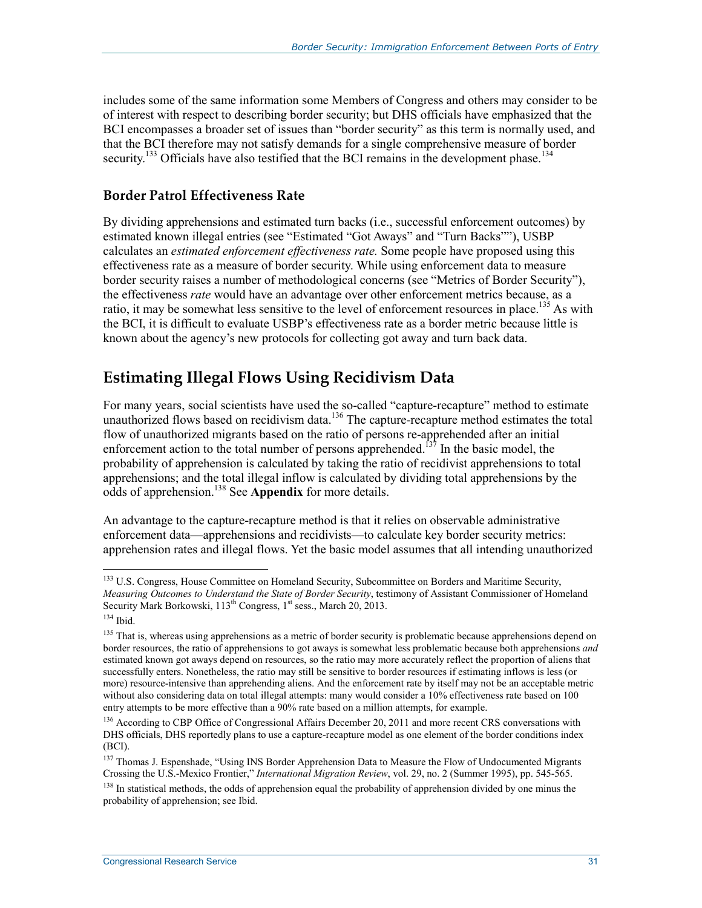includes some of the same information some Members of Congress and others may consider to be of interest with respect to describing border security; but DHS officials have emphasized that the BCI encompasses a broader set of issues than "border security" as this term is normally used, and that the BCI therefore may not satisfy demands for a single comprehensive measure of border security.[133] Officials have also testified that the BCI remains in the development phase.[134]

### Border Patrol Effectiveness Rate

By dividing apprehensions and estimated turn backs (i.e., successful enforcement outcomes) by estimated known illegal entries (see "Estimated "Got Aways" and "Turn Backs""), USBP calculates an *estimated enforcement effectiveness rate.* Some people have proposed using this effectiveness rate as a measure of border security. While using enforcement data to measure border security raises a number of methodological concerns (see "Metrics of Border Security"), the effectiveness *rate* would have an advantage over other enforcement metrics because, as a ratio, it may be somewhat less sensitive to the level of enforcement resources in place.[135] As with the BCI, it is difficult to evaluate USBP's effectiveness rate as a border metric because little is known about the agency's new protocols for collecting got away and turn back data.

## Estimating Illegal Flows Using Recidivism Data

For many years, social scientists have used the so-called "capture-recapture" method to estimate unauthorized flows based on recidivism data.[136] The capture-recapture method estimates the total flow of unauthorized migrants based on the ratio of persons re-apprehended after an initial enforcement action to the total number of persons apprehended.[137] In the basic model, the probability of apprehension is calculated by taking the ratio of recidivist apprehensions to total apprehensions; and the total illegal inflow is calculated by dividing total apprehensions by the odds of apprehension.[138] See **Appendix** for more details.

An advantage to the capture-recapture method is that it relies on observable administrative enforcement data—apprehensions and recidivists—to calculate key border security metrics: apprehension rates and illegal flows. Yet the basic model assumes that all intending unauthorized

---

[133] U.S. Congress, House Committee on Homeland Security, Subcommittee on Borders and Maritime Security, *Measuring Outcomes to Understand the State of Border Security*, testimony of Assistant Commissioner of Homeland Security Mark Borkowski, 113th Congress, 1st sess., March 20, 2013.

[134] Ibid.

[135] That is, whereas using apprehensions as a metric of border security is problematic because apprehensions depend on border resources, the ratio of apprehensions to got aways is somewhat less problematic because both apprehensions *and* estimated known got aways depend on resources, so the ratio may more accurately reflect the proportion of aliens that successfully enters. Nonetheless, the ratio may still be sensitive to border resources if estimating inflows is less (or more) resource-intensive than apprehending aliens. And the enforcement rate by itself may not be an acceptable metric without also considering data on total illegal attempts: many would consider a 10% effectiveness rate based on 100 entry attempts to be more effective than a 90% rate based on a million attempts, for example.

[136] According to CBP Office of Congressional Affairs December 20, 2011 and more recent CRS conversations with DHS officials, DHS reportedly plans to use a capture-recapture model as one element of the border conditions index (BCI).

[137] Thomas J. Espenshade, "Using INS Border Apprehension Data to Measure the Flow of Undocumented Migrants Crossing the U.S.-Mexico Frontier," *International Migration Review*, vol. 29, no. 2 (Summer 1995), pp. 545-565.

[138] In statistical methods, the odds of apprehension equal the probability of apprehension divided by one minus the probability of apprehension; see Ibid.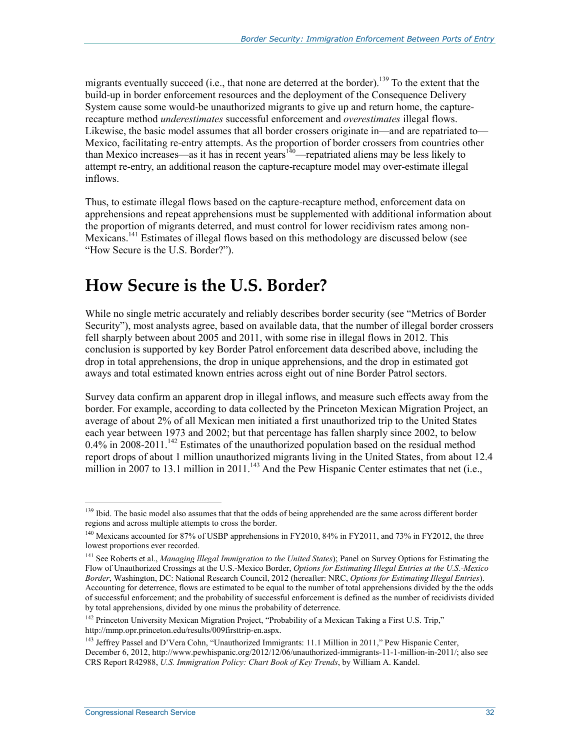migrants eventually succeed (i.e., that none are deterred at the border).[139] To the extent that the build-up in border enforcement resources and the deployment of the Consequence Delivery System cause some would-be unauthorized migrants to give up and return home, the capture-recapture method *underestimates* successful enforcement and *overestimates* illegal flows. Likewise, the basic model assumes that all border crossers originate in—and are repatriated to—Mexico, facilitating re-entry attempts. As the proportion of border crossers from countries other than Mexico increases—as it has in recent years[140]—repatriated aliens may be less likely to attempt re-entry, an additional reason the capture-recapture model may over-estimate illegal inflows.

Thus, to estimate illegal flows based on the capture-recapture method, enforcement data on apprehensions and repeat apprehensions must be supplemented with additional information about the proportion of migrants deterred, and must control for lower recidivism rates among non-Mexicans.[141] Estimates of illegal flows based on this methodology are discussed below (see "How Secure is the U.S. Border?").

# How Secure is the U.S. Border?

While no single metric accurately and reliably describes border security (see "Metrics of Border Security"), most analysts agree, based on available data, that the number of illegal border crossers fell sharply between about 2005 and 2011, with some rise in illegal flows in 2012. This conclusion is supported by key Border Patrol enforcement data described above, including the drop in total apprehensions, the drop in unique apprehensions, and the drop in estimated got aways and total estimated known entries across eight out of nine Border Patrol sectors.

Survey data confirm an apparent drop in illegal inflows, and measure such effects away from the border. For example, according to data collected by the Princeton Mexican Migration Project, an average of about 2% of all Mexican men initiated a first unauthorized trip to the United States each year between 1973 and 2002; but that percentage has fallen sharply since 2002, to below 0.4% in 2008-2011.[142] Estimates of the unauthorized population based on the residual method report drops of about 1 million unauthorized migrants living in the United States, from about 12.4 million in 2007 to 13.1 million in 2011.[143] And the Pew Hispanic Center estimates that net (i.e.,

---

[139] Ibid. The basic model also assumes that that the odds of being apprehended are the same across different border regions and across multiple attempts to cross the border.

[140] Mexicans accounted for 87% of USBP apprehensions in FY2010, 84% in FY2011, and 73% in FY2012, the three lowest proportions ever recorded.

[141] See Roberts et al., *Managing lllegal Immigration to the United States*); Panel on Survey Options for Estimating the Flow of Unauthorized Crossings at the U.S.-Mexico Border, *Options for Estimating Illegal Entries at the U.S.-Mexico Border*, Washington, DC: National Research Council, 2012 (hereafter: NRC, *Options for Estimating Illegal Entries*). Accounting for deterrence, flows are estimated to be equal to the number of total apprehensions divided by the the odds of successful enforcement; and the probability of successful enforcement is defined as the number of recidivists divided by total apprehensions, divided by one minus the probability of deterrence.

[142] Princeton University Mexican Migration Project, "Probability of a Mexican Taking a First U.S. Trip," http://mmp.opr.princeton.edu/results/009firsttrip-en.aspx.

[143] Jeffrey Passel and D'Vera Cohn, "Unauthorized Immigrants: 11.1 Million in 2011," Pew Hispanic Center, December 6, 2012, http://www.pewhispanic.org/2012/12/06/unauthorized-immigrants-11-1-million-in-2011/; also see CRS Report R42988, *U.S. Immigration Policy: Chart Book of Key Trends*, by William A. Kandel.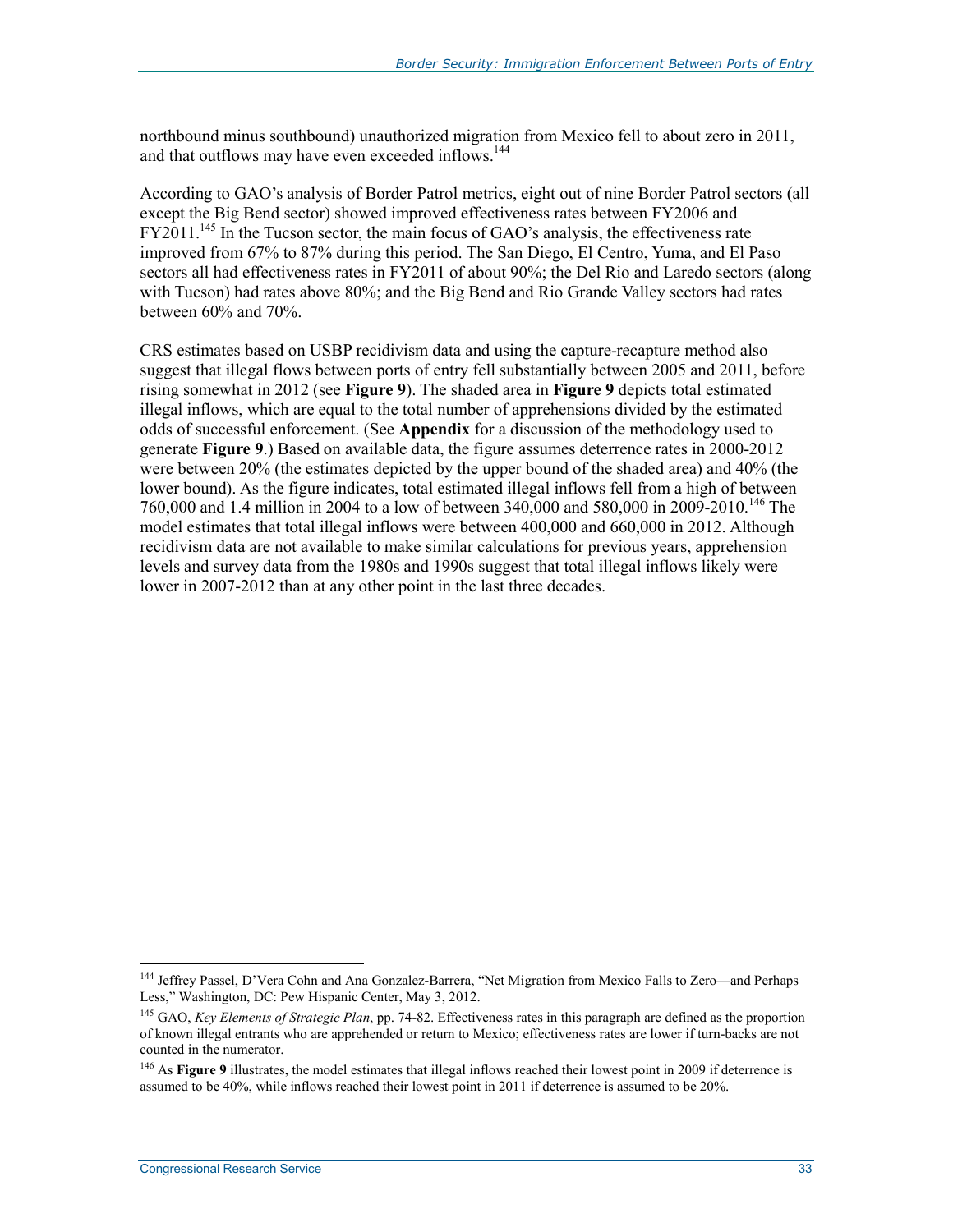northbound minus southbound) unauthorized migration from Mexico fell to about zero in 2011, and that outflows may have even exceeded inflows.[144]

According to GAO's analysis of Border Patrol metrics, eight out of nine Border Patrol sectors (all except the Big Bend sector) showed improved effectiveness rates between FY2006 and FY2011.[145] In the Tucson sector, the main focus of GAO's analysis, the effectiveness rate improved from 67% to 87% during this period. The San Diego, El Centro, Yuma, and El Paso sectors all had effectiveness rates in FY2011 of about 90%; the Del Rio and Laredo sectors (along with Tucson) had rates above 80%; and the Big Bend and Rio Grande Valley sectors had rates between 60% and 70%.

CRS estimates based on USBP recidivism data and using the capture-recapture method also suggest that illegal flows between ports of entry fell substantially between 2005 and 2011, before rising somewhat in 2012 (see **Figure 9**). The shaded area in **Figure 9** depicts total estimated illegal inflows, which are equal to the total number of apprehensions divided by the estimated odds of successful enforcement. (See **Appendix** for a discussion of the methodology used to generate **Figure 9**.) Based on available data, the figure assumes deterrence rates in 2000-2012 were between 20% (the estimates depicted by the upper bound of the shaded area) and 40% (the lower bound). As the figure indicates, total estimated illegal inflows fell from a high of between 760,000 and 1.4 million in 2004 to a low of between 340,000 and 580,000 in 2009-2010.[146] The model estimates that total illegal inflows were between 400,000 and 660,000 in 2012. Although recidivism data are not available to make similar calculations for previous years, apprehension levels and survey data from the 1980s and 1990s suggest that total illegal inflows likely were lower in 2007-2012 than at any other point in the last three decades.

---

[144] Jeffrey Passel, D'Vera Cohn and Ana Gonzalez-Barrera, "Net Migration from Mexico Falls to Zero—and Perhaps Less," Washington, DC: Pew Hispanic Center, May 3, 2012.

[145] GAO, *Key Elements of Strategic Plan*, pp. 74-82. Effectiveness rates in this paragraph are defined as the proportion of known illegal entrants who are apprehended or return to Mexico; effectiveness rates are lower if turn-backs are not counted in the numerator.

[146] As **Figure 9** illustrates, the model estimates that illegal inflows reached their lowest point in 2009 if deterrence is assumed to be 40%, while inflows reached their lowest point in 2011 if deterrence is assumed to be 20%.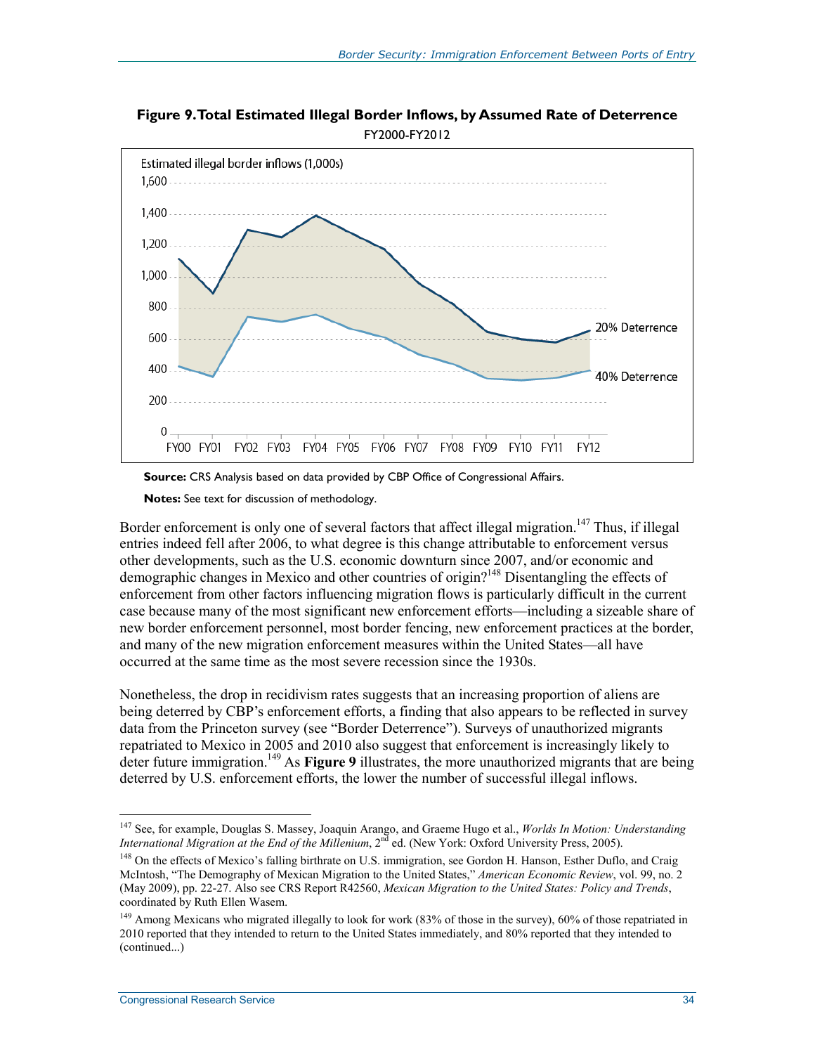**Figure 9. Total Estimated Illegal Border Inflows, by Assumed Rate of Deterrence**

FY2000-FY2012

**Source:** CRS Analysis based on data provided by CBP Office of Congressional Affairs.

**Notes:** See text for discussion of methodology.

Border enforcement is only one of several factors that affect illegal migration.[147] Thus, if illegal entries indeed fell after 2006, to what degree is this change attributable to enforcement versus other developments, such as the U.S. economic downturn since 2007, and/or economic and demographic changes in Mexico and other countries of origin?[148] Disentangling the effects of enforcement from other factors influencing migration flows is particularly difficult in the current case because many of the most significant new enforcement efforts—including a sizeable share of new border enforcement personnel, most border fencing, new enforcement practices at the border, and many of the new migration enforcement measures within the United States—all have occurred at the same time as the most severe recession since the 1930s.

Nonetheless, the drop in recidivism rates suggests that an increasing proportion of aliens are being deterred by CBP's enforcement efforts, a finding that also appears to be reflected in survey data from the Princeton survey (see "Border Deterrence"). Surveys of unauthorized migrants repatriated to Mexico in 2005 and 2010 also suggest that enforcement is increasingly likely to deter future immigration.[149] As **Figure 9** illustrates, the more unauthorized migrants that are being deterred by U.S. enforcement efforts, the lower the number of successful illegal inflows.

---

[147] See, for example, Douglas S. Massey, Joaquin Arango, and Graeme Hugo et al., *Worlds In Motion: Understanding International Migration at the End of the Millenium*, 2nd ed. (New York: Oxford University Press, 2005).

[148] On the effects of Mexico's falling birthrate on U.S. immigration, see Gordon H. Hanson, Esther Duflo, and Craig McIntosh, "The Demography of Mexican Migration to the United States," *American Economic Review*, vol. 99, no. 2 (May 2009), pp. 22-27. Also see CRS Report R42560, *Mexican Migration to the United States: Policy and Trends*, coordinated by Ruth Ellen Wasem.

[149] Among Mexicans who migrated illegally to look for work (83% of those in the survey), 60% of those repatriated in 2010 reported that they intended to return to the United States immediately, and 80% reported that they intended to (continued...)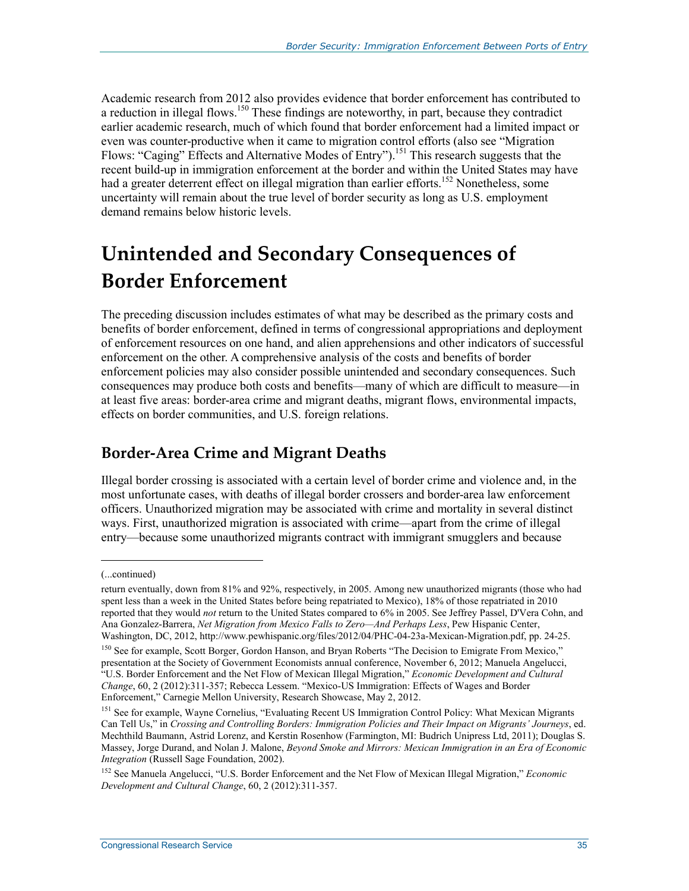Academic research from 2012 also provides evidence that border enforcement has contributed to a reduction in illegal flows.[150] These findings are noteworthy, in part, because they contradict earlier academic research, much of which found that border enforcement had a limited impact or even was counter-productive when it came to migration control efforts (also see "Migration Flows: "Caging" Effects and Alternative Modes of Entry").[151] This research suggests that the recent build-up in immigration enforcement at the border and within the United States may have had a greater deterrent effect on illegal migration than earlier efforts.[152] Nonetheless, some uncertainty will remain about the true level of border security as long as U.S. employment demand remains below historic levels.

# Unintended and Secondary Consequences of Border Enforcement

The preceding discussion includes estimates of what may be described as the primary costs and benefits of border enforcement, defined in terms of congressional appropriations and deployment of enforcement resources on one hand, and alien apprehensions and other indicators of successful enforcement on the other. A comprehensive analysis of the costs and benefits of border enforcement policies may also consider possible unintended and secondary consequences. Such consequences may produce both costs and benefits—many of which are difficult to measure—in at least five areas: border-area crime and migrant deaths, migrant flows, environmental impacts, effects on border communities, and U.S. foreign relations.

## Border-Area Crime and Migrant Deaths

Illegal border crossing is associated with a certain level of border crime and violence and, in the most unfortunate cases, with deaths of illegal border crossers and border-area law enforcement officers. Unauthorized migration may be associated with crime and mortality in several distinct ways. First, unauthorized migration is associated with crime—apart from the crime of illegal entry—because some unauthorized migrants contract with immigrant smugglers and because

---

(...continued)

return eventually, down from 81% and 92%, respectively, in 2005. Among new unauthorized migrants (those who had spent less than a week in the United States before being repatriated to Mexico), 18% of those repatriated in 2010 reported that they would *not* return to the United States compared to 6% in 2005. See Jeffrey Passel, D'Vera Cohn, and Ana Gonzalez-Barrera, *Net Migration from Mexico Falls to Zero—And Perhaps Less*, Pew Hispanic Center, Washington, DC, 2012, http://www.pewhispanic.org/files/2012/04/PHC-04-23a-Mexican-Migration.pdf, pp. 24-25.

[150] See for example, Scott Borger, Gordon Hanson, and Bryan Roberts "The Decision to Emigrate From Mexico," presentation at the Society of Government Economists annual conference, November 6, 2012; Manuela Angelucci, "U.S. Border Enforcement and the Net Flow of Mexican Illegal Migration," *Economic Development and Cultural Change*, 60, 2 (2012):311-357; Rebecca Lessem. "Mexico-US Immigration: Effects of Wages and Border Enforcement," Carnegie Mellon University, Research Showcase, May 2, 2012.

[151] See for example, Wayne Cornelius, "Evaluating Recent US Immigration Control Policy: What Mexican Migrants Can Tell Us," in *Crossing and Controlling Borders: Immigration Policies and Their Impact on Migrants' Journeys*, ed. Mechthild Baumann, Astrid Lorenz, and Kerstin Rosenhow (Farmington, MI: Budrich Unipress Ltd, 2011); Douglas S. Massey, Jorge Durand, and Nolan J. Malone, *Beyond Smoke and Mirrors: Mexican Immigration in an Era of Economic Integration* (Russell Sage Foundation, 2002).

[152] See Manuela Angelucci, "U.S. Border Enforcement and the Net Flow of Mexican Illegal Migration," *Economic Development and Cultural Change*, 60, 2 (2012):311-357.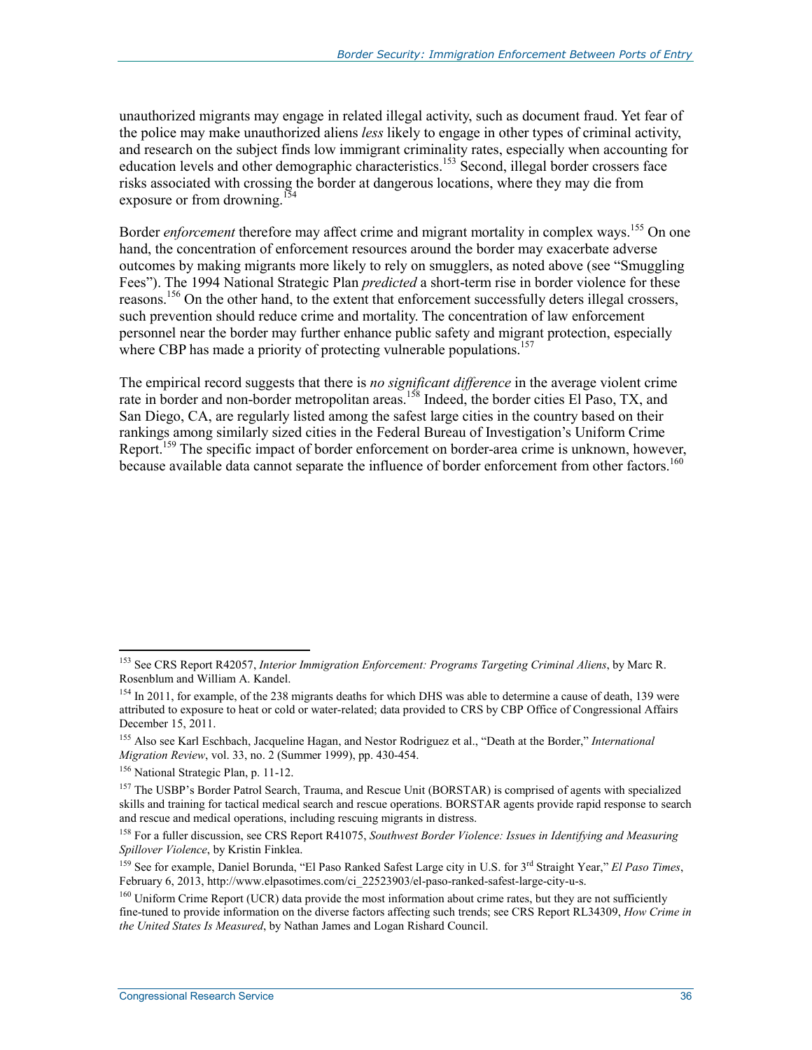unauthorized migrants may engage in related illegal activity, such as document fraud. Yet fear of the police may make unauthorized aliens *less* likely to engage in other types of criminal activity, and research on the subject finds low immigrant criminality rates, especially when accounting for education levels and other demographic characteristics.[153] Second, illegal border crossers face risks associated with crossing the border at dangerous locations, where they may die from exposure or from drowning.[154]

Border *enforcement* therefore may affect crime and migrant mortality in complex ways.[155] On one hand, the concentration of enforcement resources around the border may exacerbate adverse outcomes by making migrants more likely to rely on smugglers, as noted above (see "Smuggling Fees"). The 1994 National Strategic Plan *predicted* a short-term rise in border violence for these reasons.[156] On the other hand, to the extent that enforcement successfully deters illegal crossers, such prevention should reduce crime and mortality. The concentration of law enforcement personnel near the border may further enhance public safety and migrant protection, especially where CBP has made a priority of protecting vulnerable populations.[157]

The empirical record suggests that there is *no significant difference* in the average violent crime rate in border and non-border metropolitan areas.[158] Indeed, the border cities El Paso, TX, and San Diego, CA, are regularly listed among the safest large cities in the country based on their rankings among similarly sized cities in the Federal Bureau of Investigation's Uniform Crime Report.[159] The specific impact of border enforcement on border-area crime is unknown, however, because available data cannot separate the influence of border enforcement from other factors.[160]

---

[153] See CRS Report R42057, *Interior Immigration Enforcement: Programs Targeting Criminal Aliens*, by Marc R. Rosenblum and William A. Kandel.

[154] In 2011, for example, of the 238 migrants deaths for which DHS was able to determine a cause of death, 139 were attributed to exposure to heat or cold or water-related; data provided to CRS by CBP Office of Congressional Affairs December 15, 2011.

[155] Also see Karl Eschbach, Jacqueline Hagan, and Nestor Rodriguez et al., "Death at the Border," *International Migration Review*, vol. 33, no. 2 (Summer 1999), pp. 430-454.

[156] National Strategic Plan, p. 11-12.

[157] The USBP's Border Patrol Search, Trauma, and Rescue Unit (BORSTAR) is comprised of agents with specialized skills and training for tactical medical search and rescue operations. BORSTAR agents provide rapid response to search and rescue and medical operations, including rescuing migrants in distress.

[158] For a fuller discussion, see CRS Report R41075, *Southwest Border Violence: Issues in Identifying and Measuring Spillover Violence*, by Kristin Finklea.

[159] See for example, Daniel Borunda, "El Paso Ranked Safest Large city in U.S. for 3rd Straight Year," *El Paso Times*, February 6, 2013, http://www.elpasotimes.com/ci_22523903/el-paso-ranked-safest-large-city-u-s.

[160] Uniform Crime Report (UCR) data provide the most information about crime rates, but they are not sufficiently fine-tuned to provide information on the diverse factors affecting such trends; see CRS Report RL34309, *How Crime in the United States Is Measured*, by Nathan James and Logan Rishard Council.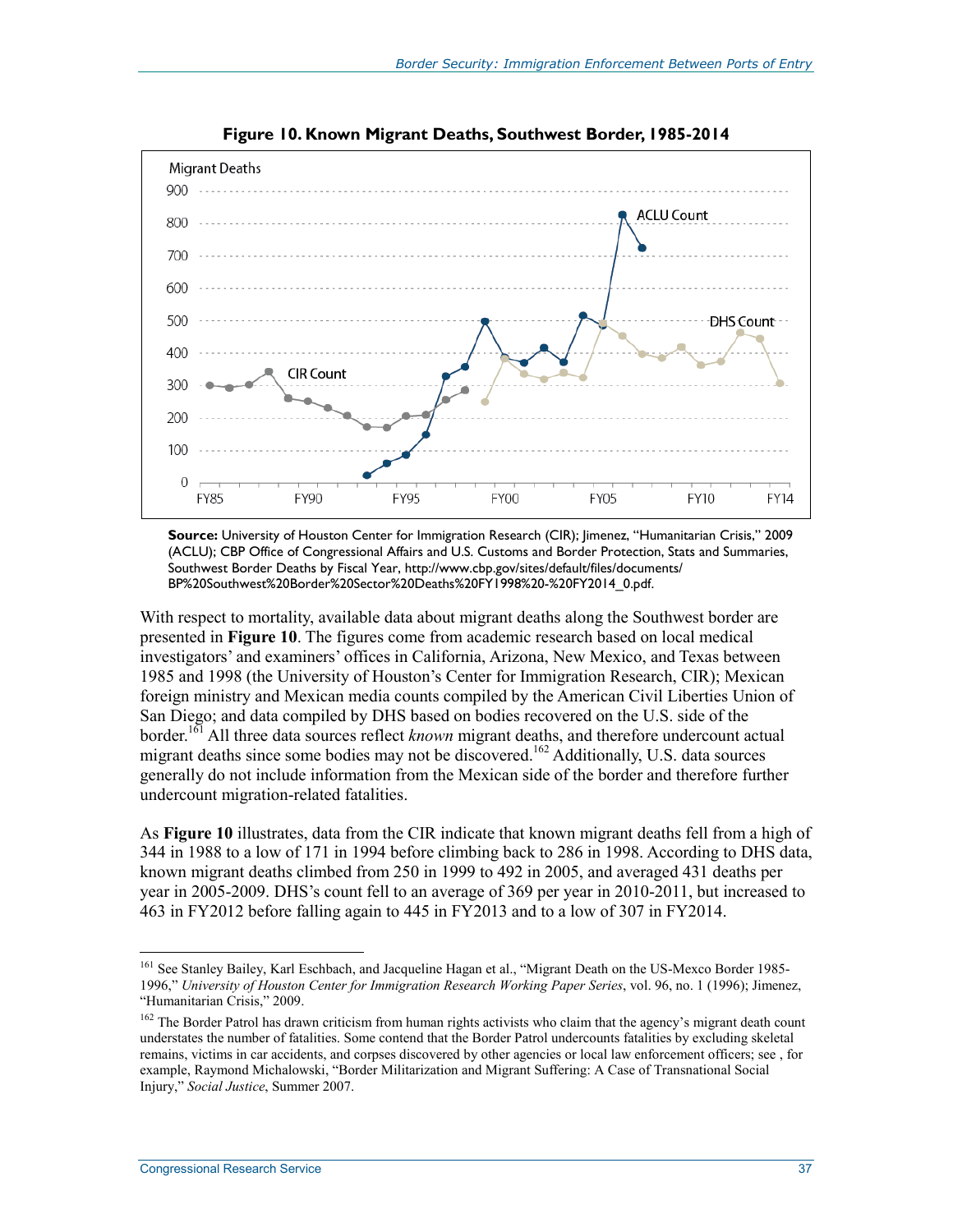**Figure 10. Known Migrant Deaths, Southwest Border, 1985-2014**

**Source:** University of Houston Center for Immigration Research (CIR); Jimenez, "Humanitarian Crisis," 2009 (ACLU); CBP Office of Congressional Affairs and U.S. Customs and Border Protection, Stats and Summaries, Southwest Border Deaths by Fiscal Year, http://www.cbp.gov/sites/default/files/documents/BP%20Southwest%20Border%20Sector%20Deaths%20FY1998%20-%20FY2014_0.pdf.

With respect to mortality, available data about migrant deaths along the Southwest border are presented in **Figure 10**. The figures come from academic research based on local medical investigators' and examiners' offices in California, Arizona, New Mexico, and Texas between 1985 and 1998 (the University of Houston's Center for Immigration Research, CIR); Mexican foreign ministry and Mexican media counts compiled by the American Civil Liberties Union of San Diego; and data compiled by DHS based on bodies recovered on the U.S. side of the border.[161] All three data sources reflect *known* migrant deaths, and therefore undercount actual migrant deaths since some bodies may not be discovered.[162] Additionally, U.S. data sources generally do not include information from the Mexican side of the border and therefore further undercount migration-related fatalities.

As **Figure 10** illustrates, data from the CIR indicate that known migrant deaths fell from a high of 344 in 1988 to a low of 171 in 1994 before climbing back to 286 in 1998. According to DHS data, known migrant deaths climbed from 250 in 1999 to 492 in 2005, and averaged 431 deaths per year in 2005-2009. DHS's count fell to an average of 369 per year in 2010-2011, but increased to 463 in FY2012 before falling again to 445 in FY2013 and to a low of 307 in FY2014.

---

[161] See Stanley Bailey, Karl Eschbach, and Jacqueline Hagan et al., "Migrant Death on the US-Mexco Border 1985-1996," *University of Houston Center for Immigration Research Working Paper Series*, vol. 96, no. 1 (1996); Jimenez, "Humanitarian Crisis," 2009.

[162] The Border Patrol has drawn criticism from human rights activists who claim that the agency's migrant death count understates the number of fatalities. Some contend that the Border Patrol undercounts fatalities by excluding skeletal remains, victims in car accidents, and corpses discovered by other agencies or local law enforcement officers; see , for example, Raymond Michalowski, "Border Militarization and Migrant Suffering: A Case of Transnational Social Injury," *Social Justice*, Summer 2007.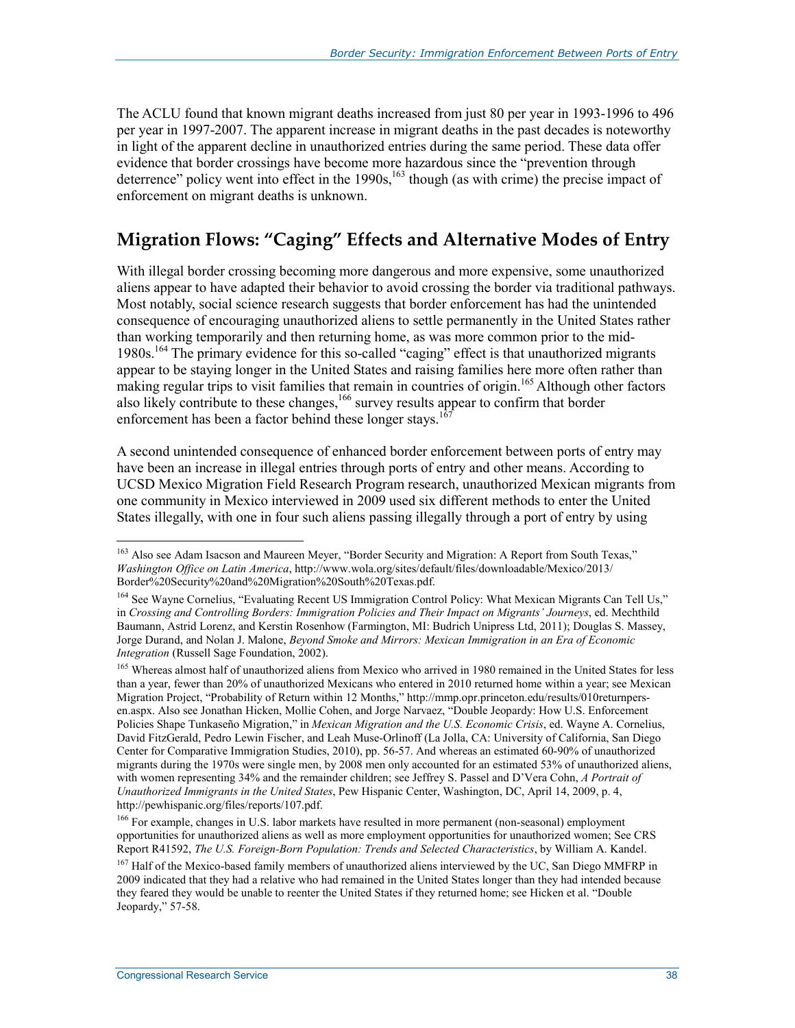The ACLU found that known migrant deaths increased from just 80 per year in 1993-1996 to 496 per year in 1997-2007. The apparent increase in migrant deaths in the past decades is noteworthy in light of the apparent decline in unauthorized entries during the same period. These data offer evidence that border crossings have become more hazardous since the "prevention through deterrence" policy went into effect in the 1990s,[163] though (as with crime) the precise impact of enforcement on migrant deaths is unknown.

## Migration Flows: "Caging" Effects and Alternative Modes of Entry

With illegal border crossing becoming more dangerous and more expensive, some unauthorized aliens appear to have adapted their behavior to avoid crossing the border via traditional pathways. Most notably, social science research suggests that border enforcement has had the unintended consequence of encouraging unauthorized aliens to settle permanently in the United States rather than working temporarily and then returning home, as was more common prior to the mid-1980s.[164] The primary evidence for this so-called "caging" effect is that unauthorized migrants appear to be staying longer in the United States and raising families here more often rather than making regular trips to visit families that remain in countries of origin.[165] Although other factors also likely contribute to these changes,[166] survey results appear to confirm that border enforcement has been a factor behind these longer stays.[167]

A second unintended consequence of enhanced border enforcement between ports of entry may have been an increase in illegal entries through ports of entry and other means. According to UCSD Mexico Migration Field Research Program research, unauthorized Mexican migrants from one community in Mexico interviewed in 2009 used six different methods to enter the United States illegally, with one in four such aliens passing illegally through a port of entry by using

---

[163] Also see Adam Isacson and Maureen Meyer, "Border Security and Migration: A Report from South Texas," *Washington Office on Latin America*, http://www.wola.org/sites/default/files/downloadable/Mexico/2013/Border%20Security%20and%20Migration%20South%20Texas.pdf.

[164] See Wayne Cornelius, "Evaluating Recent US Immigration Control Policy: What Mexican Migrants Can Tell Us," in *Crossing and Controlling Borders: Immigration Policies and Their Impact on Migrants' Journeys*, ed. Mechthild Baumann, Astrid Lorenz, and Kerstin Rosenhow (Farmington, MI: Budrich Unipress Ltd, 2011); Douglas S. Massey, Jorge Durand, and Nolan J. Malone, *Beyond Smoke and Mirrors: Mexican Immigration in an Era of Economic Integration* (Russell Sage Foundation, 2002).

[165] Whereas almost half of unauthorized aliens from Mexico who arrived in 1980 remained in the United States for less than a year, fewer than 20% of unauthorized Mexicans who entered in 2010 returned home within a year; see Mexican Migration Project, "Probability of Return within 12 Months," http://mmp.opr.princeton.edu/results/010returnpers-en.aspx. Also see Jonathan Hicken, Mollie Cohen, and Jorge Narvaez, "Double Jeopardy: How U.S. Enforcement Policies Shape Tunkaseño Migration," in *Mexican Migration and the U.S. Economic Crisis*, ed. Wayne A. Cornelius, David FitzGerald, Pedro Lewin Fischer, and Leah Muse-Orlinoff (La Jolla, CA: University of California, San Diego Center for Comparative Immigration Studies, 2010), pp. 56-57. And whereas an estimated 60-90% of unauthorized migrants during the 1970s were single men, by 2008 men only accounted for an estimated 53% of unauthorized aliens, with women representing 34% and the remainder children; see Jeffrey S. Passel and D'Vera Cohn, *A Portrait of Unauthorized Immigrants in the United States*, Pew Hispanic Center, Washington, DC, April 14, 2009, p. 4, http://pewhispanic.org/files/reports/107.pdf.

[166] For example, changes in U.S. labor markets have resulted in more permanent (non-seasonal) employment opportunities for unauthorized aliens as well as more employment opportunities for unauthorized women; See CRS Report R41592, *The U.S. Foreign-Born Population: Trends and Selected Characteristics*, by William A. Kandel.

[167] Half of the Mexico-based family members of unauthorized aliens interviewed by the UC, San Diego MMFRP in 2009 indicated that they had a relative who had remained in the United States longer than they had intended because they feared they would be unable to reenter the United States if they returned home; see Hicken et al. "Double Jeopardy," 57-58.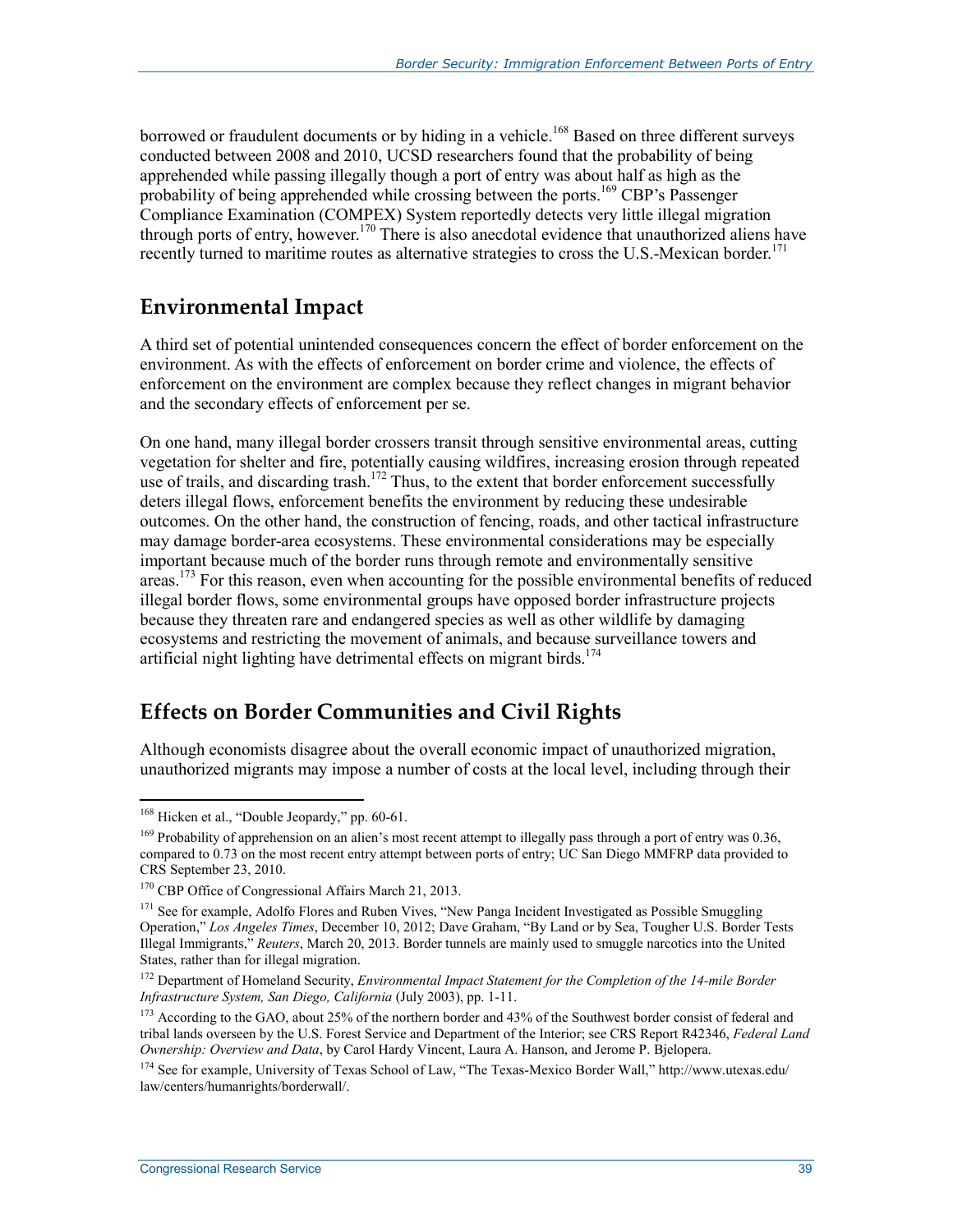borrowed or fraudulent documents or by hiding in a vehicle.[168] Based on three different surveys conducted between 2008 and 2010, UCSD researchers found that the probability of being apprehended while passing illegally though a port of entry was about half as high as the probability of being apprehended while crossing between the ports.[169] CBP's Passenger Compliance Examination (COMPEX) System reportedly detects very little illegal migration through ports of entry, however.[170] There is also anecdotal evidence that unauthorized aliens have recently turned to maritime routes as alternative strategies to cross the U.S.-Mexican border.[171]

## Environmental Impact

A third set of potential unintended consequences concern the effect of border enforcement on the environment. As with the effects of enforcement on border crime and violence, the effects of enforcement on the environment are complex because they reflect changes in migrant behavior and the secondary effects of enforcement per se.

On one hand, many illegal border crossers transit through sensitive environmental areas, cutting vegetation for shelter and fire, potentially causing wildfires, increasing erosion through repeated use of trails, and discarding trash.[172] Thus, to the extent that border enforcement successfully deters illegal flows, enforcement benefits the environment by reducing these undesirable outcomes. On the other hand, the construction of fencing, roads, and other tactical infrastructure may damage border-area ecosystems. These environmental considerations may be especially important because much of the border runs through remote and environmentally sensitive areas.[173] For this reason, even when accounting for the possible environmental benefits of reduced illegal border flows, some environmental groups have opposed border infrastructure projects because they threaten rare and endangered species as well as other wildlife by damaging ecosystems and restricting the movement of animals, and because surveillance towers and artificial night lighting have detrimental effects on migrant birds.[174]

## Effects on Border Communities and Civil Rights

Although economists disagree about the overall economic impact of unauthorized migration, unauthorized migrants may impose a number of costs at the local level, including through their

---

[168] Hicken et al., "Double Jeopardy," pp. 60-61.

[169] Probability of apprehension on an alien's most recent attempt to illegally pass through a port of entry was 0.36, compared to 0.73 on the most recent entry attempt between ports of entry; UC San Diego MMFRP data provided to CRS September 23, 2010.

[170] CBP Office of Congressional Affairs March 21, 2013.

[171] See for example, Adolfo Flores and Ruben Vives, "New Panga Incident Investigated as Possible Smuggling Operation," *Los Angeles Times*, December 10, 2012; Dave Graham, "By Land or by Sea, Tougher U.S. Border Tests Illegal Immigrants," *Reuters*, March 20, 2013. Border tunnels are mainly used to smuggle narcotics into the United States, rather than for illegal migration.

[172] Department of Homeland Security, *Environmental Impact Statement for the Completion of the 14-mile Border Infrastructure System, San Diego, California* (July 2003), pp. 1-11.

[173] According to the GAO, about 25% of the northern border and 43% of the Southwest border consist of federal and tribal lands overseen by the U.S. Forest Service and Department of the Interior; see CRS Report R42346, *Federal Land Ownership: Overview and Data*, by Carol Hardy Vincent, Laura A. Hanson, and Jerome P. Bjelopera.

[174] See for example, University of Texas School of Law, "The Texas-Mexico Border Wall," http://www.utexas.edu/law/centers/humanrights/borderwall/.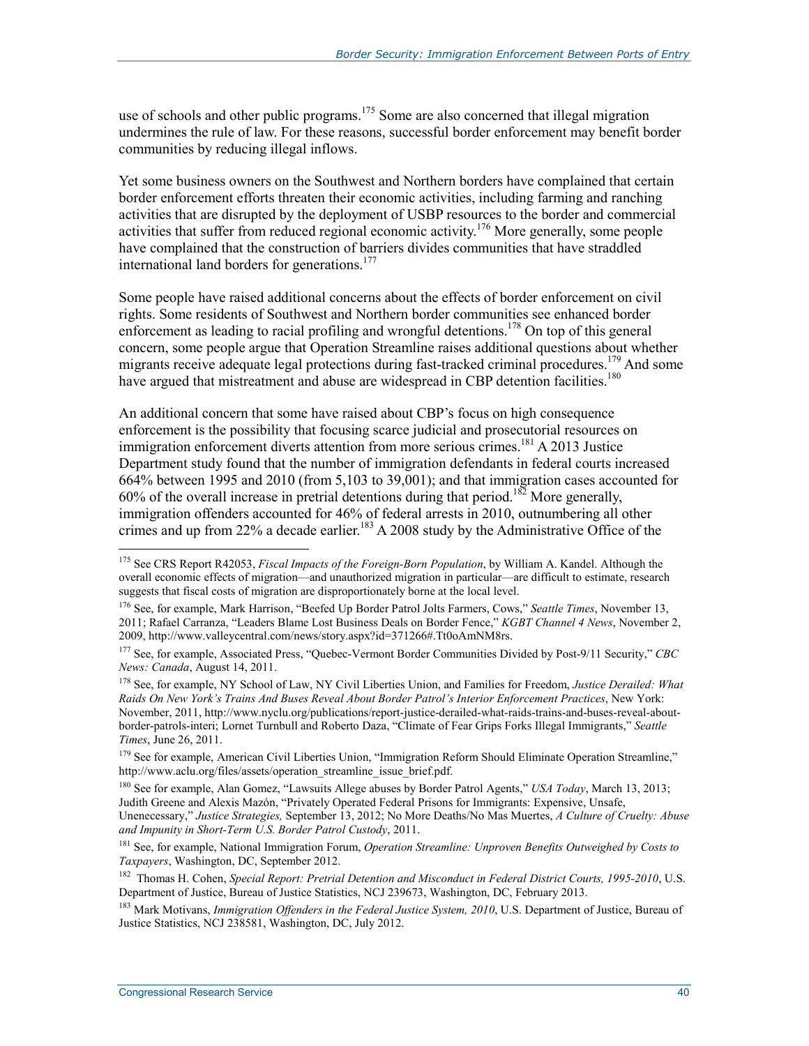use of schools and other public programs.[175] Some are also concerned that illegal migration undermines the rule of law. For these reasons, successful border enforcement may benefit border communities by reducing illegal inflows.

Yet some business owners on the Southwest and Northern borders have complained that certain border enforcement efforts threaten their economic activities, including farming and ranching activities that are disrupted by the deployment of USBP resources to the border and commercial activities that suffer from reduced regional economic activity.[176] More generally, some people have complained that the construction of barriers divides communities that have straddled international land borders for generations.[177]

Some people have raised additional concerns about the effects of border enforcement on civil rights. Some residents of Southwest and Northern border communities see enhanced border enforcement as leading to racial profiling and wrongful detentions.[178] On top of this general concern, some people argue that Operation Streamline raises additional questions about whether migrants receive adequate legal protections during fast-tracked criminal procedures.[179] And some have argued that mistreatment and abuse are widespread in CBP detention facilities.[180]

An additional concern that some have raised about CBP's focus on high consequence enforcement is the possibility that focusing scarce judicial and prosecutorial resources on immigration enforcement diverts attention from more serious crimes.[181] A 2013 Justice Department study found that the number of immigration defendants in federal courts increased 664% between 1995 and 2010 (from 5,103 to 39,001); and that immigration cases accounted for 60% of the overall increase in pretrial detentions during that period.[182] More generally, immigration offenders accounted for 46% of federal arrests in 2010, outnumbering all other crimes and up from 22% a decade earlier.[183] A 2008 study by the Administrative Office of the

---

[175] See CRS Report R42053, *Fiscal Impacts of the Foreign-Born Population*, by William A. Kandel. Although the overall economic effects of migration—and unauthorized migration in particular—are difficult to estimate, research suggests that fiscal costs of migration are disproportionately borne at the local level.

[176] See, for example, Mark Harrison, "Beefed Up Border Patrol Jolts Farmers, Cows," *Seattle Times*, November 13, 2011; Rafael Carranza, "Leaders Blame Lost Business Deals on Border Fence," *KGBT Channel 4 News*, November 2, 2009, http://www.valleycentral.com/news/story.aspx?id=371266#.Tt0oAmNM8rs.

[177] See, for example, Associated Press, "Quebec-Vermont Border Communities Divided by Post-9/11 Security," *CBC News: Canada*, August 14, 2011.

[178] See, for example, NY School of Law, NY Civil Liberties Union, and Families for Freedom, *Justice Derailed: What Raids On New York's Trains And Buses Reveal About Border Patrol's Interior Enforcement Practices*, New York: November, 2011, http://www.nyclu.org/publications/report-justice-derailed-what-raids-trains-and-buses-reveal-about-border-patrols-interi; Lornet Turnbull and Roberto Daza, "Climate of Fear Grips Forks Illegal Immigrants," *Seattle Times*, June 26, 2011.

[179] See for example, American Civil Liberties Union, "Immigration Reform Should Eliminate Operation Streamline," http://www.aclu.org/files/assets/operation_streamline_issue_brief.pdf.

[180] See for example, Alan Gomez, "Lawsuits Allege abuses by Border Patrol Agents," *USA Today*, March 13, 2013; Judith Greene and Alexis Mazón, "Privately Operated Federal Prisons for Immigrants: Expensive, Unsafe, Unenecessary," *Justice Strategies,* September 13, 2012; No More Deaths/No Mas Muertes, *A Culture of Cruelty: Abuse and Impunity in Short-Term U.S. Border Patrol Custody*, 2011.

[181] See, for example, National Immigration Forum, *Operation Streamline: Unproven Benefits Outweighed by Costs to Taxpayers*, Washington, DC, September 2012.

[182] Thomas H. Cohen, *Special Report: Pretrial Detention and Misconduct in Federal District Courts, 1995-2010*, U.S. Department of Justice, Bureau of Justice Statistics, NCJ 239673, Washington, DC, February 2013.

[183] Mark Motivans, *Immigration Offenders in the Federal Justice System, 2010*, U.S. Department of Justice, Bureau of Justice Statistics, NCJ 238581, Washington, DC, July 2012.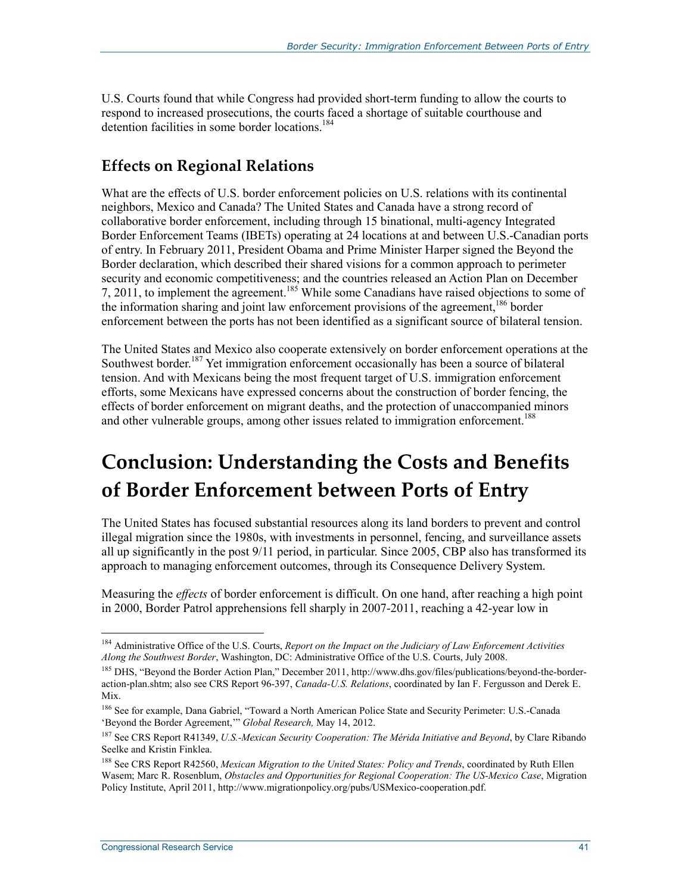U.S. Courts found that while Congress had provided short-term funding to allow the courts to respond to increased prosecutions, the courts faced a shortage of suitable courthouse and detention facilities in some border locations.[184]

### Effects on Regional Relations

What are the effects of U.S. border enforcement policies on U.S. relations with its continental neighbors, Mexico and Canada? The United States and Canada have a strong record of collaborative border enforcement, including through 15 binational, multi-agency Integrated Border Enforcement Teams (IBETs) operating at 24 locations at and between U.S.-Canadian ports of entry. In February 2011, President Obama and Prime Minister Harper signed the Beyond the Border declaration, which described their shared visions for a common approach to perimeter security and economic competitiveness; and the countries released an Action Plan on December 7, 2011, to implement the agreement.[185] While some Canadians have raised objections to some of the information sharing and joint law enforcement provisions of the agreement,[186] border enforcement between the ports has not been identified as a significant source of bilateral tension.

The United States and Mexico also cooperate extensively on border enforcement operations at the Southwest border.[187] Yet immigration enforcement occasionally has been a source of bilateral tension. And with Mexicans being the most frequent target of U.S. immigration enforcement efforts, some Mexicans have expressed concerns about the construction of border fencing, the effects of border enforcement on migrant deaths, and the protection of unaccompanied minors and other vulnerable groups, among other issues related to immigration enforcement.[188]

## Conclusion: Understanding the Costs and Benefits of Border Enforcement between Ports of Entry

The United States has focused substantial resources along its land borders to prevent and control illegal migration since the 1980s, with investments in personnel, fencing, and surveillance assets all up significantly in the post 9/11 period, in particular. Since 2005, CBP also has transformed its approach to managing enforcement outcomes, through its Consequence Delivery System.

Measuring the *effects* of border enforcement is difficult. On one hand, after reaching a high point in 2000, Border Patrol apprehensions fell sharply in 2007-2011, reaching a 42-year low in

---

[184] Administrative Office of the U.S. Courts, *Report on the Impact on the Judiciary of Law Enforcement Activities Along the Southwest Border*, Washington, DC: Administrative Office of the U.S. Courts, July 2008.

[185] DHS, "Beyond the Border Action Plan," December 2011, http://www.dhs.gov/files/publications/beyond-the-border-action-plan.shtm; also see CRS Report 96-397, *Canada-U.S. Relations*, coordinated by Ian F. Fergusson and Derek E. Mix.

[186] See for example, Dana Gabriel, "Toward a North American Police State and Security Perimeter: U.S.-Canada 'Beyond the Border Agreement,'" *Global Research,* May 14, 2012.

[187] See CRS Report R41349, *U.S.-Mexican Security Cooperation: The Mérida Initiative and Beyond*, by Clare Ribando Seelke and Kristin Finklea.

[188] See CRS Report R42560, *Mexican Migration to the United States: Policy and Trends*, coordinated by Ruth Ellen Wasem; Marc R. Rosenblum, *Obstacles and Opportunities for Regional Cooperation: The US-Mexico Case*, Migration Policy Institute, April 2011, http://www.migrationpolicy.org/pubs/USMexico-cooperation.pdf.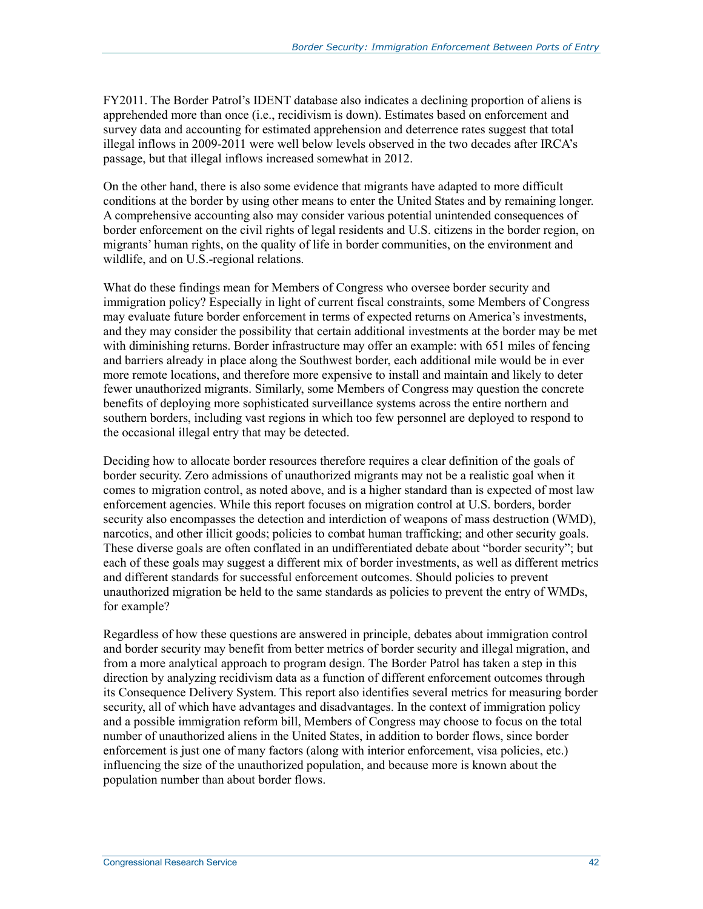FY2011. The Border Patrol's IDENT database also indicates a declining proportion of aliens is apprehended more than once (i.e., recidivism is down). Estimates based on enforcement and survey data and accounting for estimated apprehension and deterrence rates suggest that total illegal inflows in 2009-2011 were well below levels observed in the two decades after IRCA's passage, but that illegal inflows increased somewhat in 2012.

On the other hand, there is also some evidence that migrants have adapted to more difficult conditions at the border by using other means to enter the United States and by remaining longer. A comprehensive accounting also may consider various potential unintended consequences of border enforcement on the civil rights of legal residents and U.S. citizens in the border region, on migrants' human rights, on the quality of life in border communities, on the environment and wildlife, and on U.S.-regional relations.

What do these findings mean for Members of Congress who oversee border security and immigration policy? Especially in light of current fiscal constraints, some Members of Congress may evaluate future border enforcement in terms of expected returns on America's investments, and they may consider the possibility that certain additional investments at the border may be met with diminishing returns. Border infrastructure may offer an example: with 651 miles of fencing and barriers already in place along the Southwest border, each additional mile would be in ever more remote locations, and therefore more expensive to install and maintain and likely to deter fewer unauthorized migrants. Similarly, some Members of Congress may question the concrete benefits of deploying more sophisticated surveillance systems across the entire northern and southern borders, including vast regions in which too few personnel are deployed to respond to the occasional illegal entry that may be detected.

Deciding how to allocate border resources therefore requires a clear definition of the goals of border security. Zero admissions of unauthorized migrants may not be a realistic goal when it comes to migration control, as noted above, and is a higher standard than is expected of most law enforcement agencies. While this report focuses on migration control at U.S. borders, border security also encompasses the detection and interdiction of weapons of mass destruction (WMD), narcotics, and other illicit goods; policies to combat human trafficking; and other security goals. These diverse goals are often conflated in an undifferentiated debate about "border security"; but each of these goals may suggest a different mix of border investments, as well as different metrics and different standards for successful enforcement outcomes. Should policies to prevent unauthorized migration be held to the same standards as policies to prevent the entry of WMDs, for example?

Regardless of how these questions are answered in principle, debates about immigration control and border security may benefit from better metrics of border security and illegal migration, and from a more analytical approach to program design. The Border Patrol has taken a step in this direction by analyzing recidivism data as a function of different enforcement outcomes through its Consequence Delivery System. This report also identifies several metrics for measuring border security, all of which have advantages and disadvantages. In the context of immigration policy and a possible immigration reform bill, Members of Congress may choose to focus on the total number of unauthorized aliens in the United States, in addition to border flows, since border enforcement is just one of many factors (along with interior enforcement, visa policies, etc.) influencing the size of the unauthorized population, and because more is known about the population number than about border flows.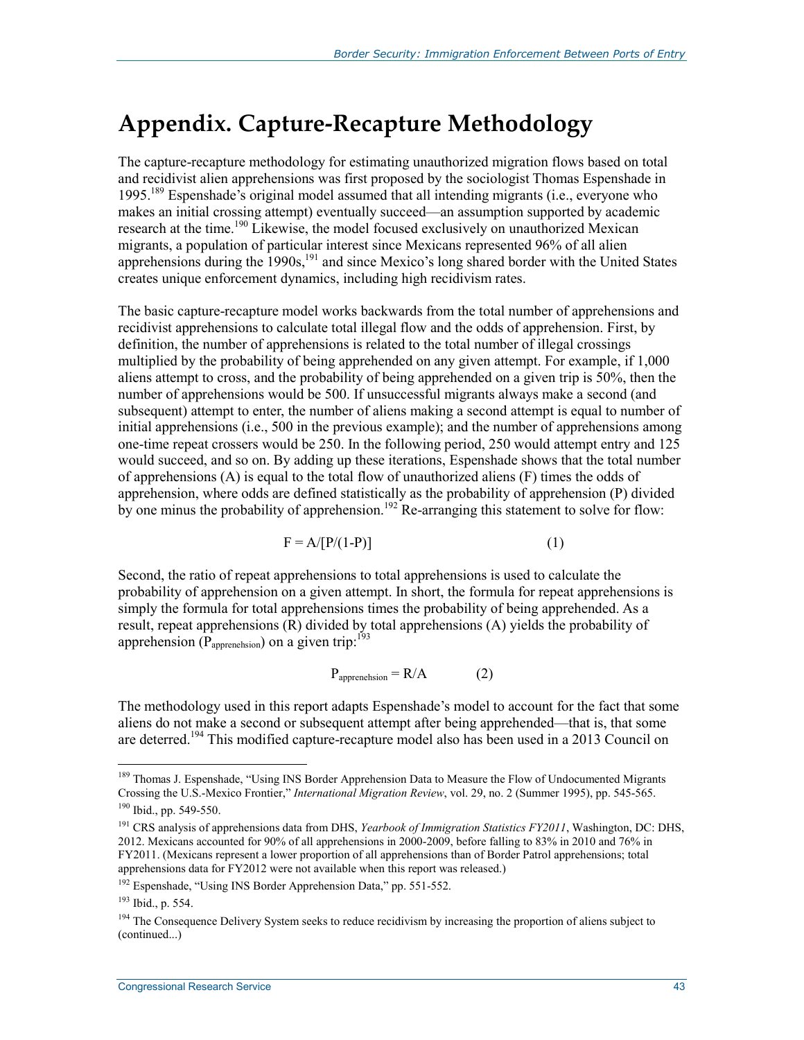# Appendix. Capture-Recapture Methodology

The capture-recapture methodology for estimating unauthorized migration flows based on total and recidivist alien apprehensions was first proposed by the sociologist Thomas Espenshade in 1995.[189] Espenshade's original model assumed that all intending migrants (i.e., everyone who makes an initial crossing attempt) eventually succeed—an assumption supported by academic research at the time.[190] Likewise, the model focused exclusively on unauthorized Mexican migrants, a population of particular interest since Mexicans represented 96% of all alien apprehensions during the 1990s,[191] and since Mexico's long shared border with the United States creates unique enforcement dynamics, including high recidivism rates.

The basic capture-recapture model works backwards from the total number of apprehensions and recidivist apprehensions to calculate total illegal flow and the odds of apprehension. First, by definition, the number of apprehensions is related to the total number of illegal crossings multiplied by the probability of being apprehended on any given attempt. For example, if 1,000 aliens attempt to cross, and the probability of being apprehended on a given trip is 50%, then the number of apprehensions would be 500. If unsuccessful migrants always make a second (and subsequent) attempt to enter, the number of aliens making a second attempt is equal to number of initial apprehensions (i.e., 500 in the previous example); and the number of apprehensions among one-time repeat crossers would be 250. In the following period, 250 would attempt entry and 125 would succeed, and so on. By adding up these iterations, Espenshade shows that the total number of apprehensions (A) is equal to the total flow of unauthorized aliens (F) times the odds of apprehension, where odds are defined statistically as the probability of apprehension (P) divided by one minus the probability of apprehension.[192] Re-arranging this statement to solve for flow:

$$F = A/[P/(1-P)] \qquad (1)$$

Second, the ratio of repeat apprehensions to total apprehensions is used to calculate the probability of apprehension on a given attempt. In short, the formula for repeat apprehensions is simply the formula for total apprehensions times the probability of being apprehended. As a result, repeat apprehensions (R) divided by total apprehensions (A) yields the probability of apprehension ($P_{\text{apprenehsion}}$) on a given trip:[193]

$$P_{\text{apprenehsion}} = R/A \qquad (2)$$

The methodology used in this report adapts Espenshade's model to account for the fact that some aliens do not make a second or subsequent attempt after being apprehended—that is, that some are deterred.[194] This modified capture-recapture model also has been used in a 2013 Council on

---

[189] Thomas J. Espenshade, "Using INS Border Apprehension Data to Measure the Flow of Undocumented Migrants Crossing the U.S.-Mexico Frontier," *International Migration Review*, vol. 29, no. 2 (Summer 1995), pp. 545-565.

[190] Ibid., pp. 549-550.

[191] CRS analysis of apprehensions data from DHS, *Yearbook of Immigration Statistics FY2011*, Washington, DC: DHS, 2012. Mexicans accounted for 90% of all apprehensions in 2000-2009, before falling to 83% in 2010 and 76% in FY2011. (Mexicans represent a lower proportion of all apprehensions than of Border Patrol apprehensions; total apprehensions data for FY2012 were not available when this report was released.)

[192] Espenshade, "Using INS Border Apprehension Data," pp. 551-552.

[193] Ibid., p. 554.

[194] The Consequence Delivery System seeks to reduce recidivism by increasing the proportion of aliens subject to (continued...)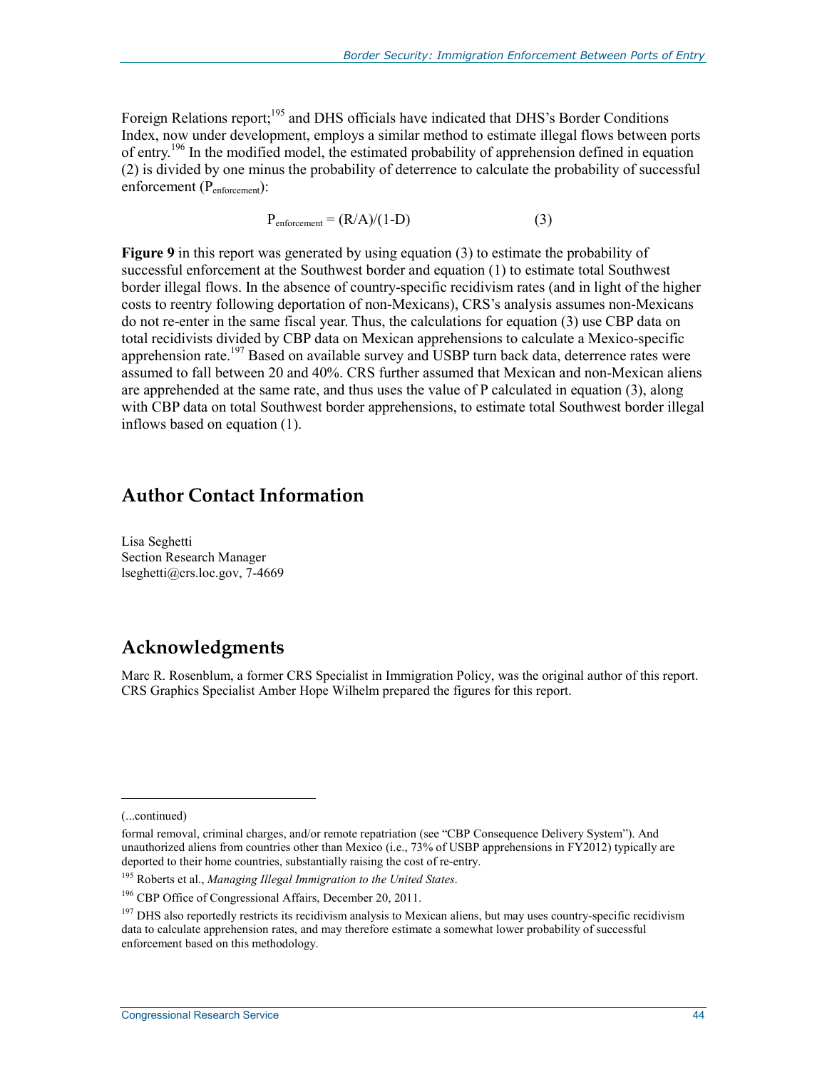Foreign Relations report;[195] and DHS officials have indicated that DHS's Border Conditions Index, now under development, employs a similar method to estimate illegal flows between ports of entry.[196] In the modified model, the estimated probability of apprehension defined in equation (2) is divided by one minus the probability of deterrence to calculate the probability of successful enforcement ($P_{enforcement}$):

$$P_{enforcement} = (R/A)/(1\text{-}D) \qquad (3)$$

**Figure 9** in this report was generated by using equation (3) to estimate the probability of successful enforcement at the Southwest border and equation (1) to estimate total Southwest border illegal flows. In the absence of country-specific recidivism rates (and in light of the higher costs to reentry following deportation of non-Mexicans), CRS's analysis assumes non-Mexicans do not re-enter in the same fiscal year. Thus, the calculations for equation (3) use CBP data on total recidivists divided by CBP data on Mexican apprehensions to calculate a Mexico-specific apprehension rate.[197] Based on available survey and USBP turn back data, deterrence rates were assumed to fall between 20 and 40%. CRS further assumed that Mexican and non-Mexican aliens are apprehended at the same rate, and thus uses the value of P calculated in equation (3), along with CBP data on total Southwest border apprehensions, to estimate total Southwest border illegal inflows based on equation (1).

## Author Contact Information

Lisa Seghetti
Section Research Manager
lseghetti@crs.loc.gov, 7-4669

## Acknowledgments

Marc R. Rosenblum, a former CRS Specialist in Immigration Policy, was the original author of this report. CRS Graphics Specialist Amber Hope Wilhelm prepared the figures for this report.

---

(...continued)

formal removal, criminal charges, and/or remote repatriation (see "CBP Consequence Delivery System"). And unauthorized aliens from countries other than Mexico (i.e., 73% of USBP apprehensions in FY2012) typically are deported to their home countries, substantially raising the cost of re-entry.

[195] Roberts et al., *Managing Illegal Immigration to the United States*.

[196] CBP Office of Congressional Affairs, December 20, 2011.

[197] DHS also reportedly restricts its recidivism analysis to Mexican aliens, but may uses country-specific recidivism data to calculate apprehension rates, and may therefore estimate a somewhat lower probability of successful enforcement based on this methodology.